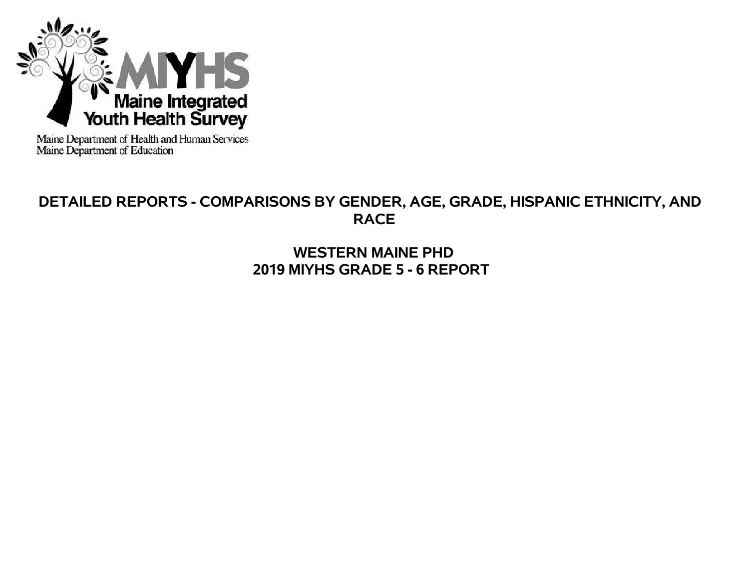MIYHS

Maine Integrated Youth Health Survey

Maine Department of Health and Human Services
Maine Department of Education

# DETAILED REPORTS - COMPARISONS BY GENDER, AGE, GRADE, HISPANIC ETHNICITY, AND RACE

## WESTERN MAINE PHD
## 2019 MIYHS GRADE 5 - 6 REPORT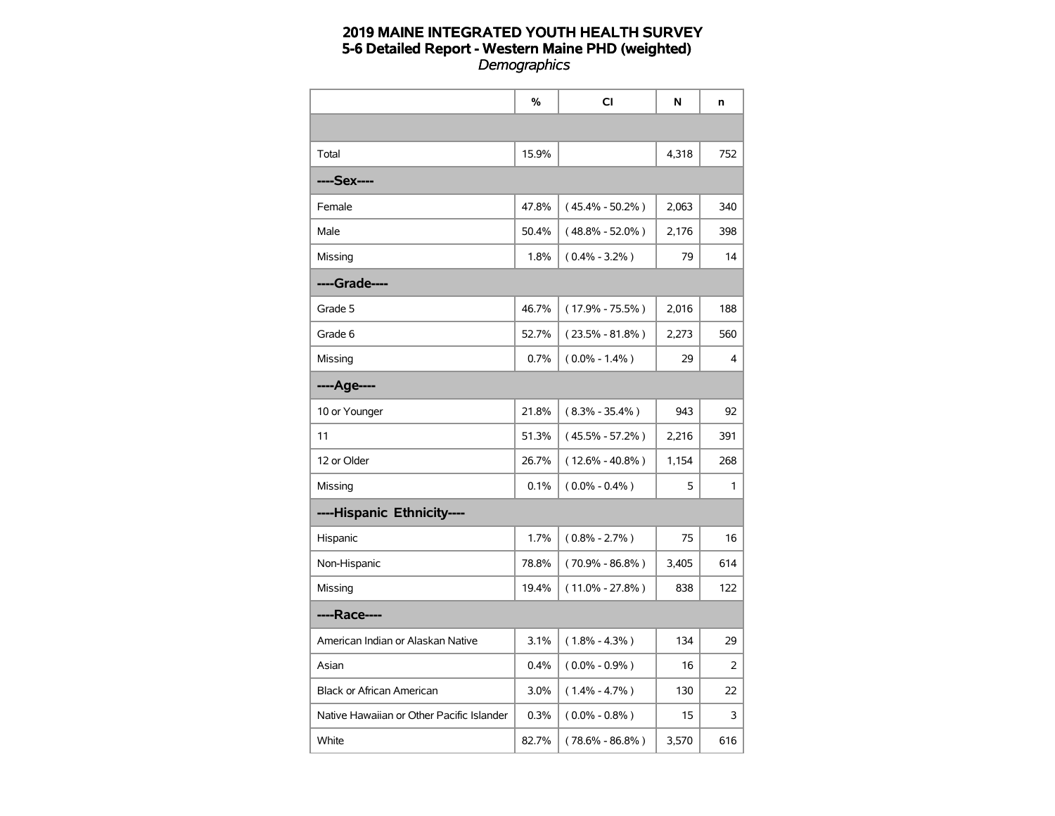# 2019 MAINE INTEGRATED YOUTH HEALTH SURVEY
## 5-6 Detailed Report - Western Maine PHD (weighted)
*Demographics*

| | % | CI | N | n |
|---|---|---|---|---|
| | | | | |
| Total | 15.9% | | 4,318 | 752 |
| **----Sex----** | | | | |
| Female | 47.8% | ( 45.4% - 50.2% ) | 2,063 | 340 |
| Male | 50.4% | ( 48.8% - 52.0% ) | 2,176 | 398 |
| Missing | 1.8% | ( 0.4% - 3.2% ) | 79 | 14 |
| **----Grade----** | | | | |
| Grade 5 | 46.7% | ( 17.9% - 75.5% ) | 2,016 | 188 |
| Grade 6 | 52.7% | ( 23.5% - 81.8% ) | 2,273 | 560 |
| Missing | 0.7% | ( 0.0% - 1.4% ) | 29 | 4 |
| **----Age----** | | | | |
| 10 or Younger | 21.8% | ( 8.3% - 35.4% ) | 943 | 92 |
| 11 | 51.3% | ( 45.5% - 57.2% ) | 2,216 | 391 |
| 12 or Older | 26.7% | ( 12.6% - 40.8% ) | 1,154 | 268 |
| Missing | 0.1% | ( 0.0% - 0.4% ) | 5 | 1 |
| **----Hispanic Ethnicity----** | | | | |
| Hispanic | 1.7% | ( 0.8% - 2.7% ) | 75 | 16 |
| Non-Hispanic | 78.8% | ( 70.9% - 86.8% ) | 3,405 | 614 |
| Missing | 19.4% | ( 11.0% - 27.8% ) | 838 | 122 |
| **----Race----** | | | | |
| American Indian or Alaskan Native | 3.1% | ( 1.8% - 4.3% ) | 134 | 29 |
| Asian | 0.4% | ( 0.0% - 0.9% ) | 16 | 2 |
| Black or African American | 3.0% | ( 1.4% - 4.7% ) | 130 | 22 |
| Native Hawaiian or Other Pacific Islander | 0.3% | ( 0.0% - 0.8% ) | 15 | 3 |
| White | 82.7% | ( 78.6% - 86.8% ) | 3,570 | 616 |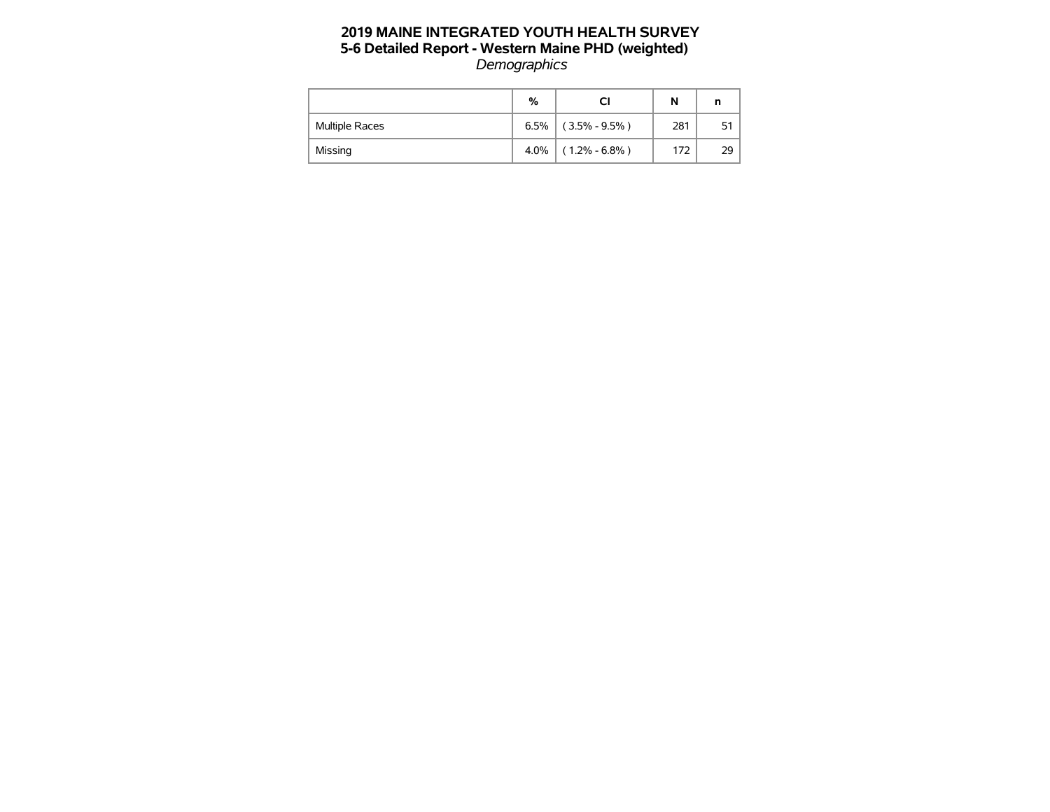# 2019 MAINE INTEGRATED YOUTH HEALTH SURVEY
## 5-6 Detailed Report - Western Maine PHD (weighted)
*Demographics*

| | % | CI | N | n |
|---|---|---|---|---|
| Multiple Races | 6.5% | ( 3.5% - 9.5% ) | 281 | 51 |
| Missing | 4.0% | ( 1.2% - 6.8% ) | 172 | 29 |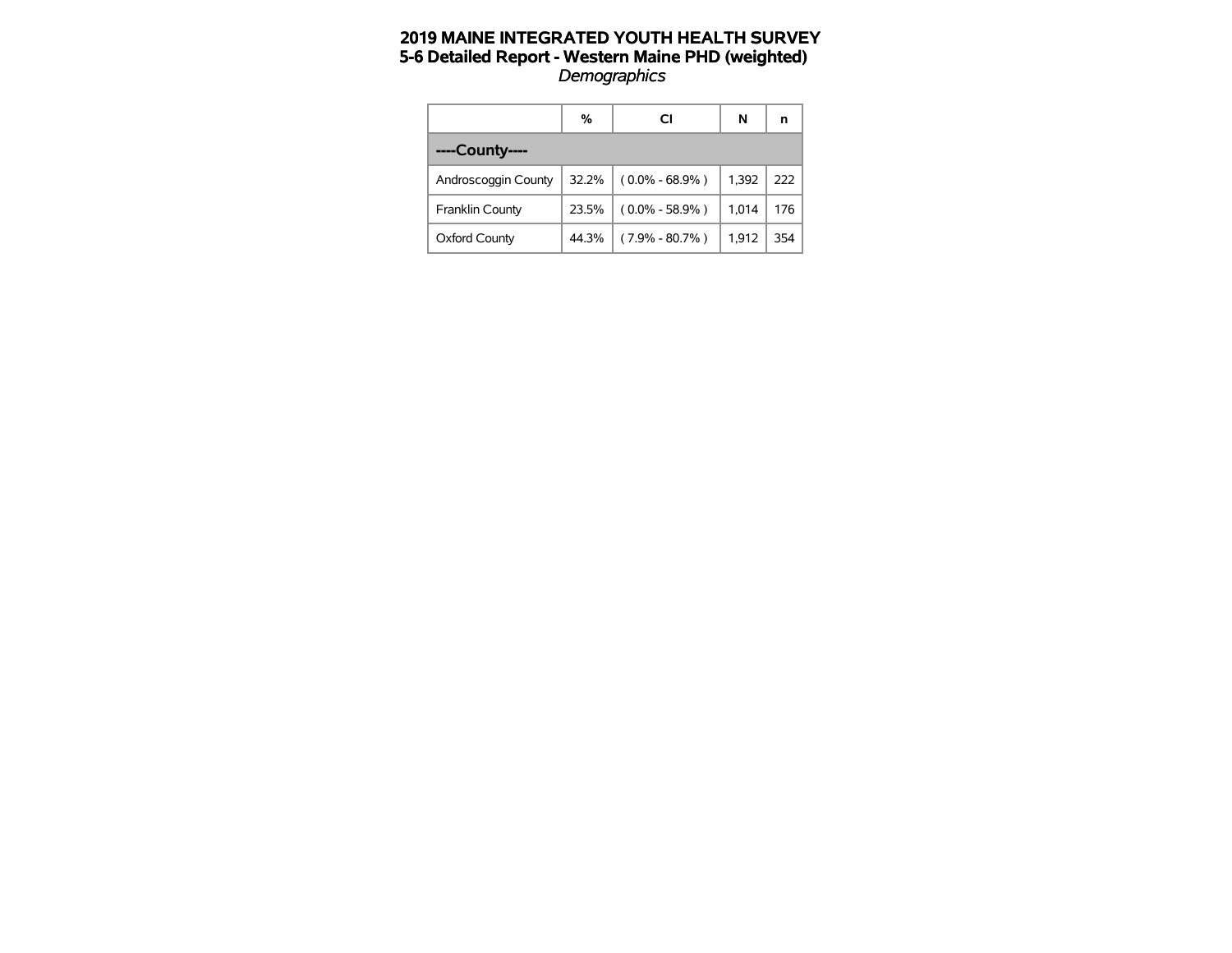# 2019 MAINE INTEGRATED YOUTH HEALTH SURVEY
## 5-6 Detailed Report - Western Maine PHD (weighted)
*Demographics*

| | % | CI | N | n |
|---|---|---|---|---|
| **----County----** | | | | |
| Androscoggin County | 32.2% | ( 0.0% - 68.9% ) | 1,392 | 222 |
| Franklin County | 23.5% | ( 0.0% - 58.9% ) | 1,014 | 176 |
| Oxford County | 44.3% | ( 7.9% - 80.7% ) | 1,912 | 354 |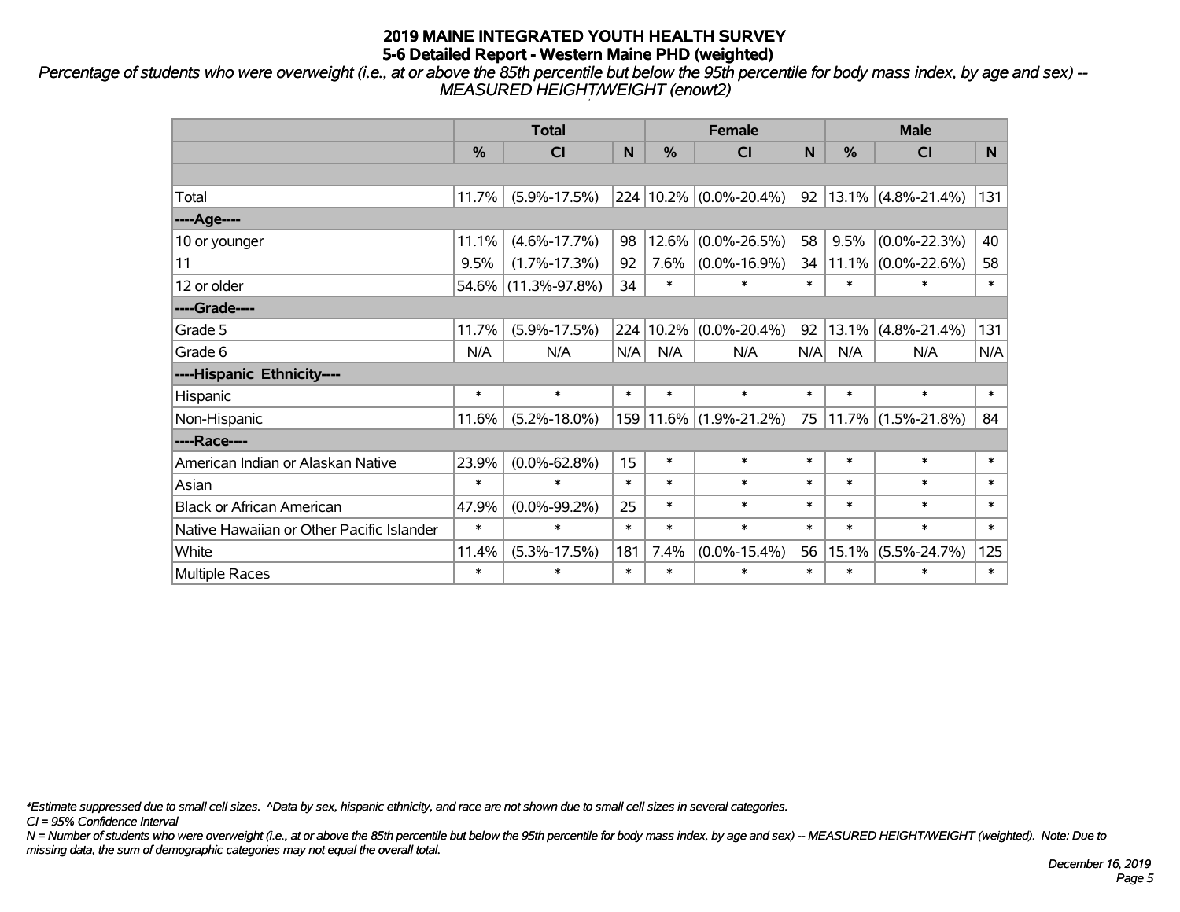# 2019 MAINE INTEGRATED YOUTH HEALTH SURVEY
## 5-6 Detailed Report - Western Maine PHD (weighted)

*Percentage of students who were overweight (i.e., at or above the 85th percentile but below the 95th percentile for body mass index, by age and sex) -- MEASURED HEIGHT/WEIGHT (enowt2)*

| | Total | | | Female | | | Male | | |
|---|---|---|---|---|---|---|---|---|---|
| | % | CI | N | % | CI | N | % | CI | N |
| | | | | | | | | | |
| Total | 11.7% | (5.9%-17.5%) | 224 | 10.2% | (0.0%-20.4%) | 92 | 13.1% | (4.8%-21.4%) | 131 |
| ----Age---- | | | | | | | | | |
| 10 or younger | 11.1% | (4.6%-17.7%) | 98 | 12.6% | (0.0%-26.5%) | 58 | 9.5% | (0.0%-22.3%) | 40 |
| 11 | 9.5% | (1.7%-17.3%) | 92 | 7.6% | (0.0%-16.9%) | 34 | 11.1% | (0.0%-22.6%) | 58 |
| 12 or older | 54.6% | (11.3%-97.8%) | 34 | * | * | * | * | * | * |
| ----Grade---- | | | | | | | | | |
| Grade 5 | 11.7% | (5.9%-17.5%) | 224 | 10.2% | (0.0%-20.4%) | 92 | 13.1% | (4.8%-21.4%) | 131 |
| Grade 6 | N/A | N/A | N/A | N/A | N/A | N/A | N/A | N/A | N/A |
| ----Hispanic Ethnicity---- | | | | | | | | | |
| Hispanic | * | * | * | * | * | * | * | * | * |
| Non-Hispanic | 11.6% | (5.2%-18.0%) | 159 | 11.6% | (1.9%-21.2%) | 75 | 11.7% | (1.5%-21.8%) | 84 |
| ----Race---- | | | | | | | | | |
| American Indian or Alaskan Native | 23.9% | (0.0%-62.8%) | 15 | * | * | * | * | * | * |
| Asian | * | * | * | * | * | * | * | * | * |
| Black or African American | 47.9% | (0.0%-99.2%) | 25 | * | * | * | * | * | * |
| Native Hawaiian or Other Pacific Islander | * | * | * | * | * | * | * | * | * |
| White | 11.4% | (5.3%-17.5%) | 181 | 7.4% | (0.0%-15.4%) | 56 | 15.1% | (5.5%-24.7%) | 125 |
| Multiple Races | * | * | * | * | * | * | * | * | * |

*\*Estimate suppressed due to small cell sizes. ^Data by sex, hispanic ethnicity, and race are not shown due to small cell sizes in several categories.*

*CI = 95% Confidence Interval*

*N = Number of students who were overweight (i.e., at or above the 85th percentile but below the 95th percentile for body mass index, by age and sex) -- MEASURED HEIGHT/WEIGHT (weighted). Note: Due to missing data, the sum of demographic categories may not equal the overall total.*

*December 16, 2019*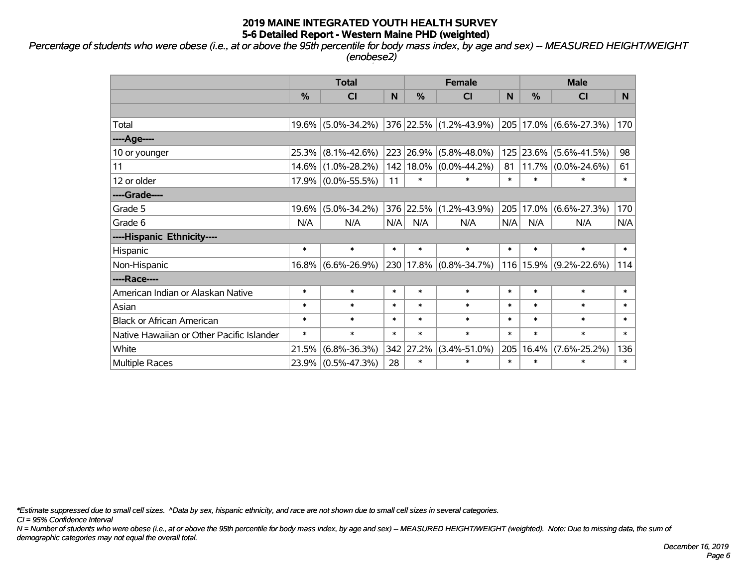# 2019 MAINE INTEGRATED YOUTH HEALTH SURVEY
## 5-6 Detailed Report - Western Maine PHD (weighted)

*Percentage of students who were obese (i.e., at or above the 95th percentile for body mass index, by age and sex) -- MEASURED HEIGHT/WEIGHT (enobese2)*

| | Total | | | Female | | | Male | | |
|---|---|---|---|---|---|---|---|---|---|
| | % | CI | N | % | CI | N | % | CI | N |
| | | | | | | | | | |
| Total | 19.6% | (5.0%-34.2%) | 376 | 22.5% | (1.2%-43.9%) | 205 | 17.0% | (6.6%-27.3%) | 170 |
| ----Age---- | | | | | | | | | |
| 10 or younger | 25.3% | (8.1%-42.6%) | 223 | 26.9% | (5.8%-48.0%) | 125 | 23.6% | (5.6%-41.5%) | 98 |
| 11 | 14.6% | (1.0%-28.2%) | 142 | 18.0% | (0.0%-44.2%) | 81 | 11.7% | (0.0%-24.6%) | 61 |
| 12 or older | 17.9% | (0.0%-55.5%) | 11 | * | * | * | * | * | * |
| ----Grade---- | | | | | | | | | |
| Grade 5 | 19.6% | (5.0%-34.2%) | 376 | 22.5% | (1.2%-43.9%) | 205 | 17.0% | (6.6%-27.3%) | 170 |
| Grade 6 | N/A | N/A | N/A | N/A | N/A | N/A | N/A | N/A | N/A |
| ----Hispanic Ethnicity---- | | | | | | | | | |
| Hispanic | * | * | * | * | * | * | * | * | * |
| Non-Hispanic | 16.8% | (6.6%-26.9%) | 230 | 17.8% | (0.8%-34.7%) | 116 | 15.9% | (9.2%-22.6%) | 114 |
| ----Race---- | | | | | | | | | |
| American Indian or Alaskan Native | * | * | * | * | * | * | * | * | * |
| Asian | * | * | * | * | * | * | * | * | * |
| Black or African American | * | * | * | * | * | * | * | * | * |
| Native Hawaiian or Other Pacific Islander | * | * | * | * | * | * | * | * | * |
| White | 21.5% | (6.8%-36.3%) | 342 | 27.2% | (3.4%-51.0%) | 205 | 16.4% | (7.6%-25.2%) | 136 |
| Multiple Races | 23.9% | (0.5%-47.3%) | 28 | * | * | * | * | * | * |

*\*Estimate suppressed due to small cell sizes. ^Data by sex, hispanic ethnicity, and race are not shown due to small cell sizes in several categories.*

*CI = 95% Confidence Interval*

*N = Number of students who were obese (i.e., at or above the 95th percentile for body mass index, by age and sex) -- MEASURED HEIGHT/WEIGHT (weighted). Note: Due to missing data, the sum of demographic categories may not equal the overall total.*

*December 16, 2019*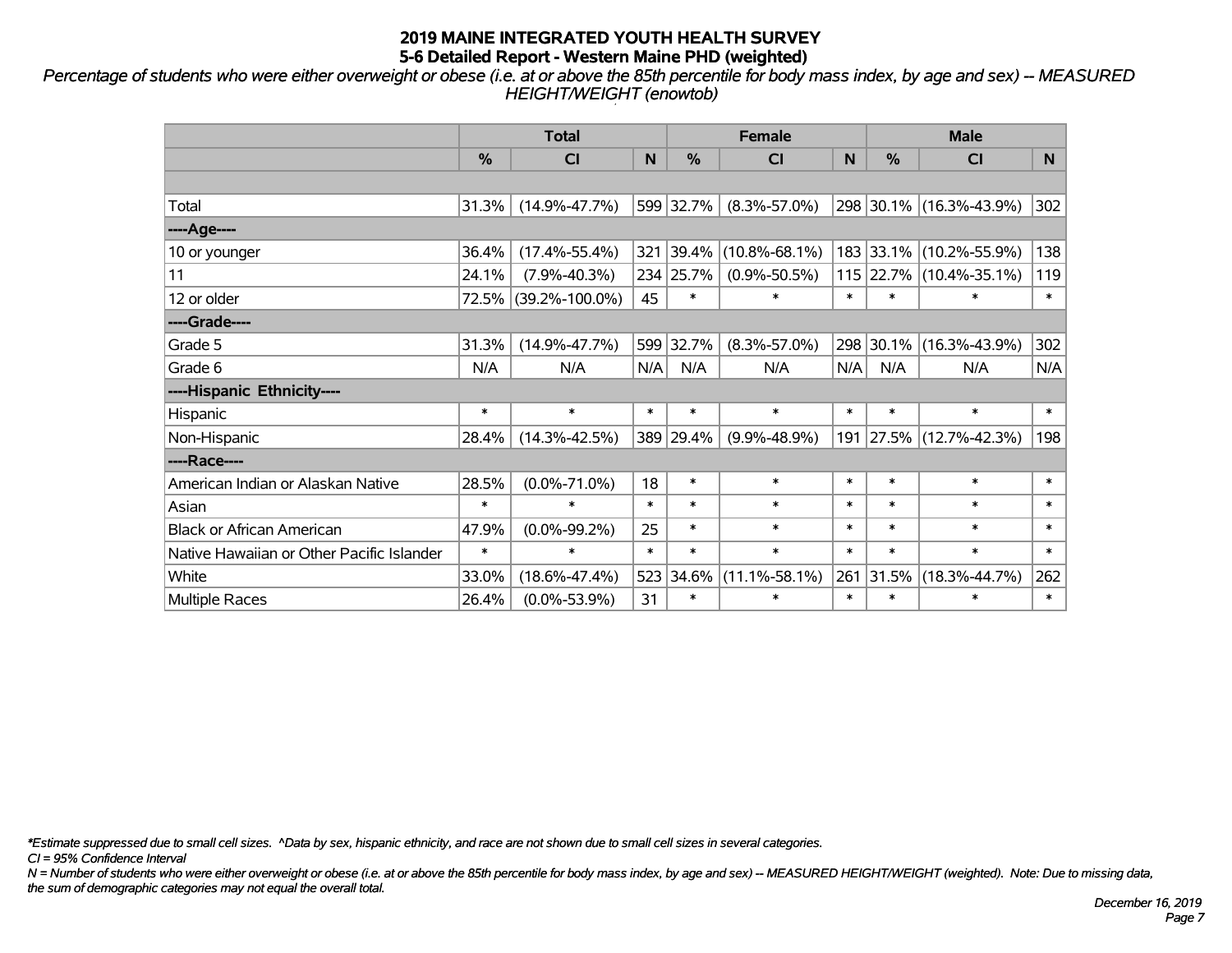# 2019 MAINE INTEGRATED YOUTH HEALTH SURVEY
## 5-6 Detailed Report - Western Maine PHD (weighted)

*Percentage of students who were either overweight or obese (i.e. at or above the 85th percentile for body mass index, by age and sex) -- MEASURED HEIGHT/WEIGHT (enowtob)*

| | Total | | | Female | | | Male | | |
|---|---|---|---|---|---|---|---|---|---|
| | % | CI | N | % | CI | N | % | CI | N |
| | | | | | | | | | |
| Total | 31.3% | (14.9%-47.7%) | 599 | 32.7% | (8.3%-57.0%) | 298 | 30.1% | (16.3%-43.9%) | 302 |
| ----Age---- | | | | | | | | | |
| 10 or younger | 36.4% | (17.4%-55.4%) | 321 | 39.4% | (10.8%-68.1%) | 183 | 33.1% | (10.2%-55.9%) | 138 |
| 11 | 24.1% | (7.9%-40.3%) | 234 | 25.7% | (0.9%-50.5%) | 115 | 22.7% | (10.4%-35.1%) | 119 |
| 12 or older | 72.5% | (39.2%-100.0%) | 45 | * | * | * | * | * | * |
| ----Grade---- | | | | | | | | | |
| Grade 5 | 31.3% | (14.9%-47.7%) | 599 | 32.7% | (8.3%-57.0%) | 298 | 30.1% | (16.3%-43.9%) | 302 |
| Grade 6 | N/A | N/A | N/A | N/A | N/A | N/A | N/A | N/A | N/A |
| ----Hispanic Ethnicity---- | | | | | | | | | |
| Hispanic | * | * | * | * | * | * | * | * | * |
| Non-Hispanic | 28.4% | (14.3%-42.5%) | 389 | 29.4% | (9.9%-48.9%) | 191 | 27.5% | (12.7%-42.3%) | 198 |
| ----Race---- | | | | | | | | | |
| American Indian or Alaskan Native | 28.5% | (0.0%-71.0%) | 18 | * | * | * | * | * | * |
| Asian | * | * | * | * | * | * | * | * | * |
| Black or African American | 47.9% | (0.0%-99.2%) | 25 | * | * | * | * | * | * |
| Native Hawaiian or Other Pacific Islander | * | * | * | * | * | * | * | * | * |
| White | 33.0% | (18.6%-47.4%) | 523 | 34.6% | (11.1%-58.1%) | 261 | 31.5% | (18.3%-44.7%) | 262 |
| Multiple Races | 26.4% | (0.0%-53.9%) | 31 | * | * | * | * | * | * |

*\*Estimate suppressed due to small cell sizes. ^Data by sex, hispanic ethnicity, and race are not shown due to small cell sizes in several categories.*

*CI = 95% Confidence Interval*

*N = Number of students who were either overweight or obese (i.e. at or above the 85th percentile for body mass index, by age and sex) -- MEASURED HEIGHT/WEIGHT (weighted). Note: Due to missing data, the sum of demographic categories may not equal the overall total.*

*December 16, 2019*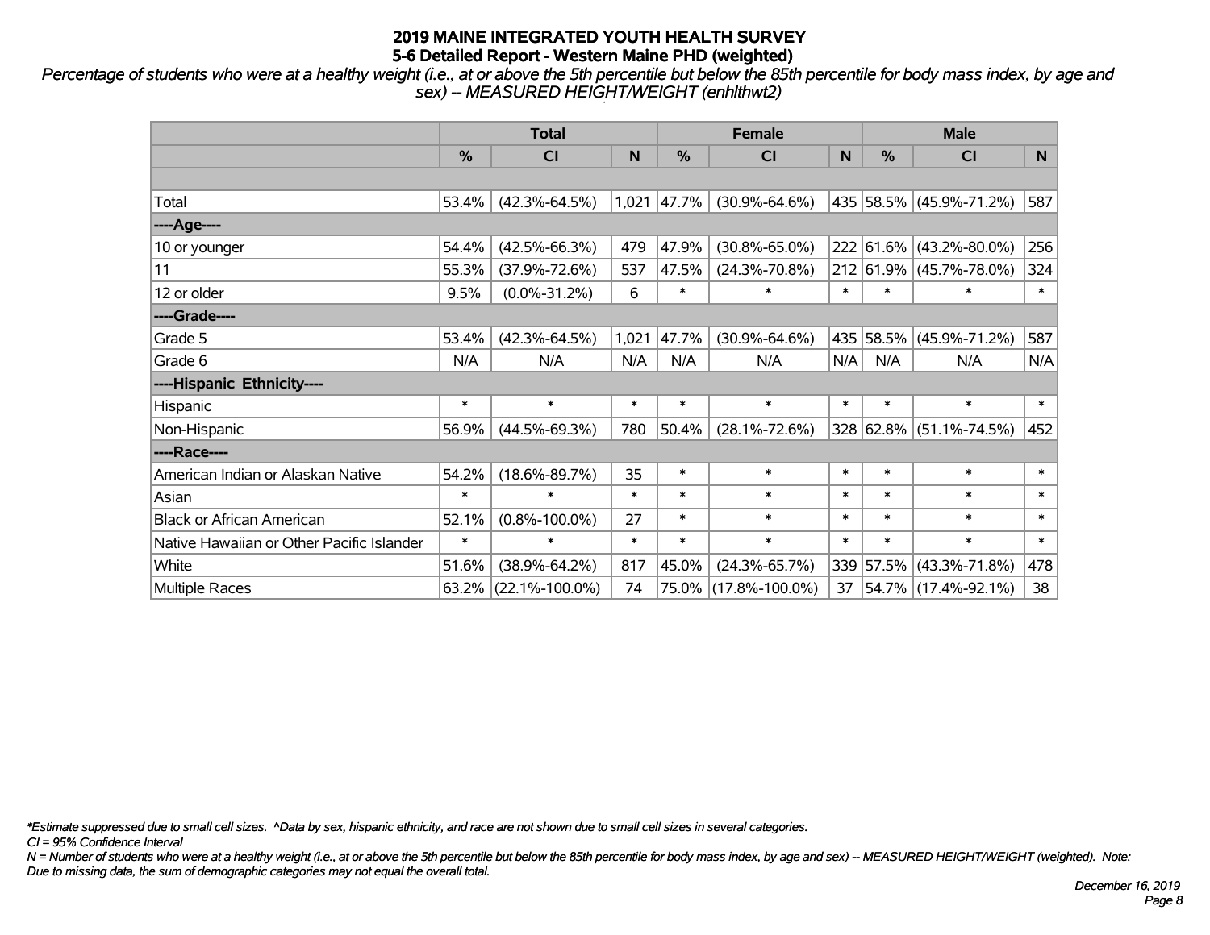# 2019 MAINE INTEGRATED YOUTH HEALTH SURVEY

## 5-6 Detailed Report - Western Maine PHD (weighted)

*Percentage of students who were at a healthy weight (i.e., at or above the 5th percentile but below the 85th percentile for body mass index, by age and sex) -- MEASURED HEIGHT/WEIGHT (enhlthwt2)*

| | Total | | | Female | | | Male | | |
|---|---|---|---|---|---|---|---|---|---|
| | % | CI | N | % | CI | N | % | CI | N |
| | | | | | | | | | |
| Total | 53.4% | (42.3%-64.5%) | 1,021 | 47.7% | (30.9%-64.6%) | 435 | 58.5% | (45.9%-71.2%) | 587 |
| ----Age---- | | | | | | | | | |
| 10 or younger | 54.4% | (42.5%-66.3%) | 479 | 47.9% | (30.8%-65.0%) | 222 | 61.6% | (43.2%-80.0%) | 256 |
| 11 | 55.3% | (37.9%-72.6%) | 537 | 47.5% | (24.3%-70.8%) | 212 | 61.9% | (45.7%-78.0%) | 324 |
| 12 or older | 9.5% | (0.0%-31.2%) | 6 | * | * | * | * | * | * |
| ----Grade---- | | | | | | | | | |
| Grade 5 | 53.4% | (42.3%-64.5%) | 1,021 | 47.7% | (30.9%-64.6%) | 435 | 58.5% | (45.9%-71.2%) | 587 |
| Grade 6 | N/A | N/A | N/A | N/A | N/A | N/A | N/A | N/A | N/A |
| ----Hispanic Ethnicity---- | | | | | | | | | |
| Hispanic | * | * | * | * | * | * | * | * | * |
| Non-Hispanic | 56.9% | (44.5%-69.3%) | 780 | 50.4% | (28.1%-72.6%) | 328 | 62.8% | (51.1%-74.5%) | 452 |
| ----Race---- | | | | | | | | | |
| American Indian or Alaskan Native | 54.2% | (18.6%-89.7%) | 35 | * | * | * | * | * | * |
| Asian | * | * | * | * | * | * | * | * | * |
| Black or African American | 52.1% | (0.8%-100.0%) | 27 | * | * | * | * | * | * |
| Native Hawaiian or Other Pacific Islander | * | * | * | * | * | * | * | * | * |
| White | 51.6% | (38.9%-64.2%) | 817 | 45.0% | (24.3%-65.7%) | 339 | 57.5% | (43.3%-71.8%) | 478 |
| Multiple Races | 63.2% | (22.1%-100.0%) | 74 | 75.0% | (17.8%-100.0%) | 37 | 54.7% | (17.4%-92.1%) | 38 |

*\*Estimate suppressed due to small cell sizes. ^Data by sex, hispanic ethnicity, and race are not shown due to small cell sizes in several categories.*

*CI = 95% Confidence Interval*

*N = Number of students who were at a healthy weight (i.e., at or above the 5th percentile but below the 85th percentile for body mass index, by age and sex) -- MEASURED HEIGHT/WEIGHT (weighted). Note: Due to missing data, the sum of demographic categories may not equal the overall total.*

*December 16, 2019*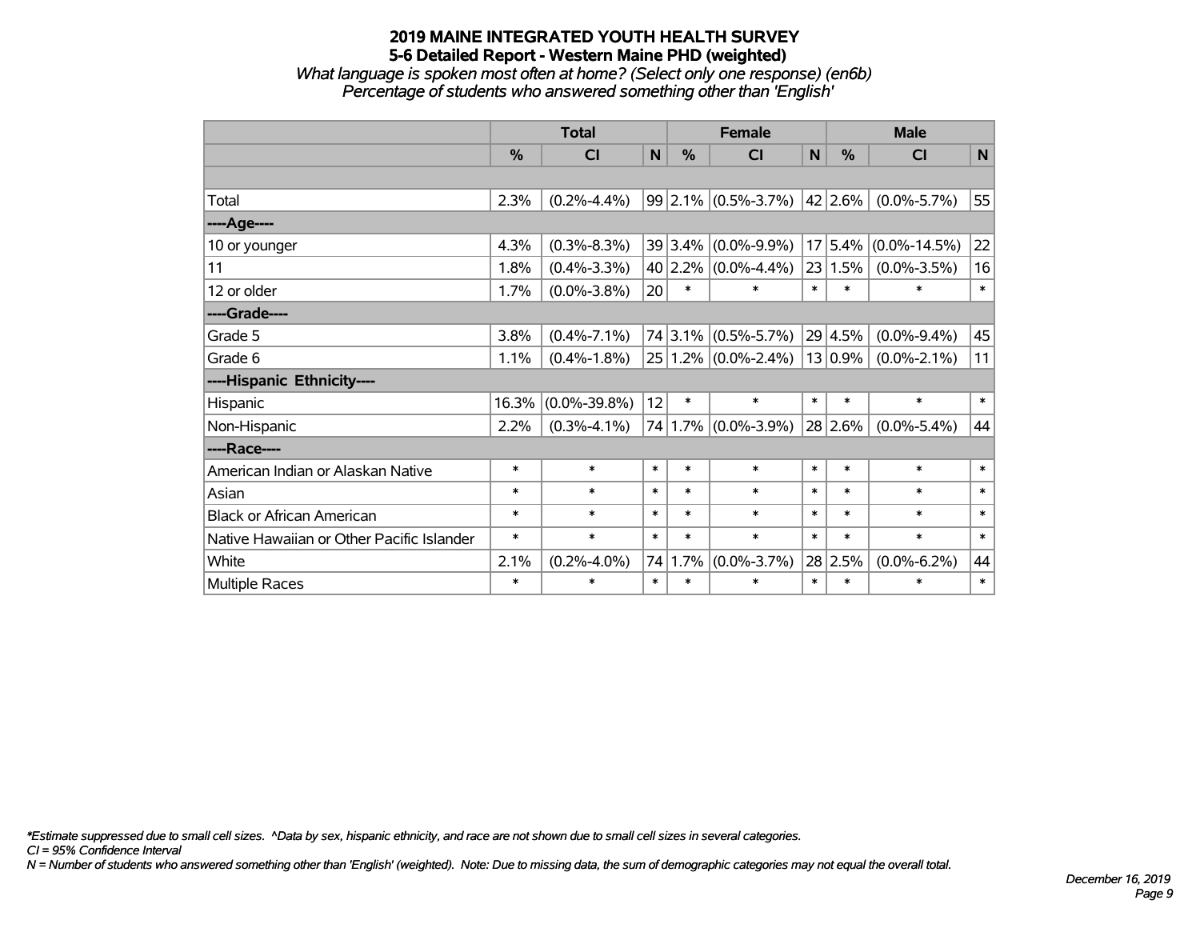# 2019 MAINE INTEGRATED YOUTH HEALTH SURVEY

## 5-6 Detailed Report - Western Maine PHD (weighted)

*What language is spoken most often at home? (Select only one response) (en6b)*

*Percentage of students who answered something other than 'English'*

| | Total | | | Female | | | Male | | |
|---|---|---|---|---|---|---|---|---|---|
| | % | CI | N | % | CI | N | % | CI | N |
| Total | 2.3% | (0.2%-4.4%) | 99 | 2.1% | (0.5%-3.7%) | 42 | 2.6% | (0.0%-5.7%) | 55 |
| ----Age---- | | | | | | | | | |
| 10 or younger | 4.3% | (0.3%-8.3%) | 39 | 3.4% | (0.0%-9.9%) | 17 | 5.4% | (0.0%-14.5%) | 22 |
| 11 | 1.8% | (0.4%-3.3%) | 40 | 2.2% | (0.0%-4.4%) | 23 | 1.5% | (0.0%-3.5%) | 16 |
| 12 or older | 1.7% | (0.0%-3.8%) | 20 | * | * | * | * | * | * |
| ----Grade---- | | | | | | | | | |
| Grade 5 | 3.8% | (0.4%-7.1%) | 74 | 3.1% | (0.5%-5.7%) | 29 | 4.5% | (0.0%-9.4%) | 45 |
| Grade 6 | 1.1% | (0.4%-1.8%) | 25 | 1.2% | (0.0%-2.4%) | 13 | 0.9% | (0.0%-2.1%) | 11 |
| ----Hispanic Ethnicity---- | | | | | | | | | |
| Hispanic | 16.3% | (0.0%-39.8%) | 12 | * | * | * | * | * | * |
| Non-Hispanic | 2.2% | (0.3%-4.1%) | 74 | 1.7% | (0.0%-3.9%) | 28 | 2.6% | (0.0%-5.4%) | 44 |
| ----Race---- | | | | | | | | | |
| American Indian or Alaskan Native | * | * | * | * | * | * | * | * | * |
| Asian | * | * | * | * | * | * | * | * | * |
| Black or African American | * | * | * | * | * | * | * | * | * |
| Native Hawaiian or Other Pacific Islander | * | * | * | * | * | * | * | * | * |
| White | 2.1% | (0.2%-4.0%) | 74 | 1.7% | (0.0%-3.7%) | 28 | 2.5% | (0.0%-6.2%) | 44 |
| Multiple Races | * | * | * | * | * | * | * | * | * |

*\*Estimate suppressed due to small cell sizes. ^Data by sex, hispanic ethnicity, and race are not shown due to small cell sizes in several categories.*

*CI = 95% Confidence Interval*

*N = Number of students who answered something other than 'English' (weighted). Note: Due to missing data, the sum of demographic categories may not equal the overall total.*

*December 16, 2019*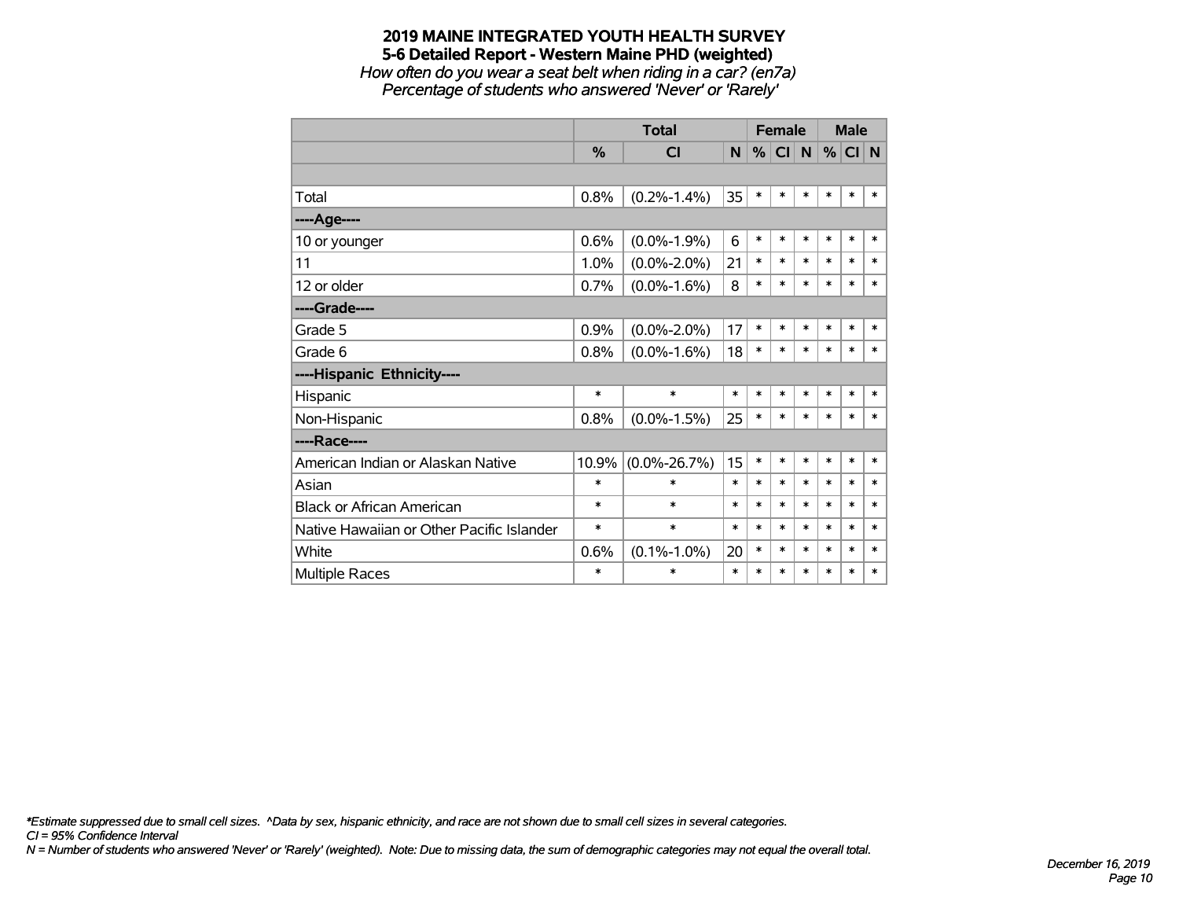# 2019 MAINE INTEGRATED YOUTH HEALTH SURVEY

## 5-6 Detailed Report - Western Maine PHD (weighted)

*How often do you wear a seat belt when riding in a car? (en7a)*

*Percentage of students who answered 'Never' or 'Rarely'*

| | Total | | | Female | | | Male | | |
|---|---|---|---|---|---|---|---|---|---|
| | % | CI | N | % | CI | N | % | CI | N |
| Total | 0.8% | (0.2%-1.4%) | 35 | * | * | * | * | * | * |
| **----Age----** | | | | | | | | | |
| 10 or younger | 0.6% | (0.0%-1.9%) | 6 | * | * | * | * | * | * |
| 11 | 1.0% | (0.0%-2.0%) | 21 | * | * | * | * | * | * |
| 12 or older | 0.7% | (0.0%-1.6%) | 8 | * | * | * | * | * | * |
| **----Grade----** | | | | | | | | | |
| Grade 5 | 0.9% | (0.0%-2.0%) | 17 | * | * | * | * | * | * |
| Grade 6 | 0.8% | (0.0%-1.6%) | 18 | * | * | * | * | * | * |
| **----Hispanic Ethnicity----** | | | | | | | | | |
| Hispanic | * | * | * | * | * | * | * | * | * |
| Non-Hispanic | 0.8% | (0.0%-1.5%) | 25 | * | * | * | * | * | * |
| **----Race----** | | | | | | | | | |
| American Indian or Alaskan Native | 10.9% | (0.0%-26.7%) | 15 | * | * | * | * | * | * |
| Asian | * | * | * | * | * | * | * | * | * |
| Black or African American | * | * | * | * | * | * | * | * | * |
| Native Hawaiian or Other Pacific Islander | * | * | * | * | * | * | * | * | * |
| White | 0.6% | (0.1%-1.0%) | 20 | * | * | * | * | * | * |
| Multiple Races | * | * | * | * | * | * | * | * | * |

*\*Estimate suppressed due to small cell sizes. ^Data by sex, hispanic ethnicity, and race are not shown due to small cell sizes in several categories.*

*CI = 95% Confidence Interval*

*N = Number of students who answered 'Never' or 'Rarely' (weighted). Note: Due to missing data, the sum of demographic categories may not equal the overall total.*

*December 16, 2019*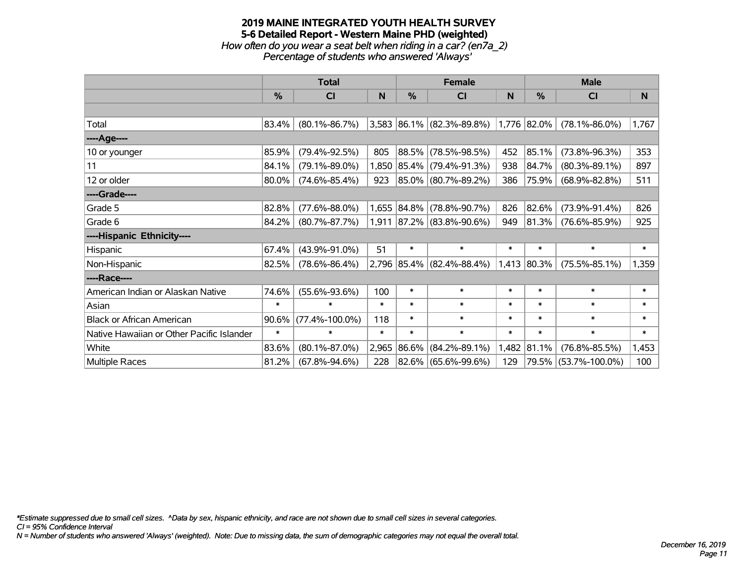# 2019 MAINE INTEGRATED YOUTH HEALTH SURVEY

## 5-6 Detailed Report - Western Maine PHD (weighted)

*How often do you wear a seat belt when riding in a car? (en7a_2)*

*Percentage of students who answered 'Always'*

| | Total | | | Female | | | Male | | |
|---|---|---|---|---|---|---|---|---|---|
| | % | CI | N | % | CI | N | % | CI | N |
| Total | 83.4% | (80.1%-86.7%) | 3,583 | 86.1% | (82.3%-89.8%) | 1,776 | 82.0% | (78.1%-86.0%) | 1,767 |
| ----Age---- | | | | | | | | | |
| 10 or younger | 85.9% | (79.4%-92.5%) | 805 | 88.5% | (78.5%-98.5%) | 452 | 85.1% | (73.8%-96.3%) | 353 |
| 11 | 84.1% | (79.1%-89.0%) | 1,850 | 85.4% | (79.4%-91.3%) | 938 | 84.7% | (80.3%-89.1%) | 897 |
| 12 or older | 80.0% | (74.6%-85.4%) | 923 | 85.0% | (80.7%-89.2%) | 386 | 75.9% | (68.9%-82.8%) | 511 |
| ----Grade---- | | | | | | | | | |
| Grade 5 | 82.8% | (77.6%-88.0%) | 1,655 | 84.8% | (78.8%-90.7%) | 826 | 82.6% | (73.9%-91.4%) | 826 |
| Grade 6 | 84.2% | (80.7%-87.7%) | 1,911 | 87.2% | (83.8%-90.6%) | 949 | 81.3% | (76.6%-85.9%) | 925 |
| ----Hispanic Ethnicity---- | | | | | | | | | |
| Hispanic | 67.4% | (43.9%-91.0%) | 51 | * | * | * | * | * | * |
| Non-Hispanic | 82.5% | (78.6%-86.4%) | 2,796 | 85.4% | (82.4%-88.4%) | 1,413 | 80.3% | (75.5%-85.1%) | 1,359 |
| ----Race---- | | | | | | | | | |
| American Indian or Alaskan Native | 74.6% | (55.6%-93.6%) | 100 | * | * | * | * | * | * |
| Asian | * | * | * | * | * | * | * | * | * |
| Black or African American | 90.6% | (77.4%-100.0%) | 118 | * | * | * | * | * | * |
| Native Hawaiian or Other Pacific Islander | * | * | * | * | * | * | * | * | * |
| White | 83.6% | (80.1%-87.0%) | 2,965 | 86.6% | (84.2%-89.1%) | 1,482 | 81.1% | (76.8%-85.5%) | 1,453 |
| Multiple Races | 81.2% | (67.8%-94.6%) | 228 | 82.6% | (65.6%-99.6%) | 129 | 79.5% | (53.7%-100.0%) | 100 |

*\*Estimate suppressed due to small cell sizes. ^Data by sex, hispanic ethnicity, and race are not shown due to small cell sizes in several categories.*

*CI = 95% Confidence Interval*

*N = Number of students who answered 'Always' (weighted). Note: Due to missing data, the sum of demographic categories may not equal the overall total.*

*December 16, 2019*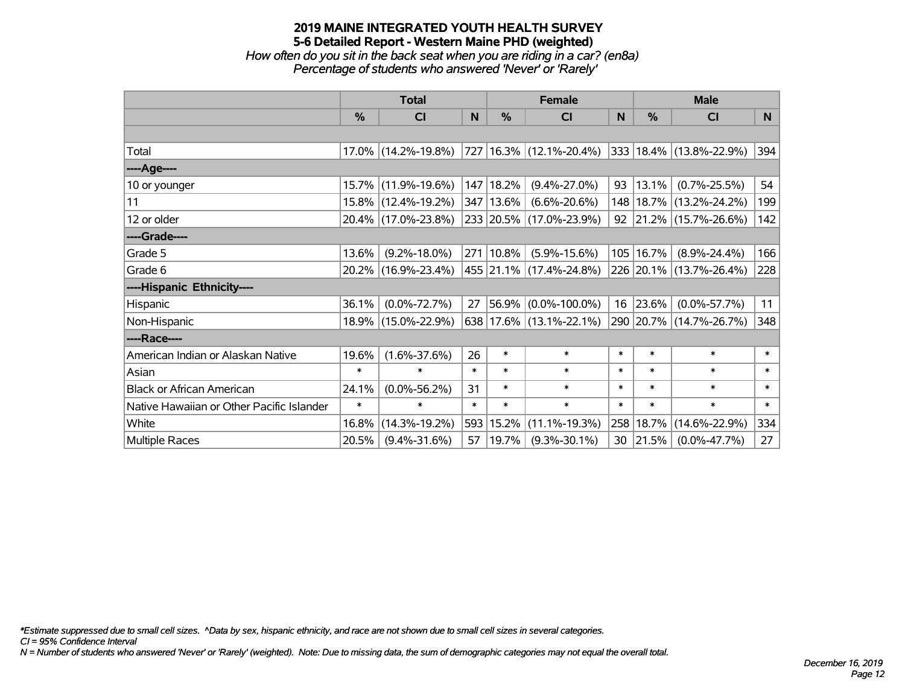# 2019 MAINE INTEGRATED YOUTH HEALTH SURVEY
## 5-6 Detailed Report - Western Maine PHD (weighted)
*How often do you sit in the back seat when you are riding in a car? (en8a)*
*Percentage of students who answered 'Never' or 'Rarely'*

| | Total | | | Female | | | Male | | |
|---|---|---|---|---|---|---|---|---|---|
| | % | CI | N | % | CI | N | % | CI | N |
| | | | | | | | | | |
| Total | 17.0% | (14.2%-19.8%) | 727 | 16.3% | (12.1%-20.4%) | 333 | 18.4% | (13.8%-22.9%) | 394 |
| ----Age---- | | | | | | | | | |
| 10 or younger | 15.7% | (11.9%-19.6%) | 147 | 18.2% | (9.4%-27.0%) | 93 | 13.1% | (0.7%-25.5%) | 54 |
| 11 | 15.8% | (12.4%-19.2%) | 347 | 13.6% | (6.6%-20.6%) | 148 | 18.7% | (13.2%-24.2%) | 199 |
| 12 or older | 20.4% | (17.0%-23.8%) | 233 | 20.5% | (17.0%-23.9%) | 92 | 21.2% | (15.7%-26.6%) | 142 |
| ----Grade---- | | | | | | | | | |
| Grade 5 | 13.6% | (9.2%-18.0%) | 271 | 10.8% | (5.9%-15.6%) | 105 | 16.7% | (8.9%-24.4%) | 166 |
| Grade 6 | 20.2% | (16.9%-23.4%) | 455 | 21.1% | (17.4%-24.8%) | 226 | 20.1% | (13.7%-26.4%) | 228 |
| ----Hispanic Ethnicity---- | | | | | | | | | |
| Hispanic | 36.1% | (0.0%-72.7%) | 27 | 56.9% | (0.0%-100.0%) | 16 | 23.6% | (0.0%-57.7%) | 11 |
| Non-Hispanic | 18.9% | (15.0%-22.9%) | 638 | 17.6% | (13.1%-22.1%) | 290 | 20.7% | (14.7%-26.7%) | 348 |
| ----Race---- | | | | | | | | | |
| American Indian or Alaskan Native | 19.6% | (1.6%-37.6%) | 26 | * | * | * | * | * | * |
| Asian | * | * | * | * | * | * | * | * | * |
| Black or African American | 24.1% | (0.0%-56.2%) | 31 | * | * | * | * | * | * |
| Native Hawaiian or Other Pacific Islander | * | * | * | * | * | * | * | * | * |
| White | 16.8% | (14.3%-19.2%) | 593 | 15.2% | (11.1%-19.3%) | 258 | 18.7% | (14.6%-22.9%) | 334 |
| Multiple Races | 20.5% | (9.4%-31.6%) | 57 | 19.7% | (9.3%-30.1%) | 30 | 21.5% | (0.0%-47.7%) | 27 |

*Estimate suppressed due to small cell sizes. ^Data by sex, hispanic ethnicity, and race are not shown due to small cell sizes in several categories.
*CI = 95% Confidence Interval*
*N = Number of students who answered 'Never' or 'Rarely' (weighted). Note: Due to missing data, the sum of demographic categories may not equal the overall total.*

*December 16, 2019*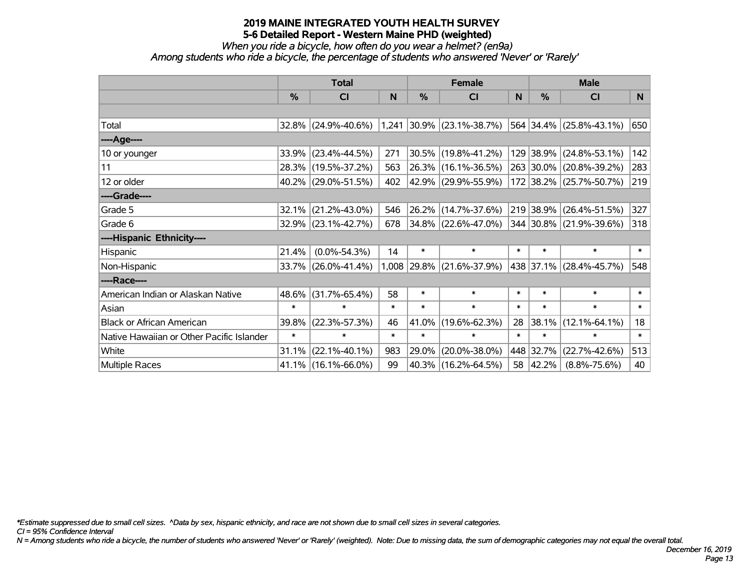# 2019 MAINE INTEGRATED YOUTH HEALTH SURVEY

## 5-6 Detailed Report - Western Maine PHD (weighted)

*When you ride a bicycle, how often do you wear a helmet? (en9a)*

*Among students who ride a bicycle, the percentage of students who answered 'Never' or 'Rarely'*

| | Total | | | Female | | | Male | | |
|---|---|---|---|---|---|---|---|---|---|
| | % | CI | N | % | CI | N | % | CI | N |
| Total | 32.8% | (24.9%-40.6%) | 1,241 | 30.9% | (23.1%-38.7%) | 564 | 34.4% | (25.8%-43.1%) | 650 |
| ----Age---- | | | | | | | | | |
| 10 or younger | 33.9% | (23.4%-44.5%) | 271 | 30.5% | (19.8%-41.2%) | 129 | 38.9% | (24.8%-53.1%) | 142 |
| 11 | 28.3% | (19.5%-37.2%) | 563 | 26.3% | (16.1%-36.5%) | 263 | 30.0% | (20.8%-39.2%) | 283 |
| 12 or older | 40.2% | (29.0%-51.5%) | 402 | 42.9% | (29.9%-55.9%) | 172 | 38.2% | (25.7%-50.7%) | 219 |
| ----Grade---- | | | | | | | | | |
| Grade 5 | 32.1% | (21.2%-43.0%) | 546 | 26.2% | (14.7%-37.6%) | 219 | 38.9% | (26.4%-51.5%) | 327 |
| Grade 6 | 32.9% | (23.1%-42.7%) | 678 | 34.8% | (22.6%-47.0%) | 344 | 30.8% | (21.9%-39.6%) | 318 |
| ----Hispanic Ethnicity---- | | | | | | | | | |
| Hispanic | 21.4% | (0.0%-54.3%) | 14 | * | * | * | * | * | * |
| Non-Hispanic | 33.7% | (26.0%-41.4%) | 1,008 | 29.8% | (21.6%-37.9%) | 438 | 37.1% | (28.4%-45.7%) | 548 |
| ----Race---- | | | | | | | | | |
| American Indian or Alaskan Native | 48.6% | (31.7%-65.4%) | 58 | * | * | * | * | * | * |
| Asian | * | * | * | * | * | * | * | * | * |
| Black or African American | 39.8% | (22.3%-57.3%) | 46 | 41.0% | (19.6%-62.3%) | 28 | 38.1% | (12.1%-64.1%) | 18 |
| Native Hawaiian or Other Pacific Islander | * | * | * | * | * | * | * | * | * |
| White | 31.1% | (22.1%-40.1%) | 983 | 29.0% | (20.0%-38.0%) | 448 | 32.7% | (22.7%-42.6%) | 513 |
| Multiple Races | 41.1% | (16.1%-66.0%) | 99 | 40.3% | (16.2%-64.5%) | 58 | 42.2% | (8.8%-75.6%) | 40 |

*\*Estimate suppressed due to small cell sizes. ^Data by sex, hispanic ethnicity, and race are not shown due to small cell sizes in several categories.*

*CI = 95% Confidence Interval*

*N = Among students who ride a bicycle, the number of students who answered 'Never' or 'Rarely' (weighted). Note: Due to missing data, the sum of demographic categories may not equal the overall total.*

*December 16, 2019*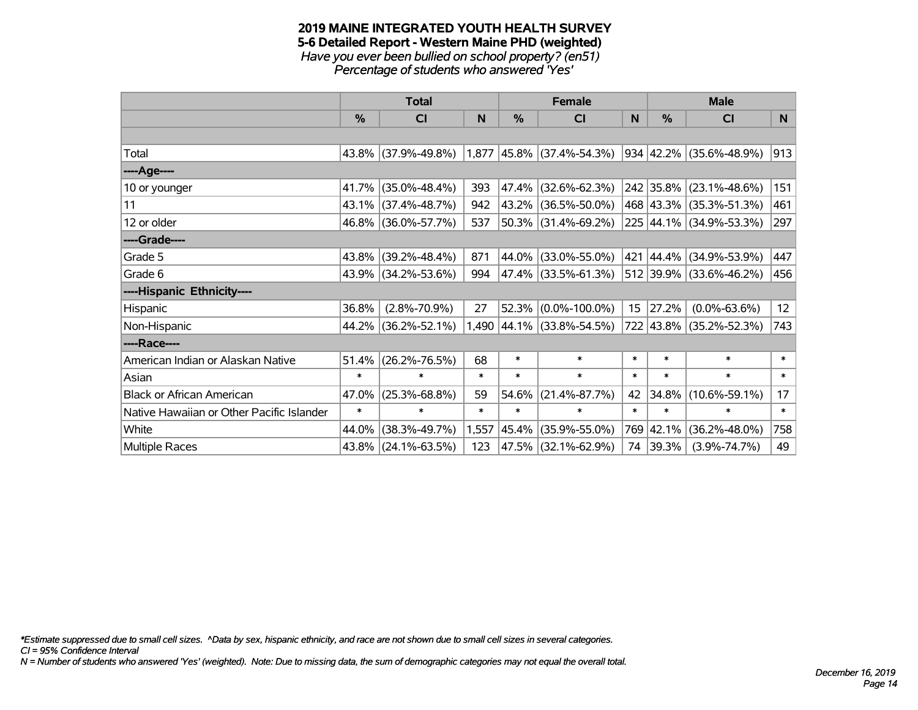# 2019 MAINE INTEGRATED YOUTH HEALTH SURVEY

## 5-6 Detailed Report - Western Maine PHD (weighted)

*Have you ever been bullied on school property? (en51)*

*Percentage of students who answered 'Yes'*

| | Total | | | Female | | | Male | | |
|---|---|---|---|---|---|---|---|---|---|
| | % | CI | N | % | CI | N | % | CI | N |
| | | | | | | | | | |
| Total | 43.8% | (37.9%-49.8%) | 1,877 | 45.8% | (37.4%-54.3%) | 934 | 42.2% | (35.6%-48.9%) | 913 |
| ----Age---- | | | | | | | | | |
| 10 or younger | 41.7% | (35.0%-48.4%) | 393 | 47.4% | (32.6%-62.3%) | 242 | 35.8% | (23.1%-48.6%) | 151 |
| 11 | 43.1% | (37.4%-48.7%) | 942 | 43.2% | (36.5%-50.0%) | 468 | 43.3% | (35.3%-51.3%) | 461 |
| 12 or older | 46.8% | (36.0%-57.7%) | 537 | 50.3% | (31.4%-69.2%) | 225 | 44.1% | (34.9%-53.3%) | 297 |
| ----Grade---- | | | | | | | | | |
| Grade 5 | 43.8% | (39.2%-48.4%) | 871 | 44.0% | (33.0%-55.0%) | 421 | 44.4% | (34.9%-53.9%) | 447 |
| Grade 6 | 43.9% | (34.2%-53.6%) | 994 | 47.4% | (33.5%-61.3%) | 512 | 39.9% | (33.6%-46.2%) | 456 |
| ----Hispanic Ethnicity---- | | | | | | | | | |
| Hispanic | 36.8% | (2.8%-70.9%) | 27 | 52.3% | (0.0%-100.0%) | 15 | 27.2% | (0.0%-63.6%) | 12 |
| Non-Hispanic | 44.2% | (36.2%-52.1%) | 1,490 | 44.1% | (33.8%-54.5%) | 722 | 43.8% | (35.2%-52.3%) | 743 |
| ----Race---- | | | | | | | | | |
| American Indian or Alaskan Native | 51.4% | (26.2%-76.5%) | 68 | * | * | * | * | * | * |
| Asian | * | * | * | * | * | * | * | * | * |
| Black or African American | 47.0% | (25.3%-68.8%) | 59 | 54.6% | (21.4%-87.7%) | 42 | 34.8% | (10.6%-59.1%) | 17 |
| Native Hawaiian or Other Pacific Islander | * | * | * | * | * | * | * | * | * |
| White | 44.0% | (38.3%-49.7%) | 1,557 | 45.4% | (35.9%-55.0%) | 769 | 42.1% | (36.2%-48.0%) | 758 |
| Multiple Races | 43.8% | (24.1%-63.5%) | 123 | 47.5% | (32.1%-62.9%) | 74 | 39.3% | (3.9%-74.7%) | 49 |

*\*Estimate suppressed due to small cell sizes. ^Data by sex, hispanic ethnicity, and race are not shown due to small cell sizes in several categories.*

*CI = 95% Confidence Interval*

*N = Number of students who answered 'Yes' (weighted). Note: Due to missing data, the sum of demographic categories may not equal the overall total.*

*December 16, 2019*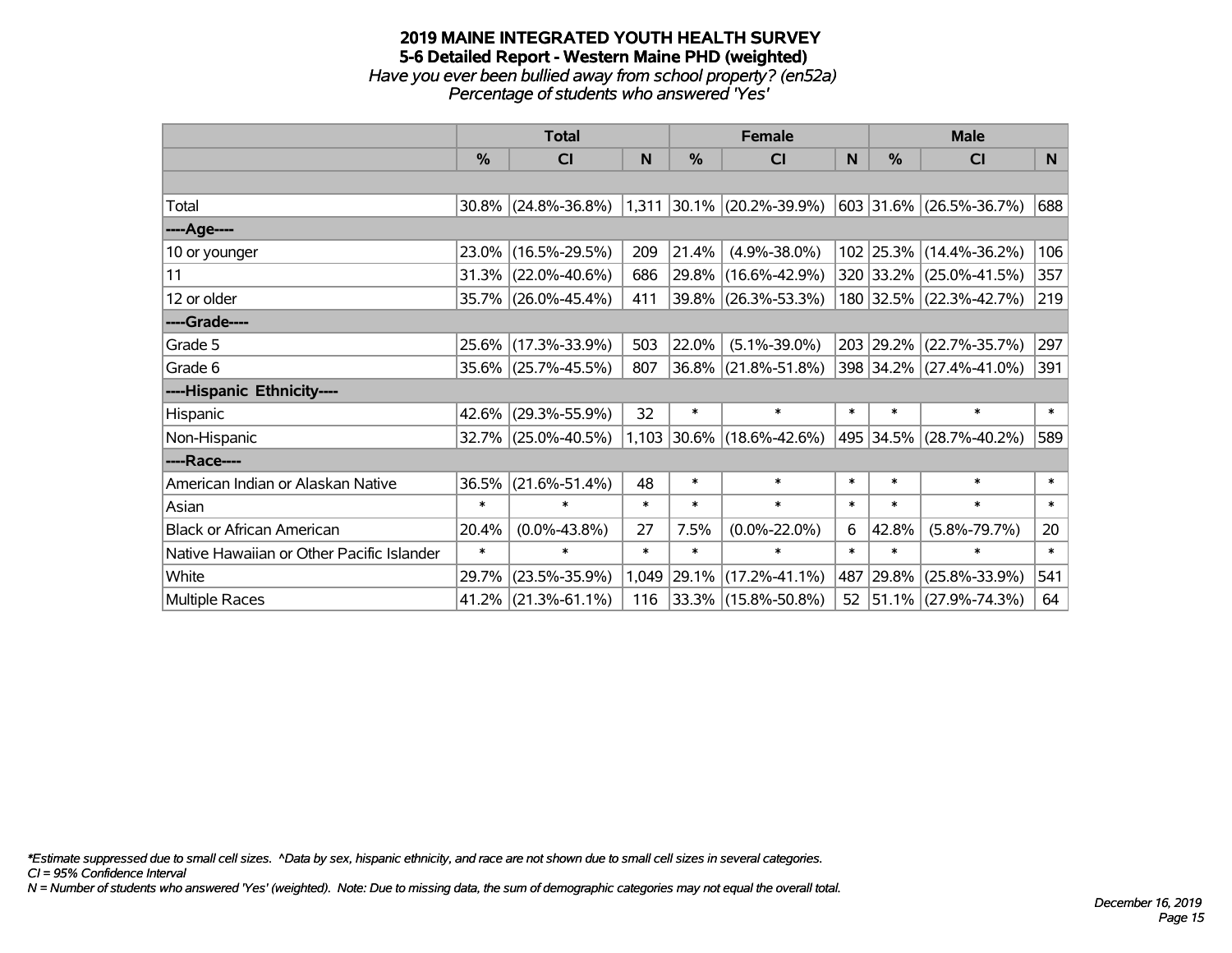# 2019 MAINE INTEGRATED YOUTH HEALTH SURVEY

## 5-6 Detailed Report - Western Maine PHD (weighted)

*Have you ever been bullied away from school property? (en52a)*

*Percentage of students who answered 'Yes'*

| | Total | | | Female | | | Male | | |
|---|---|---|---|---|---|---|---|---|---|
| | % | CI | N | % | CI | N | % | CI | N |
| | | | | | | | | | |
| Total | 30.8% | (24.8%-36.8%) | 1,311 | 30.1% | (20.2%-39.9%) | 603 | 31.6% | (26.5%-36.7%) | 688 |
| ----Age---- | | | | | | | | | |
| 10 or younger | 23.0% | (16.5%-29.5%) | 209 | 21.4% | (4.9%-38.0%) | 102 | 25.3% | (14.4%-36.2%) | 106 |
| 11 | 31.3% | (22.0%-40.6%) | 686 | 29.8% | (16.6%-42.9%) | 320 | 33.2% | (25.0%-41.5%) | 357 |
| 12 or older | 35.7% | (26.0%-45.4%) | 411 | 39.8% | (26.3%-53.3%) | 180 | 32.5% | (22.3%-42.7%) | 219 |
| ----Grade---- | | | | | | | | | |
| Grade 5 | 25.6% | (17.3%-33.9%) | 503 | 22.0% | (5.1%-39.0%) | 203 | 29.2% | (22.7%-35.7%) | 297 |
| Grade 6 | 35.6% | (25.7%-45.5%) | 807 | 36.8% | (21.8%-51.8%) | 398 | 34.2% | (27.4%-41.0%) | 391 |
| ----Hispanic Ethnicity---- | | | | | | | | | |
| Hispanic | 42.6% | (29.3%-55.9%) | 32 | * | * | * | * | * | * |
| Non-Hispanic | 32.7% | (25.0%-40.5%) | 1,103 | 30.6% | (18.6%-42.6%) | 495 | 34.5% | (28.7%-40.2%) | 589 |
| ----Race---- | | | | | | | | | |
| American Indian or Alaskan Native | 36.5% | (21.6%-51.4%) | 48 | * | * | * | * | * | * |
| Asian | * | * | * | * | * | * | * | * | * |
| Black or African American | 20.4% | (0.0%-43.8%) | 27 | 7.5% | (0.0%-22.0%) | 6 | 42.8% | (5.8%-79.7%) | 20 |
| Native Hawaiian or Other Pacific Islander | * | * | * | * | * | * | * | * | * |
| White | 29.7% | (23.5%-35.9%) | 1,049 | 29.1% | (17.2%-41.1%) | 487 | 29.8% | (25.8%-33.9%) | 541 |
| Multiple Races | 41.2% | (21.3%-61.1%) | 116 | 33.3% | (15.8%-50.8%) | 52 | 51.1% | (27.9%-74.3%) | 64 |

*\*Estimate suppressed due to small cell sizes. ^Data by sex, hispanic ethnicity, and race are not shown due to small cell sizes in several categories.*

*CI = 95% Confidence Interval*

*N = Number of students who answered 'Yes' (weighted). Note: Due to missing data, the sum of demographic categories may not equal the overall total.*

*December 16, 2019*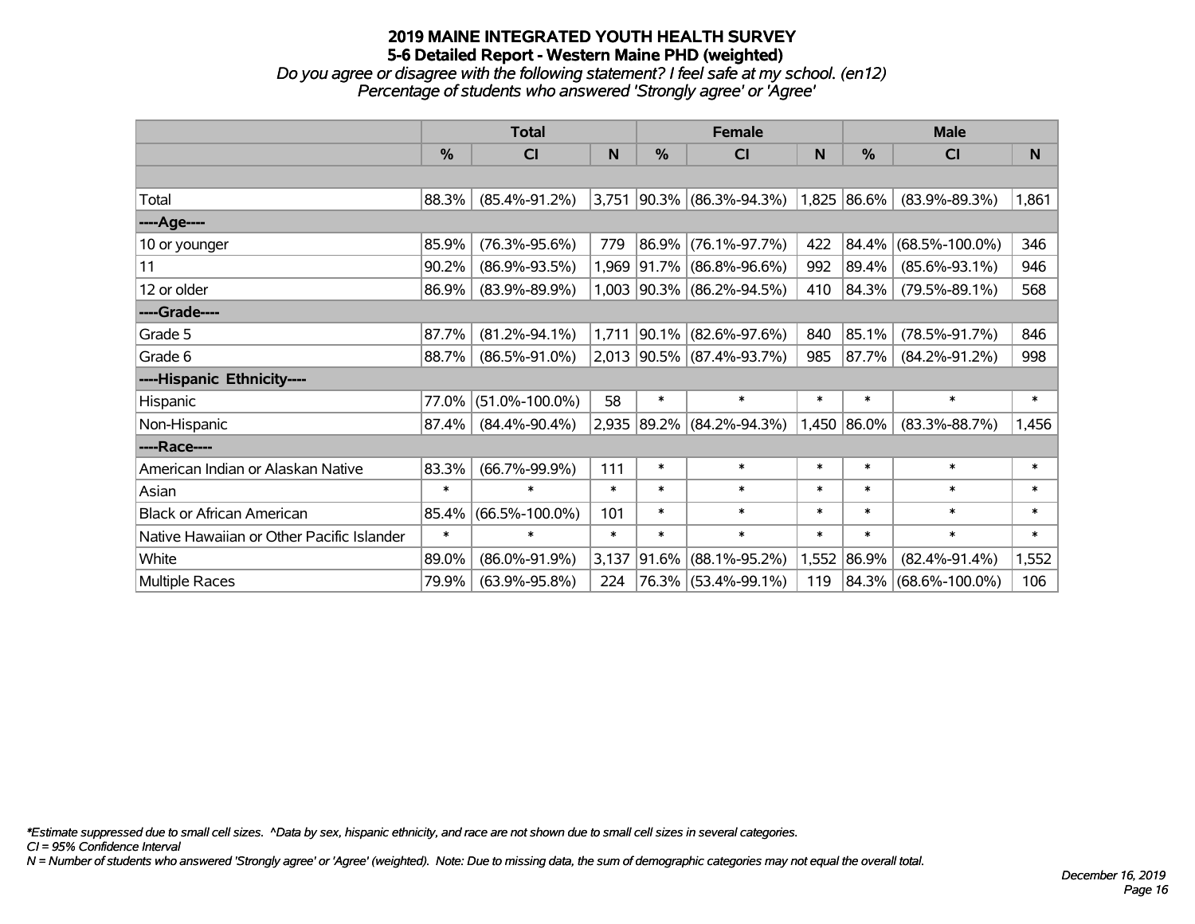# 2019 MAINE INTEGRATED YOUTH HEALTH SURVEY

## 5-6 Detailed Report - Western Maine PHD (weighted)

*Do you agree or disagree with the following statement? I feel safe at my school. (en12)*

*Percentage of students who answered 'Strongly agree' or 'Agree'*

| | Total | | | Female | | | Male | | |
|---|---|---|---|---|---|---|---|---|---|
| | % | CI | N | % | CI | N | % | CI | N |
| Total | 88.3% | (85.4%-91.2%) | 3,751 | 90.3% | (86.3%-94.3%) | 1,825 | 86.6% | (83.9%-89.3%) | 1,861 |
| ----Age---- | | | | | | | | | |
| 10 or younger | 85.9% | (76.3%-95.6%) | 779 | 86.9% | (76.1%-97.7%) | 422 | 84.4% | (68.5%-100.0%) | 346 |
| 11 | 90.2% | (86.9%-93.5%) | 1,969 | 91.7% | (86.8%-96.6%) | 992 | 89.4% | (85.6%-93.1%) | 946 |
| 12 or older | 86.9% | (83.9%-89.9%) | 1,003 | 90.3% | (86.2%-94.5%) | 410 | 84.3% | (79.5%-89.1%) | 568 |
| ----Grade---- | | | | | | | | | |
| Grade 5 | 87.7% | (81.2%-94.1%) | 1,711 | 90.1% | (82.6%-97.6%) | 840 | 85.1% | (78.5%-91.7%) | 846 |
| Grade 6 | 88.7% | (86.5%-91.0%) | 2,013 | 90.5% | (87.4%-93.7%) | 985 | 87.7% | (84.2%-91.2%) | 998 |
| ----Hispanic Ethnicity---- | | | | | | | | | |
| Hispanic | 77.0% | (51.0%-100.0%) | 58 | * | * | * | * | * | * |
| Non-Hispanic | 87.4% | (84.4%-90.4%) | 2,935 | 89.2% | (84.2%-94.3%) | 1,450 | 86.0% | (83.3%-88.7%) | 1,456 |
| ----Race---- | | | | | | | | | |
| American Indian or Alaskan Native | 83.3% | (66.7%-99.9%) | 111 | * | * | * | * | * | * |
| Asian | * | * | * | * | * | * | * | * | * |
| Black or African American | 85.4% | (66.5%-100.0%) | 101 | * | * | * | * | * | * |
| Native Hawaiian or Other Pacific Islander | * | * | * | * | * | * | * | * | * |
| White | 89.0% | (86.0%-91.9%) | 3,137 | 91.6% | (88.1%-95.2%) | 1,552 | 86.9% | (82.4%-91.4%) | 1,552 |
| Multiple Races | 79.9% | (63.9%-95.8%) | 224 | 76.3% | (53.4%-99.1%) | 119 | 84.3% | (68.6%-100.0%) | 106 |

*\*Estimate suppressed due to small cell sizes. ^Data by sex, hispanic ethnicity, and race are not shown due to small cell sizes in several categories.*

*CI = 95% Confidence Interval*

*N = Number of students who answered 'Strongly agree' or 'Agree' (weighted). Note: Due to missing data, the sum of demographic categories may not equal the overall total.*

*December 16, 2019*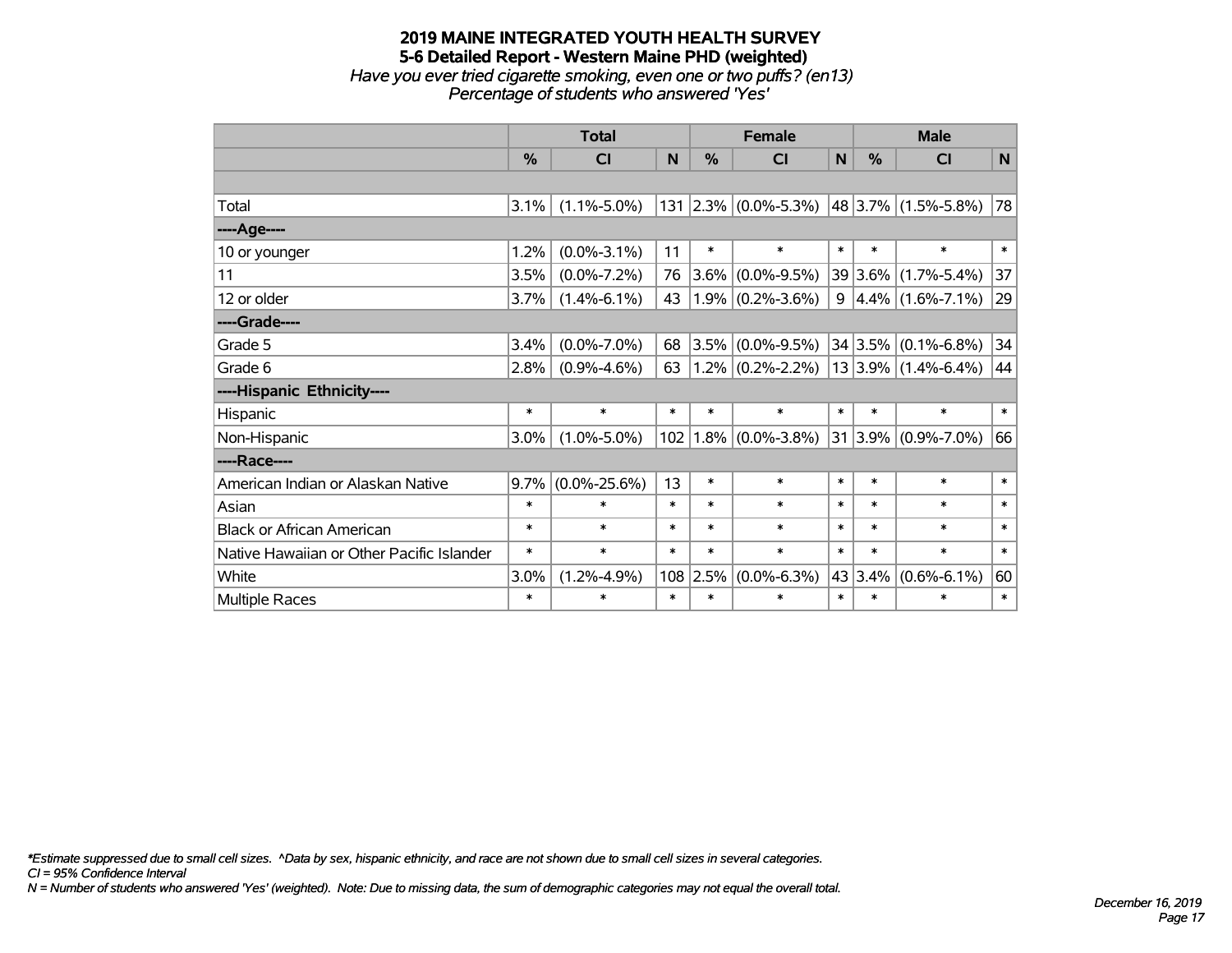# 2019 MAINE INTEGRATED YOUTH HEALTH SURVEY
## 5-6 Detailed Report - Western Maine PHD (weighted)
*Have you ever tried cigarette smoking, even one or two puffs? (en13)*
*Percentage of students who answered 'Yes'*

| | Total | | | Female | | | Male | | |
|---|---|---|---|---|---|---|---|---|---|
| | % | CI | N | % | CI | N | % | CI | N |
| | | | | | | | | | |
| Total | 3.1% | (1.1%-5.0%) | 131 | 2.3% | (0.0%-5.3%) | 48 | 3.7% | (1.5%-5.8%) | 78 |
| ----Age---- | | | | | | | | | |
| 10 or younger | 1.2% | (0.0%-3.1%) | 11 | * | * | * | * | * | * |
| 11 | 3.5% | (0.0%-7.2%) | 76 | 3.6% | (0.0%-9.5%) | 39 | 3.6% | (1.7%-5.4%) | 37 |
| 12 or older | 3.7% | (1.4%-6.1%) | 43 | 1.9% | (0.2%-3.6%) | 9 | 4.4% | (1.6%-7.1%) | 29 |
| ----Grade---- | | | | | | | | | |
| Grade 5 | 3.4% | (0.0%-7.0%) | 68 | 3.5% | (0.0%-9.5%) | 34 | 3.5% | (0.1%-6.8%) | 34 |
| Grade 6 | 2.8% | (0.9%-4.6%) | 63 | 1.2% | (0.2%-2.2%) | 13 | 3.9% | (1.4%-6.4%) | 44 |
| ----Hispanic Ethnicity---- | | | | | | | | | |
| Hispanic | * | * | * | * | * | * | * | * | * |
| Non-Hispanic | 3.0% | (1.0%-5.0%) | 102 | 1.8% | (0.0%-3.8%) | 31 | 3.9% | (0.9%-7.0%) | 66 |
| ----Race---- | | | | | | | | | |
| American Indian or Alaskan Native | 9.7% | (0.0%-25.6%) | 13 | * | * | * | * | * | * |
| Asian | * | * | * | * | * | * | * | * | * |
| Black or African American | * | * | * | * | * | * | * | * | * |
| Native Hawaiian or Other Pacific Islander | * | * | * | * | * | * | * | * | * |
| White | 3.0% | (1.2%-4.9%) | 108 | 2.5% | (0.0%-6.3%) | 43 | 3.4% | (0.6%-6.1%) | 60 |
| Multiple Races | * | * | * | * | * | * | * | * | * |

*\*Estimate suppressed due to small cell sizes. ^Data by sex, hispanic ethnicity, and race are not shown due to small cell sizes in several categories.*
*CI = 95% Confidence Interval*
*N = Number of students who answered 'Yes' (weighted). Note: Due to missing data, the sum of demographic categories may not equal the overall total.*

*December 16, 2019*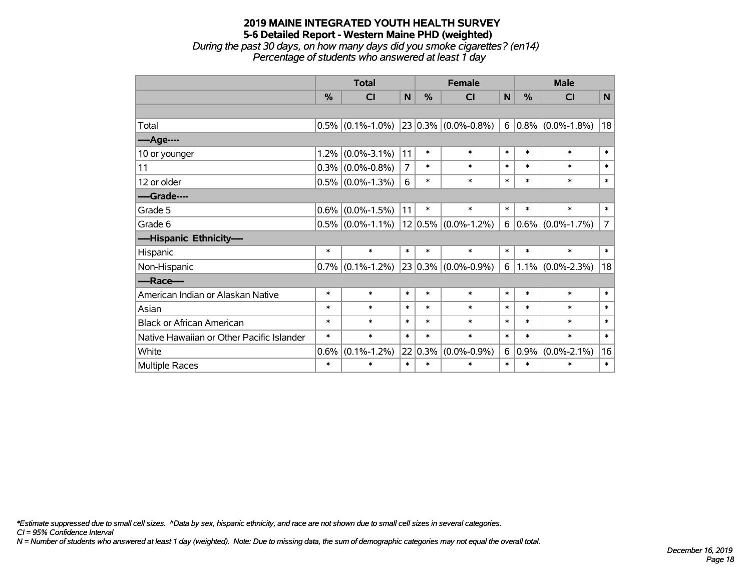# 2019 MAINE INTEGRATED YOUTH HEALTH SURVEY
## 5-6 Detailed Report - Western Maine PHD (weighted)
*During the past 30 days, on how many days did you smoke cigarettes? (en14)*
*Percentage of students who answered at least 1 day*

| | Total | | | Female | | | Male | | |
|---|---|---|---|---|---|---|---|---|---|
| | % | CI | N | % | CI | N | % | CI | N |
| | | | | | | | | | |
| Total | 0.5% | (0.1%-1.0%) | 23 | 0.3% | (0.0%-0.8%) | 6 | 0.8% | (0.0%-1.8%) | 18 |
| ----Age---- | | | | | | | | | |
| 10 or younger | 1.2% | (0.0%-3.1%) | 11 | * | * | * | * | * | * |
| 11 | 0.3% | (0.0%-0.8%) | 7 | * | * | * | * | * | * |
| 12 or older | 0.5% | (0.0%-1.3%) | 6 | * | * | * | * | * | * |
| ----Grade---- | | | | | | | | | |
| Grade 5 | 0.6% | (0.0%-1.5%) | 11 | * | * | * | * | * | * |
| Grade 6 | 0.5% | (0.0%-1.1%) | 12 | 0.5% | (0.0%-1.2%) | 6 | 0.6% | (0.0%-1.7%) | 7 |
| ----Hispanic Ethnicity---- | | | | | | | | | |
| Hispanic | * | * | * | * | * | * | * | * | * |
| Non-Hispanic | 0.7% | (0.1%-1.2%) | 23 | 0.3% | (0.0%-0.9%) | 6 | 1.1% | (0.0%-2.3%) | 18 |
| ----Race---- | | | | | | | | | |
| American Indian or Alaskan Native | * | * | * | * | * | * | * | * | * |
| Asian | * | * | * | * | * | * | * | * | * |
| Black or African American | * | * | * | * | * | * | * | * | * |
| Native Hawaiian or Other Pacific Islander | * | * | * | * | * | * | * | * | * |
| White | 0.6% | (0.1%-1.2%) | 22 | 0.3% | (0.0%-0.9%) | 6 | 0.9% | (0.0%-2.1%) | 16 |
| Multiple Races | * | * | * | * | * | * | * | * | * |

*\*Estimate suppressed due to small cell sizes. ^Data by sex, hispanic ethnicity, and race are not shown due to small cell sizes in several categories.*
*CI = 95% Confidence Interval*
*N = Number of students who answered at least 1 day (weighted). Note: Due to missing data, the sum of demographic categories may not equal the overall total.*

*December 16, 2019*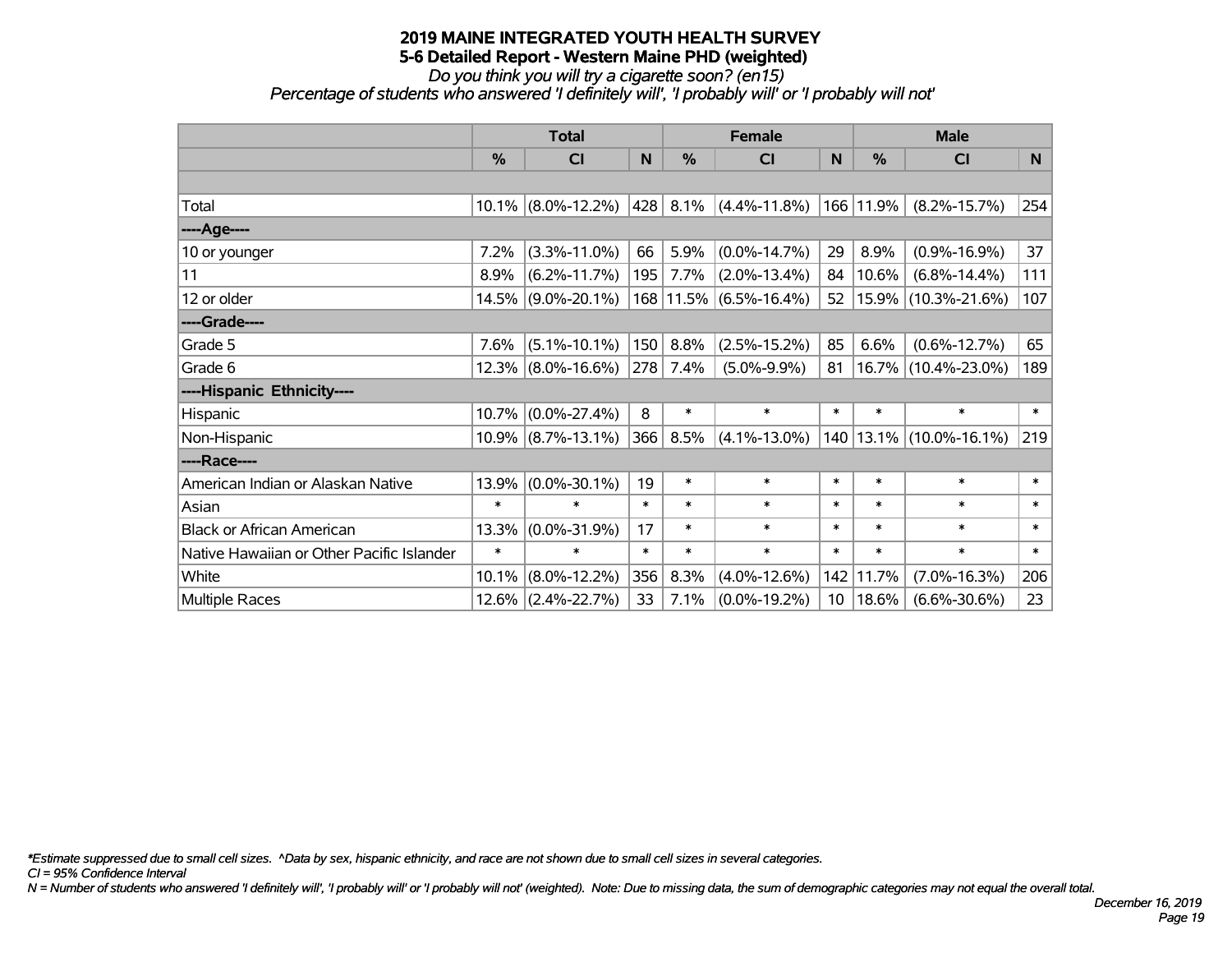**2019 MAINE INTEGRATED YOUTH HEALTH SURVEY**
**5-6 Detailed Report - Western Maine PHD (weighted)**
*Do you think you will try a cigarette soon? (en15)*
*Percentage of students who answered 'I definitely will', 'I probably will' or 'I probably will not'*

| | Total | | | Female | | | Male | | |
|---|---|---|---|---|---|---|---|---|---|
| | % | CI | N | % | CI | N | % | CI | N |
| Total | 10.1% | (8.0%-12.2%) | 428 | 8.1% | (4.4%-11.8%) | 166 | 11.9% | (8.2%-15.7%) | 254 |
| ----Age---- | | | | | | | | | |
| 10 or younger | 7.2% | (3.3%-11.0%) | 66 | 5.9% | (0.0%-14.7%) | 29 | 8.9% | (0.9%-16.9%) | 37 |
| 11 | 8.9% | (6.2%-11.7%) | 195 | 7.7% | (2.0%-13.4%) | 84 | 10.6% | (6.8%-14.4%) | 111 |
| 12 or older | 14.5% | (9.0%-20.1%) | 168 | 11.5% | (6.5%-16.4%) | 52 | 15.9% | (10.3%-21.6%) | 107 |
| ----Grade---- | | | | | | | | | |
| Grade 5 | 7.6% | (5.1%-10.1%) | 150 | 8.8% | (2.5%-15.2%) | 85 | 6.6% | (0.6%-12.7%) | 65 |
| Grade 6 | 12.3% | (8.0%-16.6%) | 278 | 7.4% | (5.0%-9.9%) | 81 | 16.7% | (10.4%-23.0%) | 189 |
| ----Hispanic Ethnicity---- | | | | | | | | | |
| Hispanic | 10.7% | (0.0%-27.4%) | 8 | * | * | * | * | * | * |
| Non-Hispanic | 10.9% | (8.7%-13.1%) | 366 | 8.5% | (4.1%-13.0%) | 140 | 13.1% | (10.0%-16.1%) | 219 |
| ----Race---- | | | | | | | | | |
| American Indian or Alaskan Native | 13.9% | (0.0%-30.1%) | 19 | * | * | * | * | * | * |
| Asian | * | * | * | * | * | * | * | * | * |
| Black or African American | 13.3% | (0.0%-31.9%) | 17 | * | * | * | * | * | * |
| Native Hawaiian or Other Pacific Islander | * | * | * | * | * | * | * | * | * |
| White | 10.1% | (8.0%-12.2%) | 356 | 8.3% | (4.0%-12.6%) | 142 | 11.7% | (7.0%-16.3%) | 206 |
| Multiple Races | 12.6% | (2.4%-22.7%) | 33 | 7.1% | (0.0%-19.2%) | 10 | 18.6% | (6.6%-30.6%) | 23 |

*\*Estimate suppressed due to small cell sizes. ^Data by sex, hispanic ethnicity, and race are not shown due to small cell sizes in several categories.*
*CI = 95% Confidence Interval*
*N = Number of students who answered 'I definitely will', 'I probably will' or 'I probably will not' (weighted). Note: Due to missing data, the sum of demographic categories may not equal the overall total.*

*December 16, 2019*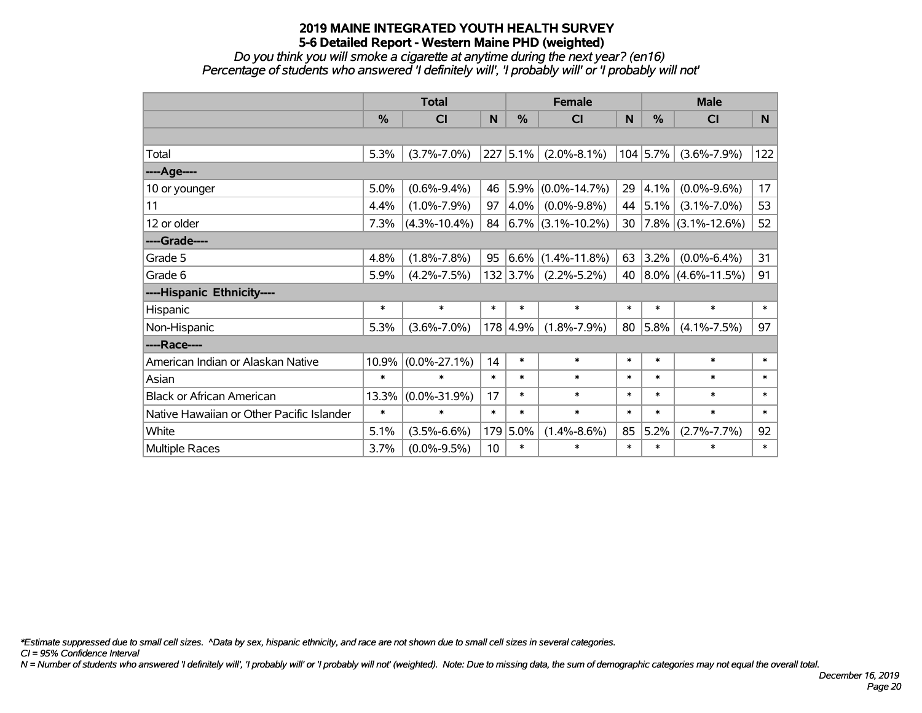# 2019 MAINE INTEGRATED YOUTH HEALTH SURVEY
## 5-6 Detailed Report - Western Maine PHD (weighted)
*Do you think you will smoke a cigarette at anytime during the next year? (en16)*
*Percentage of students who answered 'I definitely will', 'I probably will' or 'I probably will not'*

| | Total | | | Female | | | Male | | |
|---|---|---|---|---|---|---|---|---|---|
| | % | CI | N | % | CI | N | % | CI | N |
| Total | 5.3% | (3.7%-7.0%) | 227 | 5.1% | (2.0%-8.1%) | 104 | 5.7% | (3.6%-7.9%) | 122 |
| ----Age---- | | | | | | | | | |
| 10 or younger | 5.0% | (0.6%-9.4%) | 46 | 5.9% | (0.0%-14.7%) | 29 | 4.1% | (0.0%-9.6%) | 17 |
| 11 | 4.4% | (1.0%-7.9%) | 97 | 4.0% | (0.0%-9.8%) | 44 | 5.1% | (3.1%-7.0%) | 53 |
| 12 or older | 7.3% | (4.3%-10.4%) | 84 | 6.7% | (3.1%-10.2%) | 30 | 7.8% | (3.1%-12.6%) | 52 |
| ----Grade---- | | | | | | | | | |
| Grade 5 | 4.8% | (1.8%-7.8%) | 95 | 6.6% | (1.4%-11.8%) | 63 | 3.2% | (0.0%-6.4%) | 31 |
| Grade 6 | 5.9% | (4.2%-7.5%) | 132 | 3.7% | (2.2%-5.2%) | 40 | 8.0% | (4.6%-11.5%) | 91 |
| ----Hispanic Ethnicity---- | | | | | | | | | |
| Hispanic | * | * | * | * | * | * | * | * | * |
| Non-Hispanic | 5.3% | (3.6%-7.0%) | 178 | 4.9% | (1.8%-7.9%) | 80 | 5.8% | (4.1%-7.5%) | 97 |
| ----Race---- | | | | | | | | | |
| American Indian or Alaskan Native | 10.9% | (0.0%-27.1%) | 14 | * | * | * | * | * | * |
| Asian | * | * | * | * | * | * | * | * | * |
| Black or African American | 13.3% | (0.0%-31.9%) | 17 | * | * | * | * | * | * |
| Native Hawaiian or Other Pacific Islander | * | * | * | * | * | * | * | * | * |
| White | 5.1% | (3.5%-6.6%) | 179 | 5.0% | (1.4%-8.6%) | 85 | 5.2% | (2.7%-7.7%) | 92 |
| Multiple Races | 3.7% | (0.0%-9.5%) | 10 | * | * | * | * | * | * |

*\*Estimate suppressed due to small cell sizes. ^Data by sex, hispanic ethnicity, and race are not shown due to small cell sizes in several categories.*
*CI = 95% Confidence Interval*
*N = Number of students who answered 'I definitely will', 'I probably will' or 'I probably will not' (weighted). Note: Due to missing data, the sum of demographic categories may not equal the overall total.*

*December 16, 2019*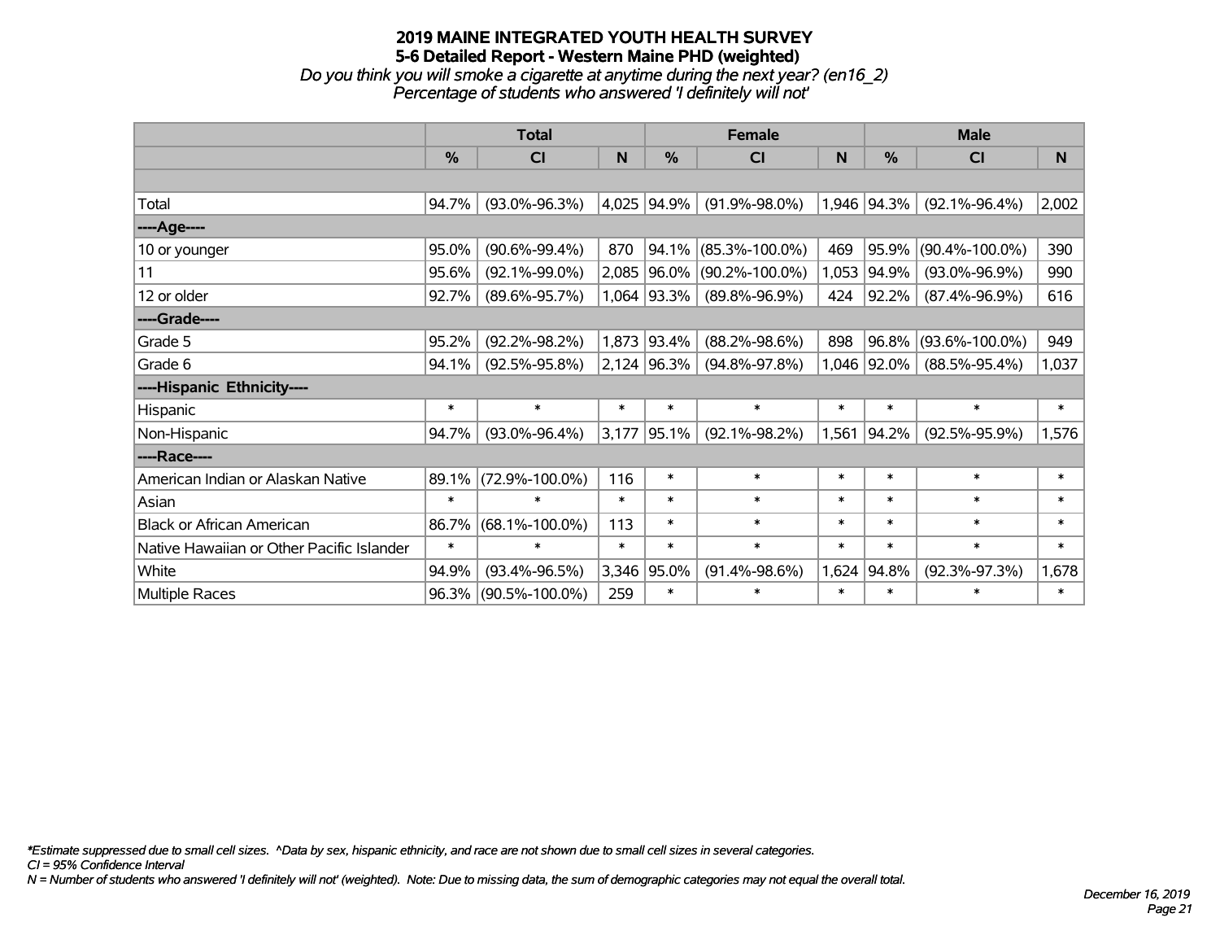# 2019 MAINE INTEGRATED YOUTH HEALTH SURVEY
## 5-6 Detailed Report - Western Maine PHD (weighted)
*Do you think you will smoke a cigarette at anytime during the next year? (en16_2)*
*Percentage of students who answered 'I definitely will not'*

| | Total | | | Female | | | Male | | |
|---|---|---|---|---|---|---|---|---|---|
| | % | CI | N | % | CI | N | % | CI | N |
| Total | 94.7% | (93.0%-96.3%) | 4,025 | 94.9% | (91.9%-98.0%) | 1,946 | 94.3% | (92.1%-96.4%) | 2,002 |
| ----Age---- | | | | | | | | | |
| 10 or younger | 95.0% | (90.6%-99.4%) | 870 | 94.1% | (85.3%-100.0%) | 469 | 95.9% | (90.4%-100.0%) | 390 |
| 11 | 95.6% | (92.1%-99.0%) | 2,085 | 96.0% | (90.2%-100.0%) | 1,053 | 94.9% | (93.0%-96.9%) | 990 |
| 12 or older | 92.7% | (89.6%-95.7%) | 1,064 | 93.3% | (89.8%-96.9%) | 424 | 92.2% | (87.4%-96.9%) | 616 |
| ----Grade---- | | | | | | | | | |
| Grade 5 | 95.2% | (92.2%-98.2%) | 1,873 | 93.4% | (88.2%-98.6%) | 898 | 96.8% | (93.6%-100.0%) | 949 |
| Grade 6 | 94.1% | (92.5%-95.8%) | 2,124 | 96.3% | (94.8%-97.8%) | 1,046 | 92.0% | (88.5%-95.4%) | 1,037 |
| ----Hispanic Ethnicity---- | | | | | | | | | |
| Hispanic | * | * | * | * | * | * | * | * | * |
| Non-Hispanic | 94.7% | (93.0%-96.4%) | 3,177 | 95.1% | (92.1%-98.2%) | 1,561 | 94.2% | (92.5%-95.9%) | 1,576 |
| ----Race---- | | | | | | | | | |
| American Indian or Alaskan Native | 89.1% | (72.9%-100.0%) | 116 | * | * | * | * | * | * |
| Asian | * | * | * | * | * | * | * | * | * |
| Black or African American | 86.7% | (68.1%-100.0%) | 113 | * | * | * | * | * | * |
| Native Hawaiian or Other Pacific Islander | * | * | * | * | * | * | * | * | * |
| White | 94.9% | (93.4%-96.5%) | 3,346 | 95.0% | (91.4%-98.6%) | 1,624 | 94.8% | (92.3%-97.3%) | 1,678 |
| Multiple Races | 96.3% | (90.5%-100.0%) | 259 | * | * | * | * | * | * |

*Estimate suppressed due to small cell sizes. ^Data by sex, hispanic ethnicity, and race are not shown due to small cell sizes in several categories.
*CI = 95% Confidence Interval*
*N = Number of students who answered 'I definitely will not' (weighted). Note: Due to missing data, the sum of demographic categories may not equal the overall total.*

*December 16, 2019*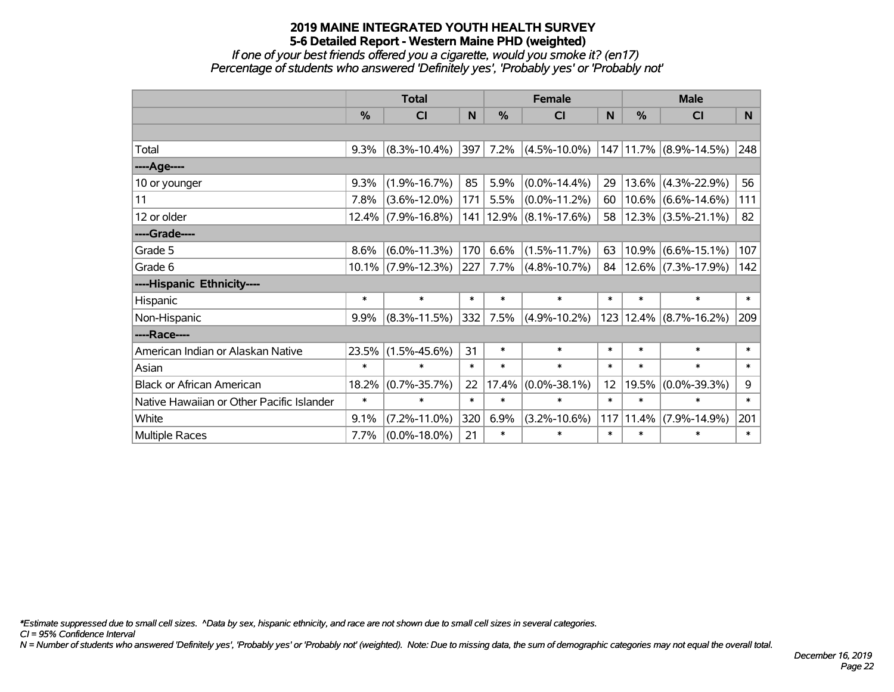# 2019 MAINE INTEGRATED YOUTH HEALTH SURVEY
## 5-6 Detailed Report - Western Maine PHD (weighted)
*If one of your best friends offered you a cigarette, would you smoke it? (en17)*
*Percentage of students who answered 'Definitely yes', 'Probably yes' or 'Probably not'*

| | Total | | | Female | | | Male | | |
|---|---|---|---|---|---|---|---|---|---|
| | % | CI | N | % | CI | N | % | CI | N |
| Total | 9.3% | (8.3%-10.4%) | 397 | 7.2% | (4.5%-10.0%) | 147 | 11.7% | (8.9%-14.5%) | 248 |
| ----Age---- | | | | | | | | | |
| 10 or younger | 9.3% | (1.9%-16.7%) | 85 | 5.9% | (0.0%-14.4%) | 29 | 13.6% | (4.3%-22.9%) | 56 |
| 11 | 7.8% | (3.6%-12.0%) | 171 | 5.5% | (0.0%-11.2%) | 60 | 10.6% | (6.6%-14.6%) | 111 |
| 12 or older | 12.4% | (7.9%-16.8%) | 141 | 12.9% | (8.1%-17.6%) | 58 | 12.3% | (3.5%-21.1%) | 82 |
| ----Grade---- | | | | | | | | | |
| Grade 5 | 8.6% | (6.0%-11.3%) | 170 | 6.6% | (1.5%-11.7%) | 63 | 10.9% | (6.6%-15.1%) | 107 |
| Grade 6 | 10.1% | (7.9%-12.3%) | 227 | 7.7% | (4.8%-10.7%) | 84 | 12.6% | (7.3%-17.9%) | 142 |
| ----Hispanic Ethnicity---- | | | | | | | | | |
| Hispanic | * | * | * | * | * | * | * | * | * |
| Non-Hispanic | 9.9% | (8.3%-11.5%) | 332 | 7.5% | (4.9%-10.2%) | 123 | 12.4% | (8.7%-16.2%) | 209 |
| ----Race---- | | | | | | | | | |
| American Indian or Alaskan Native | 23.5% | (1.5%-45.6%) | 31 | * | * | * | * | * | * |
| Asian | * | * | * | * | * | * | * | * | * |
| Black or African American | 18.2% | (0.7%-35.7%) | 22 | 17.4% | (0.0%-38.1%) | 12 | 19.5% | (0.0%-39.3%) | 9 |
| Native Hawaiian or Other Pacific Islander | * | * | * | * | * | * | * | * | * |
| White | 9.1% | (7.2%-11.0%) | 320 | 6.9% | (3.2%-10.6%) | 117 | 11.4% | (7.9%-14.9%) | 201 |
| Multiple Races | 7.7% | (0.0%-18.0%) | 21 | * | * | * | * | * | * |

*\*Estimate suppressed due to small cell sizes. ^Data by sex, hispanic ethnicity, and race are not shown due to small cell sizes in several categories.*
*CI = 95% Confidence Interval*
*N = Number of students who answered 'Definitely yes', 'Probably yes' or 'Probably not' (weighted). Note: Due to missing data, the sum of demographic categories may not equal the overall total.*

*December 16, 2019*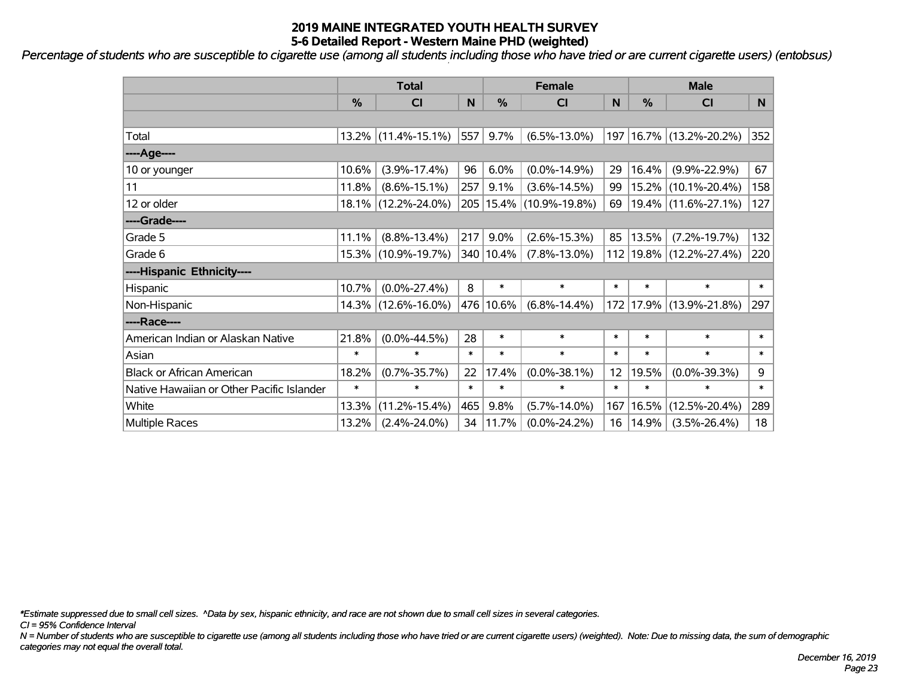# 2019 MAINE INTEGRATED YOUTH HEALTH SURVEY
## 5-6 Detailed Report - Western Maine PHD (weighted)

*Percentage of students who are susceptible to cigarette use (among all students including those who have tried or are current cigarette users) (entobsus)*

| | Total | | | Female | | | Male | | |
|---|---|---|---|---|---|---|---|---|---|
| | % | CI | N | % | CI | N | % | CI | N |
| | | | | | | | | | |
| Total | 13.2% | (11.4%-15.1%) | 557 | 9.7% | (6.5%-13.0%) | 197 | 16.7% | (13.2%-20.2%) | 352 |
| ----Age---- | | | | | | | | | |
| 10 or younger | 10.6% | (3.9%-17.4%) | 96 | 6.0% | (0.0%-14.9%) | 29 | 16.4% | (9.9%-22.9%) | 67 |
| 11 | 11.8% | (8.6%-15.1%) | 257 | 9.1% | (3.6%-14.5%) | 99 | 15.2% | (10.1%-20.4%) | 158 |
| 12 or older | 18.1% | (12.2%-24.0%) | 205 | 15.4% | (10.9%-19.8%) | 69 | 19.4% | (11.6%-27.1%) | 127 |
| ----Grade---- | | | | | | | | | |
| Grade 5 | 11.1% | (8.8%-13.4%) | 217 | 9.0% | (2.6%-15.3%) | 85 | 13.5% | (7.2%-19.7%) | 132 |
| Grade 6 | 15.3% | (10.9%-19.7%) | 340 | 10.4% | (7.8%-13.0%) | 112 | 19.8% | (12.2%-27.4%) | 220 |
| ----Hispanic Ethnicity---- | | | | | | | | | |
| Hispanic | 10.7% | (0.0%-27.4%) | 8 | * | * | * | * | * | * |
| Non-Hispanic | 14.3% | (12.6%-16.0%) | 476 | 10.6% | (6.8%-14.4%) | 172 | 17.9% | (13.9%-21.8%) | 297 |
| ----Race---- | | | | | | | | | |
| American Indian or Alaskan Native | 21.8% | (0.0%-44.5%) | 28 | * | * | * | * | * | * |
| Asian | * | * | * | * | * | * | * | * | * |
| Black or African American | 18.2% | (0.7%-35.7%) | 22 | 17.4% | (0.0%-38.1%) | 12 | 19.5% | (0.0%-39.3%) | 9 |
| Native Hawaiian or Other Pacific Islander | * | * | * | * | * | * | * | * | * |
| White | 13.3% | (11.2%-15.4%) | 465 | 9.8% | (5.7%-14.0%) | 167 | 16.5% | (12.5%-20.4%) | 289 |
| Multiple Races | 13.2% | (2.4%-24.0%) | 34 | 11.7% | (0.0%-24.2%) | 16 | 14.9% | (3.5%-26.4%) | 18 |

*\*Estimate suppressed due to small cell sizes. ^Data by sex, hispanic ethnicity, and race are not shown due to small cell sizes in several categories.*

*CI = 95% Confidence Interval*

*N = Number of students who are susceptible to cigarette use (among all students including those who have tried or are current cigarette users) (weighted). Note: Due to missing data, the sum of demographic categories may not equal the overall total.*

*December 16, 2019*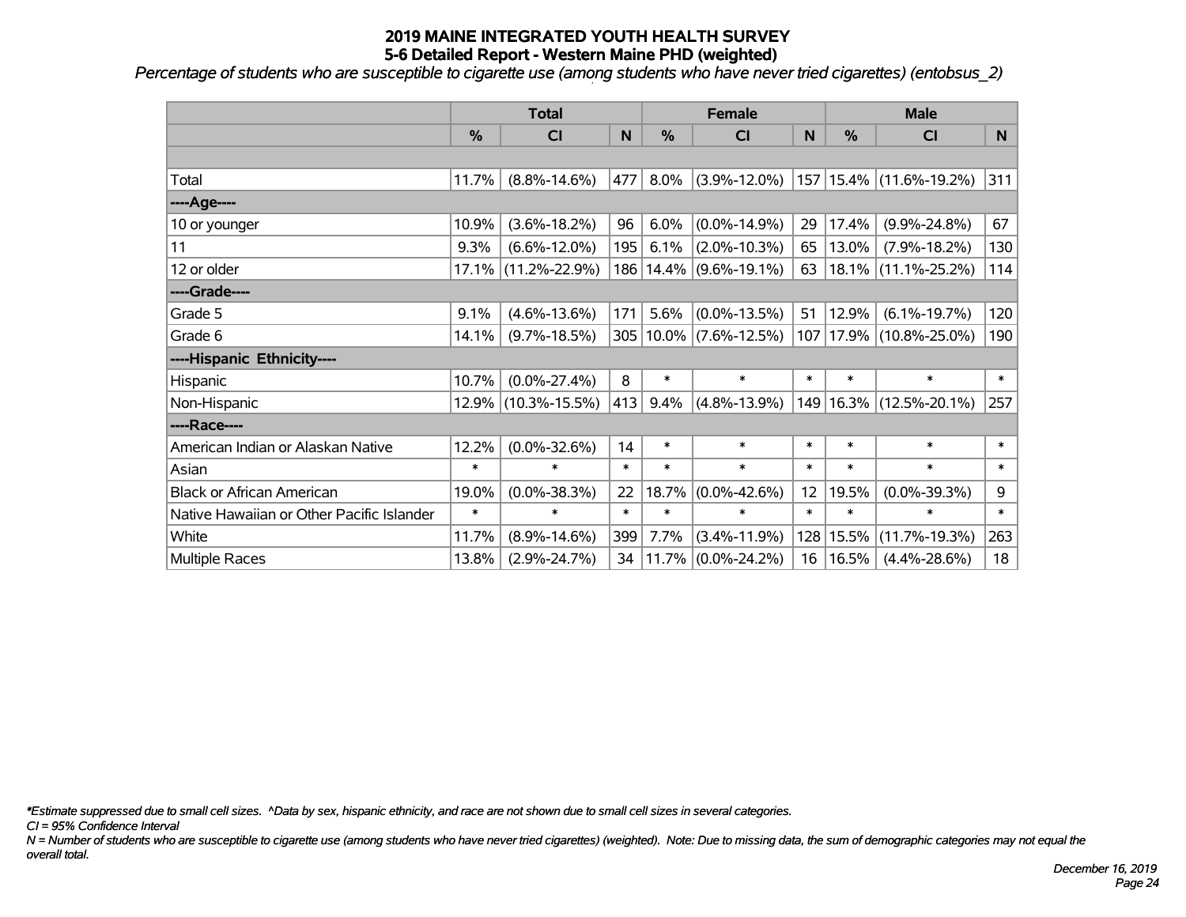# 2019 MAINE INTEGRATED YOUTH HEALTH SURVEY
## 5-6 Detailed Report - Western Maine PHD (weighted)

*Percentage of students who are susceptible to cigarette use (among students who have never tried cigarettes) (entobsus_2)*

| | Total | | | Female | | | Male | | |
|---|---|---|---|---|---|---|---|---|---|
| | % | CI | N | % | CI | N | % | CI | N |
| | | | | | | | | | |
| Total | 11.7% | (8.8%-14.6%) | 477 | 8.0% | (3.9%-12.0%) | 157 | 15.4% | (11.6%-19.2%) | 311 |
| ----Age---- | | | | | | | | | |
| 10 or younger | 10.9% | (3.6%-18.2%) | 96 | 6.0% | (0.0%-14.9%) | 29 | 17.4% | (9.9%-24.8%) | 67 |
| 11 | 9.3% | (6.6%-12.0%) | 195 | 6.1% | (2.0%-10.3%) | 65 | 13.0% | (7.9%-18.2%) | 130 |
| 12 or older | 17.1% | (11.2%-22.9%) | 186 | 14.4% | (9.6%-19.1%) | 63 | 18.1% | (11.1%-25.2%) | 114 |
| ----Grade---- | | | | | | | | | |
| Grade 5 | 9.1% | (4.6%-13.6%) | 171 | 5.6% | (0.0%-13.5%) | 51 | 12.9% | (6.1%-19.7%) | 120 |
| Grade 6 | 14.1% | (9.7%-18.5%) | 305 | 10.0% | (7.6%-12.5%) | 107 | 17.9% | (10.8%-25.0%) | 190 |
| ----Hispanic Ethnicity---- | | | | | | | | | |
| Hispanic | 10.7% | (0.0%-27.4%) | 8 | * | * | * | * | * | * |
| Non-Hispanic | 12.9% | (10.3%-15.5%) | 413 | 9.4% | (4.8%-13.9%) | 149 | 16.3% | (12.5%-20.1%) | 257 |
| ----Race---- | | | | | | | | | |
| American Indian or Alaskan Native | 12.2% | (0.0%-32.6%) | 14 | * | * | * | * | * | * |
| Asian | * | * | * | * | * | * | * | * | * |
| Black or African American | 19.0% | (0.0%-38.3%) | 22 | 18.7% | (0.0%-42.6%) | 12 | 19.5% | (0.0%-39.3%) | 9 |
| Native Hawaiian or Other Pacific Islander | * | * | * | * | * | * | * | * | * |
| White | 11.7% | (8.9%-14.6%) | 399 | 7.7% | (3.4%-11.9%) | 128 | 15.5% | (11.7%-19.3%) | 263 |
| Multiple Races | 13.8% | (2.9%-24.7%) | 34 | 11.7% | (0.0%-24.2%) | 16 | 16.5% | (4.4%-28.6%) | 18 |

*\*Estimate suppressed due to small cell sizes. ^Data by sex, hispanic ethnicity, and race are not shown due to small cell sizes in several categories.*

*CI = 95% Confidence Interval*

*N = Number of students who are susceptible to cigarette use (among students who have never tried cigarettes) (weighted). Note: Due to missing data, the sum of demographic categories may not equal the overall total.*

*December 16, 2019*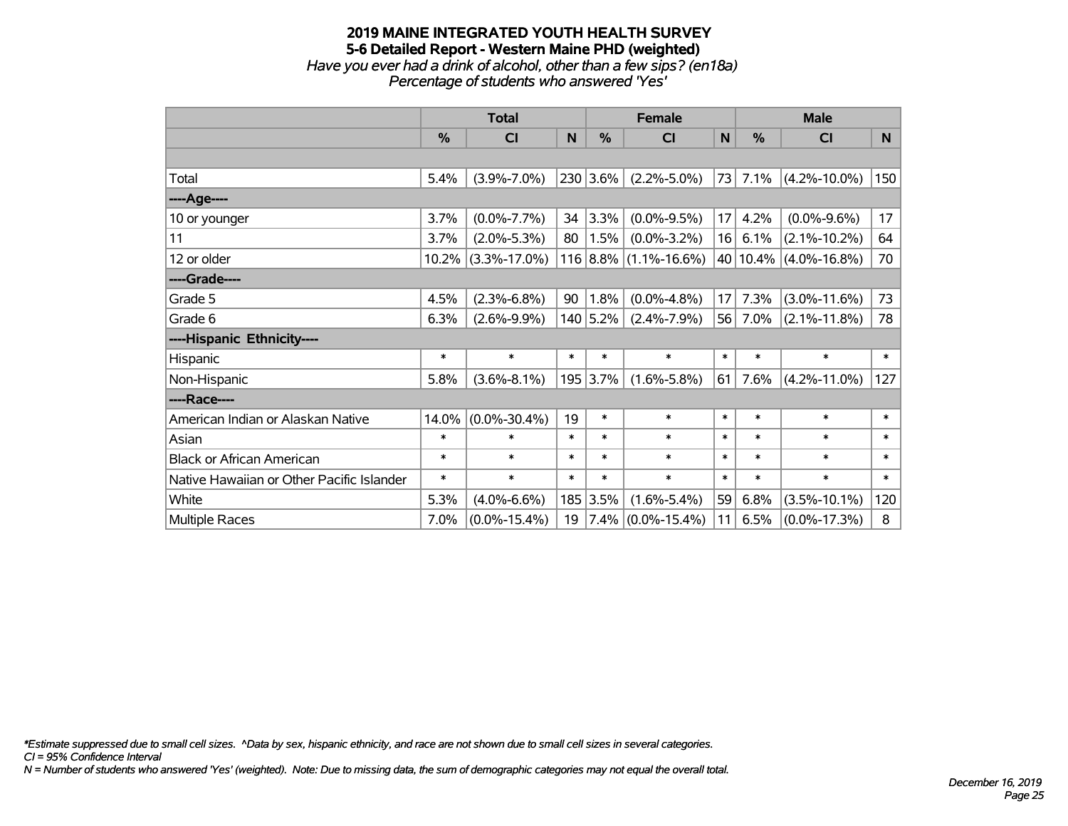# 2019 MAINE INTEGRATED YOUTH HEALTH SURVEY
## 5-6 Detailed Report - Western Maine PHD (weighted)
*Have you ever had a drink of alcohol, other than a few sips? (en18a)*
*Percentage of students who answered 'Yes'*

| | Total | | | Female | | | Male | | |
|---|---|---|---|---|---|---|---|---|---|
| | % | CI | N | % | CI | N | % | CI | N |
| Total | 5.4% | (3.9%-7.0%) | 230 | 3.6% | (2.2%-5.0%) | 73 | 7.1% | (4.2%-10.0%) | 150 |
| ----Age---- | | | | | | | | | |
| 10 or younger | 3.7% | (0.0%-7.7%) | 34 | 3.3% | (0.0%-9.5%) | 17 | 4.2% | (0.0%-9.6%) | 17 |
| 11 | 3.7% | (2.0%-5.3%) | 80 | 1.5% | (0.0%-3.2%) | 16 | 6.1% | (2.1%-10.2%) | 64 |
| 12 or older | 10.2% | (3.3%-17.0%) | 116 | 8.8% | (1.1%-16.6%) | 40 | 10.4% | (4.0%-16.8%) | 70 |
| ----Grade---- | | | | | | | | | |
| Grade 5 | 4.5% | (2.3%-6.8%) | 90 | 1.8% | (0.0%-4.8%) | 17 | 7.3% | (3.0%-11.6%) | 73 |
| Grade 6 | 6.3% | (2.6%-9.9%) | 140 | 5.2% | (2.4%-7.9%) | 56 | 7.0% | (2.1%-11.8%) | 78 |
| ----Hispanic Ethnicity---- | | | | | | | | | |
| Hispanic | * | * | * | * | * | * | * | * | * |
| Non-Hispanic | 5.8% | (3.6%-8.1%) | 195 | 3.7% | (1.6%-5.8%) | 61 | 7.6% | (4.2%-11.0%) | 127 |
| ----Race---- | | | | | | | | | |
| American Indian or Alaskan Native | 14.0% | (0.0%-30.4%) | 19 | * | * | * | * | * | * |
| Asian | * | * | * | * | * | * | * | * | * |
| Black or African American | * | * | * | * | * | * | * | * | * |
| Native Hawaiian or Other Pacific Islander | * | * | * | * | * | * | * | * | * |
| White | 5.3% | (4.0%-6.6%) | 185 | 3.5% | (1.6%-5.4%) | 59 | 6.8% | (3.5%-10.1%) | 120 |
| Multiple Races | 7.0% | (0.0%-15.4%) | 19 | 7.4% | (0.0%-15.4%) | 11 | 6.5% | (0.0%-17.3%) | 8 |

*\*Estimate suppressed due to small cell sizes. ^Data by sex, hispanic ethnicity, and race are not shown due to small cell sizes in several categories.*
*CI = 95% Confidence Interval*
*N = Number of students who answered 'Yes' (weighted). Note: Due to missing data, the sum of demographic categories may not equal the overall total.*

*December 16, 2019*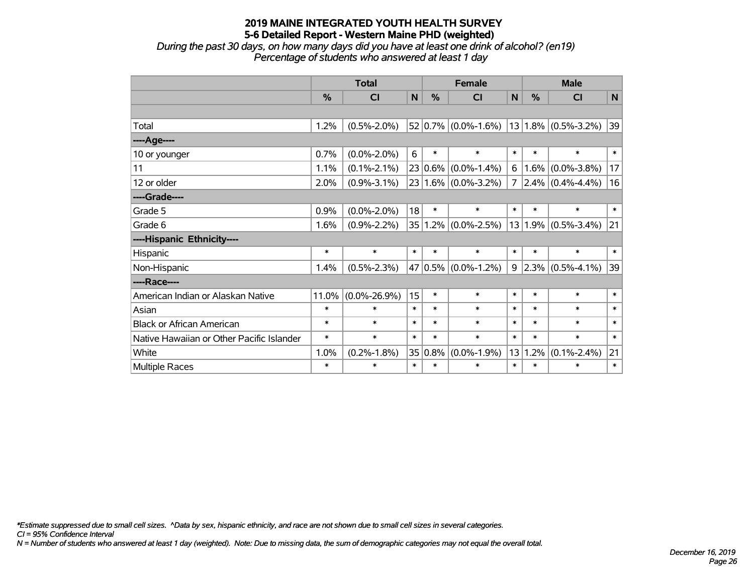# 2019 MAINE INTEGRATED YOUTH HEALTH SURVEY
## 5-6 Detailed Report - Western Maine PHD (weighted)

*During the past 30 days, on how many days did you have at least one drink of alcohol? (en19)*
*Percentage of students who answered at least 1 day*

| | Total | | | Female | | | Male | | |
|---|---|---|---|---|---|---|---|---|---|
| | % | CI | N | % | CI | N | % | CI | N |
| | | | | | | | | | |
| Total | 1.2% | (0.5%-2.0%) | 52 | 0.7% | (0.0%-1.6%) | 13 | 1.8% | (0.5%-3.2%) | 39 |
| ----Age---- | | | | | | | | | |
| 10 or younger | 0.7% | (0.0%-2.0%) | 6 | * | * | * | * | * | * |
| 11 | 1.1% | (0.1%-2.1%) | 23 | 0.6% | (0.0%-1.4%) | 6 | 1.6% | (0.0%-3.8%) | 17 |
| 12 or older | 2.0% | (0.9%-3.1%) | 23 | 1.6% | (0.0%-3.2%) | 7 | 2.4% | (0.4%-4.4%) | 16 |
| ----Grade---- | | | | | | | | | |
| Grade 5 | 0.9% | (0.0%-2.0%) | 18 | * | * | * | * | * | * |
| Grade 6 | 1.6% | (0.9%-2.2%) | 35 | 1.2% | (0.0%-2.5%) | 13 | 1.9% | (0.5%-3.4%) | 21 |
| ----Hispanic Ethnicity---- | | | | | | | | | |
| Hispanic | * | * | * | * | * | * | * | * | * |
| Non-Hispanic | 1.4% | (0.5%-2.3%) | 47 | 0.5% | (0.0%-1.2%) | 9 | 2.3% | (0.5%-4.1%) | 39 |
| ----Race---- | | | | | | | | | |
| American Indian or Alaskan Native | 11.0% | (0.0%-26.9%) | 15 | * | * | * | * | * | * |
| Asian | * | * | * | * | * | * | * | * | * |
| Black or African American | * | * | * | * | * | * | * | * | * |
| Native Hawaiian or Other Pacific Islander | * | * | * | * | * | * | * | * | * |
| White | 1.0% | (0.2%-1.8%) | 35 | 0.8% | (0.0%-1.9%) | 13 | 1.2% | (0.1%-2.4%) | 21 |
| Multiple Races | * | * | * | * | * | * | * | * | * |

*\*Estimate suppressed due to small cell sizes. ^Data by sex, hispanic ethnicity, and race are not shown due to small cell sizes in several categories.*
*CI = 95% Confidence Interval*
*N = Number of students who answered at least 1 day (weighted). Note: Due to missing data, the sum of demographic categories may not equal the overall total.*

*December 16, 2019*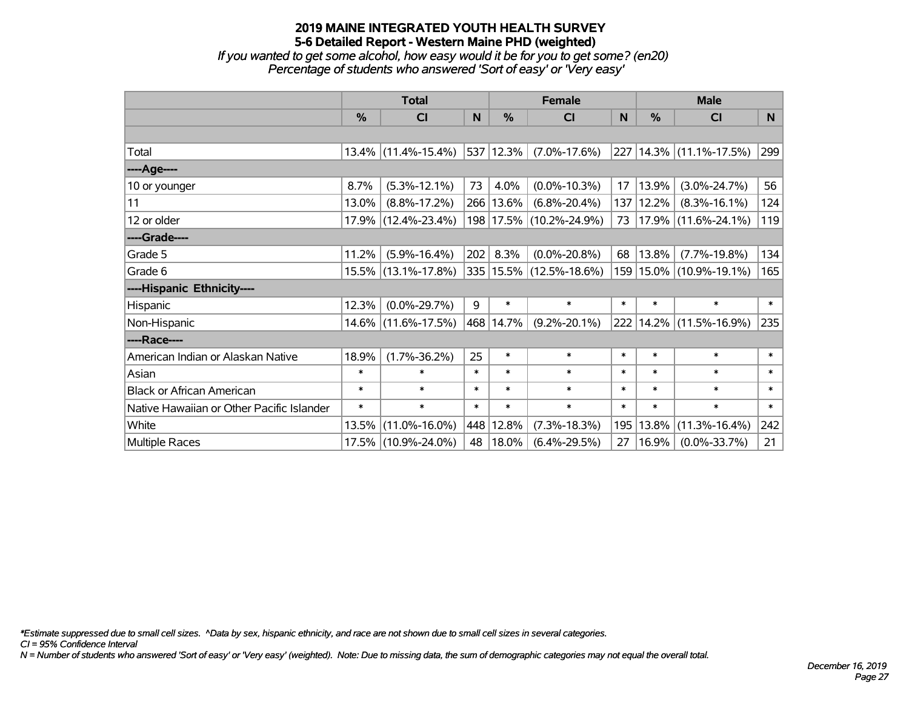# 2019 MAINE INTEGRATED YOUTH HEALTH SURVEY

## 5-6 Detailed Report - Western Maine PHD (weighted)

*If you wanted to get some alcohol, how easy would it be for you to get some? (en20)*

*Percentage of students who answered 'Sort of easy' or 'Very easy'*

| | Total | | | Female | | | Male | | |
|---|---|---|---|---|---|---|---|---|---|
| | % | CI | N | % | CI | N | % | CI | N |
| | | | | | | | | | |
| Total | 13.4% | (11.4%-15.4%) | 537 | 12.3% | (7.0%-17.6%) | 227 | 14.3% | (11.1%-17.5%) | 299 |
| ----Age---- | | | | | | | | | |
| 10 or younger | 8.7% | (5.3%-12.1%) | 73 | 4.0% | (0.0%-10.3%) | 17 | 13.9% | (3.0%-24.7%) | 56 |
| 11 | 13.0% | (8.8%-17.2%) | 266 | 13.6% | (6.8%-20.4%) | 137 | 12.2% | (8.3%-16.1%) | 124 |
| 12 or older | 17.9% | (12.4%-23.4%) | 198 | 17.5% | (10.2%-24.9%) | 73 | 17.9% | (11.6%-24.1%) | 119 |
| ----Grade---- | | | | | | | | | |
| Grade 5 | 11.2% | (5.9%-16.4%) | 202 | 8.3% | (0.0%-20.8%) | 68 | 13.8% | (7.7%-19.8%) | 134 |
| Grade 6 | 15.5% | (13.1%-17.8%) | 335 | 15.5% | (12.5%-18.6%) | 159 | 15.0% | (10.9%-19.1%) | 165 |
| ----Hispanic Ethnicity---- | | | | | | | | | |
| Hispanic | 12.3% | (0.0%-29.7%) | 9 | * | * | * | * | * | * |
| Non-Hispanic | 14.6% | (11.6%-17.5%) | 468 | 14.7% | (9.2%-20.1%) | 222 | 14.2% | (11.5%-16.9%) | 235 |
| ----Race---- | | | | | | | | | |
| American Indian or Alaskan Native | 18.9% | (1.7%-36.2%) | 25 | * | * | * | * | * | * |
| Asian | * | * | * | * | * | * | * | * | * |
| Black or African American | * | * | * | * | * | * | * | * | * |
| Native Hawaiian or Other Pacific Islander | * | * | * | * | * | * | * | * | * |
| White | 13.5% | (11.0%-16.0%) | 448 | 12.8% | (7.3%-18.3%) | 195 | 13.8% | (11.3%-16.4%) | 242 |
| Multiple Races | 17.5% | (10.9%-24.0%) | 48 | 18.0% | (6.4%-29.5%) | 27 | 16.9% | (0.0%-33.7%) | 21 |

*\*Estimate suppressed due to small cell sizes. ^Data by sex, hispanic ethnicity, and race are not shown due to small cell sizes in several categories.*

*CI = 95% Confidence Interval*

*N = Number of students who answered 'Sort of easy' or 'Very easy' (weighted). Note: Due to missing data, the sum of demographic categories may not equal the overall total.*

*December 16, 2019*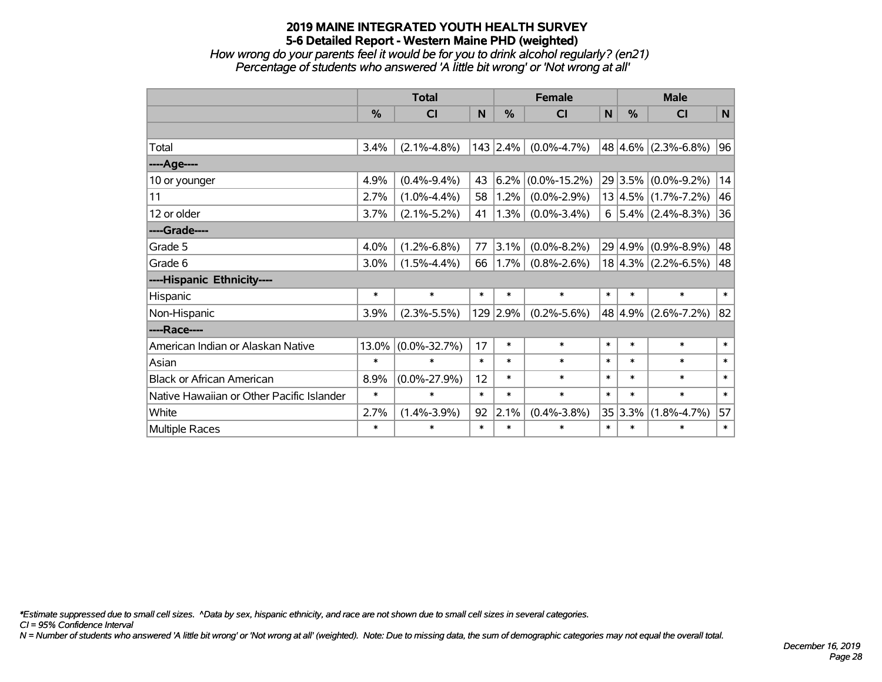# 2019 MAINE INTEGRATED YOUTH HEALTH SURVEY

## 5-6 Detailed Report - Western Maine PHD (weighted)

*How wrong do your parents feel it would be for you to drink alcohol regularly? (en21)*

*Percentage of students who answered 'A little bit wrong' or 'Not wrong at all'*

| | Total | | | Female | | | Male | | |
|---|---|---|---|---|---|---|---|---|---|
| | % | CI | N | % | CI | N | % | CI | N |
| Total | 3.4% | (2.1%-4.8%) | 143 | 2.4% | (0.0%-4.7%) | 48 | 4.6% | (2.3%-6.8%) | 96 |
| ----Age---- | | | | | | | | | |
| 10 or younger | 4.9% | (0.4%-9.4%) | 43 | 6.2% | (0.0%-15.2%) | 29 | 3.5% | (0.0%-9.2%) | 14 |
| 11 | 2.7% | (1.0%-4.4%) | 58 | 1.2% | (0.0%-2.9%) | 13 | 4.5% | (1.7%-7.2%) | 46 |
| 12 or older | 3.7% | (2.1%-5.2%) | 41 | 1.3% | (0.0%-3.4%) | 6 | 5.4% | (2.4%-8.3%) | 36 |
| ----Grade---- | | | | | | | | | |
| Grade 5 | 4.0% | (1.2%-6.8%) | 77 | 3.1% | (0.0%-8.2%) | 29 | 4.9% | (0.9%-8.9%) | 48 |
| Grade 6 | 3.0% | (1.5%-4.4%) | 66 | 1.7% | (0.8%-2.6%) | 18 | 4.3% | (2.2%-6.5%) | 48 |
| ----Hispanic Ethnicity---- | | | | | | | | | |
| Hispanic | * | * | * | * | * | * | * | * | * |
| Non-Hispanic | 3.9% | (2.3%-5.5%) | 129 | 2.9% | (0.2%-5.6%) | 48 | 4.9% | (2.6%-7.2%) | 82 |
| ----Race---- | | | | | | | | | |
| American Indian or Alaskan Native | 13.0% | (0.0%-32.7%) | 17 | * | * | * | * | * | * |
| Asian | * | * | * | * | * | * | * | * | * |
| Black or African American | 8.9% | (0.0%-27.9%) | 12 | * | * | * | * | * | * |
| Native Hawaiian or Other Pacific Islander | * | * | * | * | * | * | * | * | * |
| White | 2.7% | (1.4%-3.9%) | 92 | 2.1% | (0.4%-3.8%) | 35 | 3.3% | (1.8%-4.7%) | 57 |
| Multiple Races | * | * | * | * | * | * | * | * | * |

*Estimate suppressed due to small cell sizes. ^Data by sex, hispanic ethnicity, and race are not shown due to small cell sizes in several categories.

CI = 95% Confidence Interval

N = Number of students who answered 'A little bit wrong' or 'Not wrong at all' (weighted). Note: Due to missing data, the sum of demographic categories may not equal the overall total.

December 16, 2019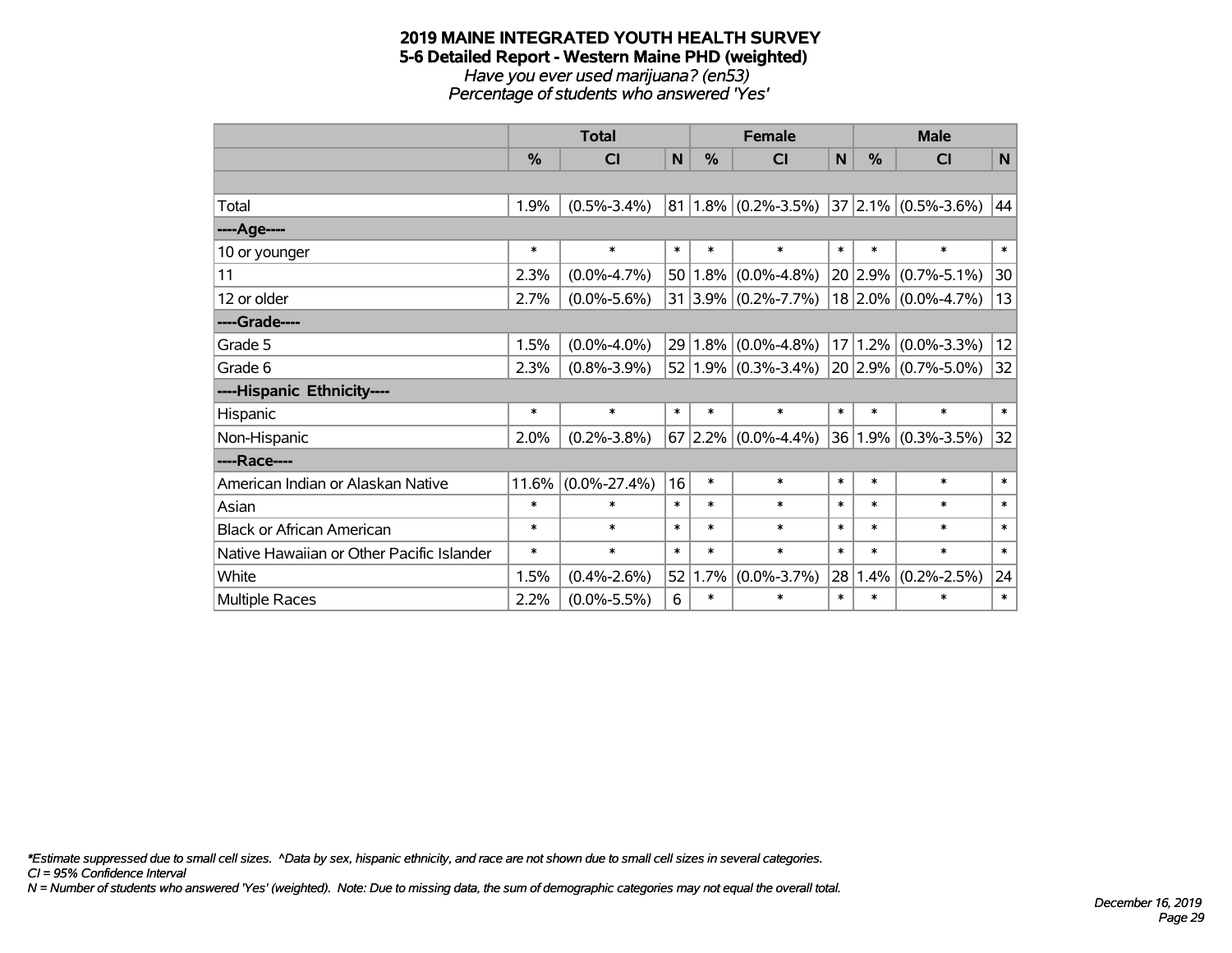# 2019 MAINE INTEGRATED YOUTH HEALTH SURVEY

## 5-6 Detailed Report - Western Maine PHD (weighted)

*Have you ever used marijuana? (en53)*

*Percentage of students who answered 'Yes'*

| | Total | | | Female | | | Male | | |
|---|---|---|---|---|---|---|---|---|---|
| | % | CI | N | % | CI | N | % | CI | N |
| | | | | | | | | | |
| Total | 1.9% | (0.5%-3.4%) | 81 | 1.8% | (0.2%-3.5%) | 37 | 2.1% | (0.5%-3.6%) | 44 |
| ----Age---- | | | | | | | | | |
| 10 or younger | * | * | * | * | * | * | * | * | * |
| 11 | 2.3% | (0.0%-4.7%) | 50 | 1.8% | (0.0%-4.8%) | 20 | 2.9% | (0.7%-5.1%) | 30 |
| 12 or older | 2.7% | (0.0%-5.6%) | 31 | 3.9% | (0.2%-7.7%) | 18 | 2.0% | (0.0%-4.7%) | 13 |
| ----Grade---- | | | | | | | | | |
| Grade 5 | 1.5% | (0.0%-4.0%) | 29 | 1.8% | (0.0%-4.8%) | 17 | 1.2% | (0.0%-3.3%) | 12 |
| Grade 6 | 2.3% | (0.8%-3.9%) | 52 | 1.9% | (0.3%-3.4%) | 20 | 2.9% | (0.7%-5.0%) | 32 |
| ----Hispanic Ethnicity---- | | | | | | | | | |
| Hispanic | * | * | * | * | * | * | * | * | * |
| Non-Hispanic | 2.0% | (0.2%-3.8%) | 67 | 2.2% | (0.0%-4.4%) | 36 | 1.9% | (0.3%-3.5%) | 32 |
| ----Race---- | | | | | | | | | |
| American Indian or Alaskan Native | 11.6% | (0.0%-27.4%) | 16 | * | * | * | * | * | * |
| Asian | * | * | * | * | * | * | * | * | * |
| Black or African American | * | * | * | * | * | * | * | * | * |
| Native Hawaiian or Other Pacific Islander | * | * | * | * | * | * | * | * | * |
| White | 1.5% | (0.4%-2.6%) | 52 | 1.7% | (0.0%-3.7%) | 28 | 1.4% | (0.2%-2.5%) | 24 |
| Multiple Races | 2.2% | (0.0%-5.5%) | 6 | * | * | * | * | * | * |

*\*Estimate suppressed due to small cell sizes. ^Data by sex, hispanic ethnicity, and race are not shown due to small cell sizes in several categories.*

*CI = 95% Confidence Interval*

*N = Number of students who answered 'Yes' (weighted). Note: Due to missing data, the sum of demographic categories may not equal the overall total.*

*December 16, 2019*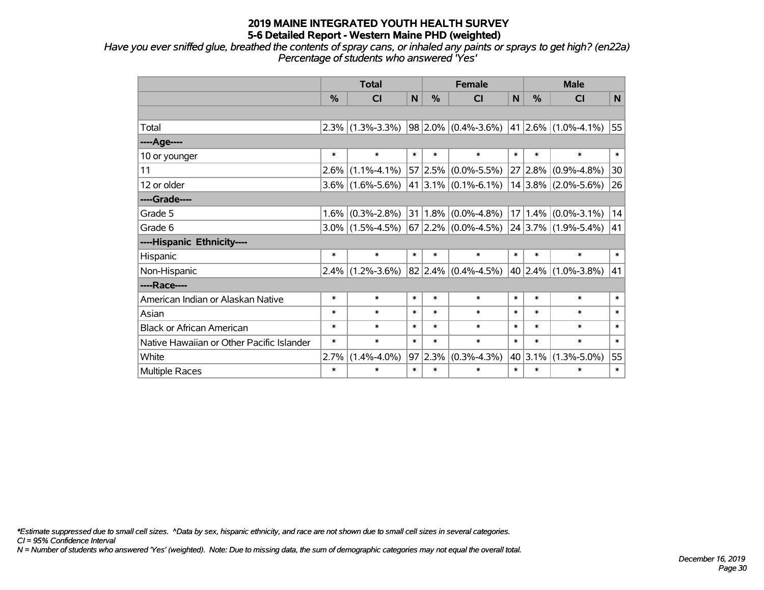# 2019 MAINE INTEGRATED YOUTH HEALTH SURVEY
## 5-6 Detailed Report - Western Maine PHD (weighted)

*Have you ever sniffed glue, breathed the contents of spray cans, or inhaled any paints or sprays to get high? (en22a)*
*Percentage of students who answered 'Yes'*

| | Total | | | Female | | | Male | | |
|---|---|---|---|---|---|---|---|---|---|
| | % | CI | N | % | CI | N | % | CI | N |
| Total | 2.3% | (1.3%-3.3%) | 98 | 2.0% | (0.4%-3.6%) | 41 | 2.6% | (1.0%-4.1%) | 55 |
| ----Age---- | | | | | | | | | |
| 10 or younger | * | * | * | * | * | * | * | * | * |
| 11 | 2.6% | (1.1%-4.1%) | 57 | 2.5% | (0.0%-5.5%) | 27 | 2.8% | (0.9%-4.8%) | 30 |
| 12 or older | 3.6% | (1.6%-5.6%) | 41 | 3.1% | (0.1%-6.1%) | 14 | 3.8% | (2.0%-5.6%) | 26 |
| ----Grade---- | | | | | | | | | |
| Grade 5 | 1.6% | (0.3%-2.8%) | 31 | 1.8% | (0.0%-4.8%) | 17 | 1.4% | (0.0%-3.1%) | 14 |
| Grade 6 | 3.0% | (1.5%-4.5%) | 67 | 2.2% | (0.0%-4.5%) | 24 | 3.7% | (1.9%-5.4%) | 41 |
| ----Hispanic Ethnicity---- | | | | | | | | | |
| Hispanic | * | * | * | * | * | * | * | * | * |
| Non-Hispanic | 2.4% | (1.2%-3.6%) | 82 | 2.4% | (0.4%-4.5%) | 40 | 2.4% | (1.0%-3.8%) | 41 |
| ----Race---- | | | | | | | | | |
| American Indian or Alaskan Native | * | * | * | * | * | * | * | * | * |
| Asian | * | * | * | * | * | * | * | * | * |
| Black or African American | * | * | * | * | * | * | * | * | * |
| Native Hawaiian or Other Pacific Islander | * | * | * | * | * | * | * | * | * |
| White | 2.7% | (1.4%-4.0%) | 97 | 2.3% | (0.3%-4.3%) | 40 | 3.1% | (1.3%-5.0%) | 55 |
| Multiple Races | * | * | * | * | * | * | * | * | * |

*\*Estimate suppressed due to small cell sizes. ^Data by sex, hispanic ethnicity, and race are not shown due to small cell sizes in several categories.*
*CI = 95% Confidence Interval*
*N = Number of students who answered 'Yes' (weighted). Note: Due to missing data, the sum of demographic categories may not equal the overall total.*

*December 16, 2019*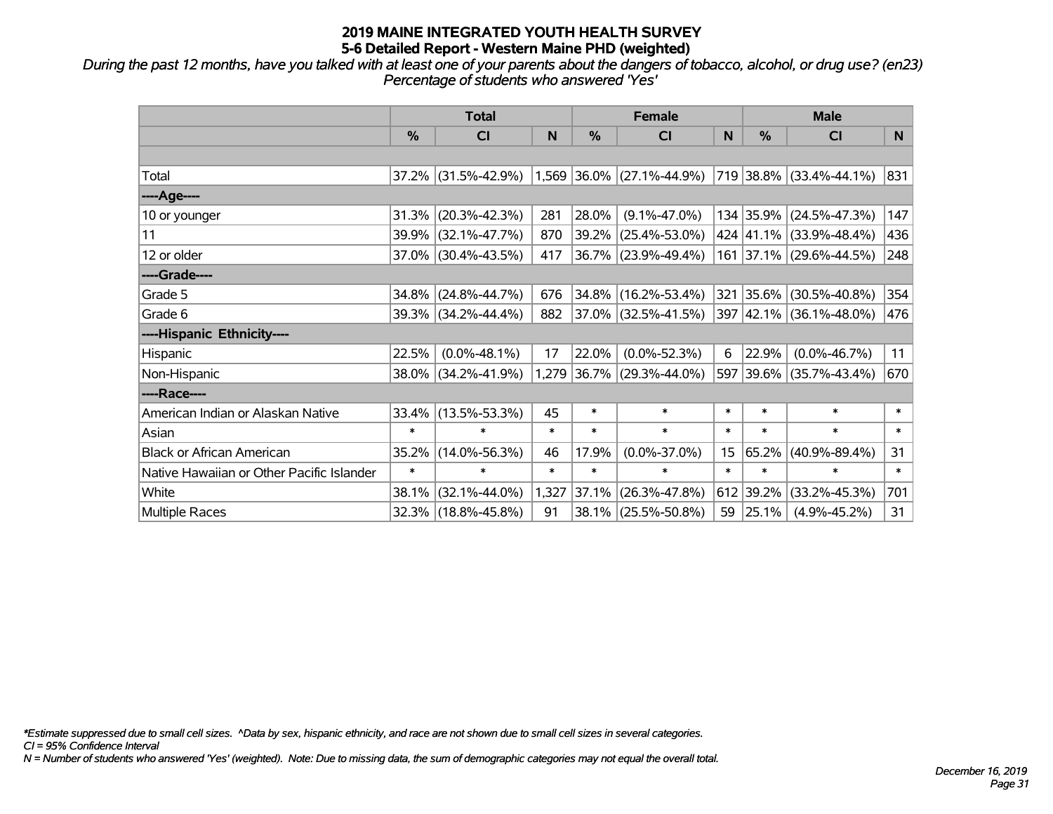# 2019 MAINE INTEGRATED YOUTH HEALTH SURVEY
## 5-6 Detailed Report - Western Maine PHD (weighted)

*During the past 12 months, have you talked with at least one of your parents about the dangers of tobacco, alcohol, or drug use? (en23)*
*Percentage of students who answered 'Yes'*

| | Total | | | Female | | | Male | | |
|---|---|---|---|---|---|---|---|---|---|
| | % | CI | N | % | CI | N | % | CI | N |
| | | | | | | | | | |
| Total | 37.2% | (31.5%-42.9%) | 1,569 | 36.0% | (27.1%-44.9%) | 719 | 38.8% | (33.4%-44.1%) | 831 |
| ----Age---- | | | | | | | | | |
| 10 or younger | 31.3% | (20.3%-42.3%) | 281 | 28.0% | (9.1%-47.0%) | 134 | 35.9% | (24.5%-47.3%) | 147 |
| 11 | 39.9% | (32.1%-47.7%) | 870 | 39.2% | (25.4%-53.0%) | 424 | 41.1% | (33.9%-48.4%) | 436 |
| 12 or older | 37.0% | (30.4%-43.5%) | 417 | 36.7% | (23.9%-49.4%) | 161 | 37.1% | (29.6%-44.5%) | 248 |
| ----Grade---- | | | | | | | | | |
| Grade 5 | 34.8% | (24.8%-44.7%) | 676 | 34.8% | (16.2%-53.4%) | 321 | 35.6% | (30.5%-40.8%) | 354 |
| Grade 6 | 39.3% | (34.2%-44.4%) | 882 | 37.0% | (32.5%-41.5%) | 397 | 42.1% | (36.1%-48.0%) | 476 |
| ----Hispanic Ethnicity---- | | | | | | | | | |
| Hispanic | 22.5% | (0.0%-48.1%) | 17 | 22.0% | (0.0%-52.3%) | 6 | 22.9% | (0.0%-46.7%) | 11 |
| Non-Hispanic | 38.0% | (34.2%-41.9%) | 1,279 | 36.7% | (29.3%-44.0%) | 597 | 39.6% | (35.7%-43.4%) | 670 |
| ----Race---- | | | | | | | | | |
| American Indian or Alaskan Native | 33.4% | (13.5%-53.3%) | 45 | * | * | * | * | * | * |
| Asian | * | * | * | * | * | * | * | * | * |
| Black or African American | 35.2% | (14.0%-56.3%) | 46 | 17.9% | (0.0%-37.0%) | 15 | 65.2% | (40.9%-89.4%) | 31 |
| Native Hawaiian or Other Pacific Islander | * | * | * | * | * | * | * | * | * |
| White | 38.1% | (32.1%-44.0%) | 1,327 | 37.1% | (26.3%-47.8%) | 612 | 39.2% | (33.2%-45.3%) | 701 |
| Multiple Races | 32.3% | (18.8%-45.8%) | 91 | 38.1% | (25.5%-50.8%) | 59 | 25.1% | (4.9%-45.2%) | 31 |

*\*Estimate suppressed due to small cell sizes. ^Data by sex, hispanic ethnicity, and race are not shown due to small cell sizes in several categories.*
*CI = 95% Confidence Interval*
*N = Number of students who answered 'Yes' (weighted). Note: Due to missing data, the sum of demographic categories may not equal the overall total.*

*December 16, 2019*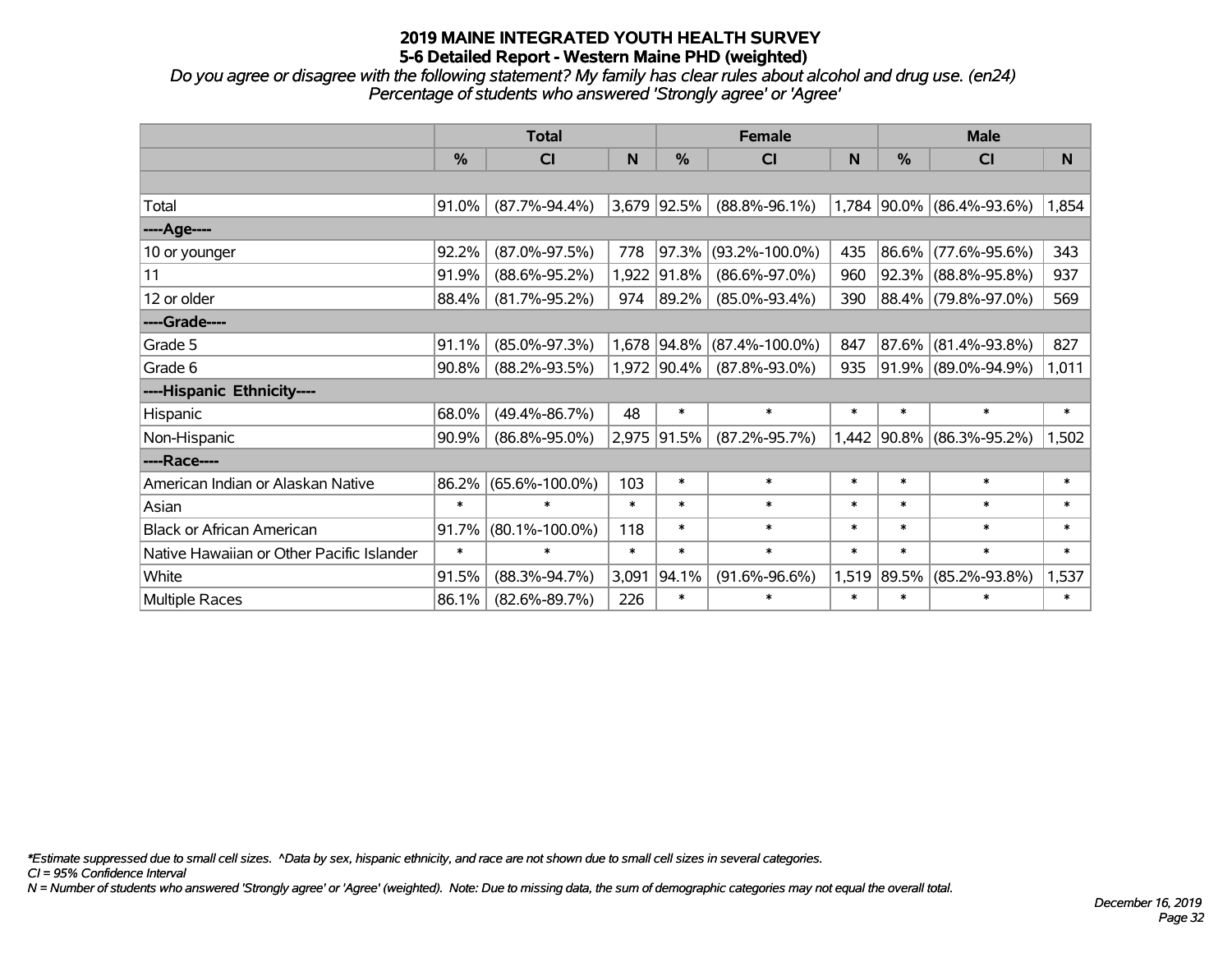# 2019 MAINE INTEGRATED YOUTH HEALTH SURVEY
## 5-6 Detailed Report - Western Maine PHD (weighted)

*Do you agree or disagree with the following statement? My family has clear rules about alcohol and drug use. (en24)*
*Percentage of students who answered 'Strongly agree' or 'Agree'*

| | Total | | | Female | | | Male | | |
|---|---|---|---|---|---|---|---|---|---|
| | % | CI | N | % | CI | N | % | CI | N |
| | | | | | | | | | |
| Total | 91.0% | (87.7%-94.4%) | 3,679 | 92.5% | (88.8%-96.1%) | 1,784 | 90.0% | (86.4%-93.6%) | 1,854 |
| ----Age---- | | | | | | | | | |
| 10 or younger | 92.2% | (87.0%-97.5%) | 778 | 97.3% | (93.2%-100.0%) | 435 | 86.6% | (77.6%-95.6%) | 343 |
| 11 | 91.9% | (88.6%-95.2%) | 1,922 | 91.8% | (86.6%-97.0%) | 960 | 92.3% | (88.8%-95.8%) | 937 |
| 12 or older | 88.4% | (81.7%-95.2%) | 974 | 89.2% | (85.0%-93.4%) | 390 | 88.4% | (79.8%-97.0%) | 569 |
| ----Grade---- | | | | | | | | | |
| Grade 5 | 91.1% | (85.0%-97.3%) | 1,678 | 94.8% | (87.4%-100.0%) | 847 | 87.6% | (81.4%-93.8%) | 827 |
| Grade 6 | 90.8% | (88.2%-93.5%) | 1,972 | 90.4% | (87.8%-93.0%) | 935 | 91.9% | (89.0%-94.9%) | 1,011 |
| ----Hispanic Ethnicity---- | | | | | | | | | |
| Hispanic | 68.0% | (49.4%-86.7%) | 48 | * | * | * | * | * | * |
| Non-Hispanic | 90.9% | (86.8%-95.0%) | 2,975 | 91.5% | (87.2%-95.7%) | 1,442 | 90.8% | (86.3%-95.2%) | 1,502 |
| ----Race---- | | | | | | | | | |
| American Indian or Alaskan Native | 86.2% | (65.6%-100.0%) | 103 | * | * | * | * | * | * |
| Asian | * | * | * | * | * | * | * | * | * |
| Black or African American | 91.7% | (80.1%-100.0%) | 118 | * | * | * | * | * | * |
| Native Hawaiian or Other Pacific Islander | * | * | * | * | * | * | * | * | * |
| White | 91.5% | (88.3%-94.7%) | 3,091 | 94.1% | (91.6%-96.6%) | 1,519 | 89.5% | (85.2%-93.8%) | 1,537 |
| Multiple Races | 86.1% | (82.6%-89.7%) | 226 | * | * | * | * | * | * |

*\*Estimate suppressed due to small cell sizes. ^Data by sex, hispanic ethnicity, and race are not shown due to small cell sizes in several categories.*
*CI = 95% Confidence Interval*
*N = Number of students who answered 'Strongly agree' or 'Agree' (weighted). Note: Due to missing data, the sum of demographic categories may not equal the overall total.*

*December 16, 2019*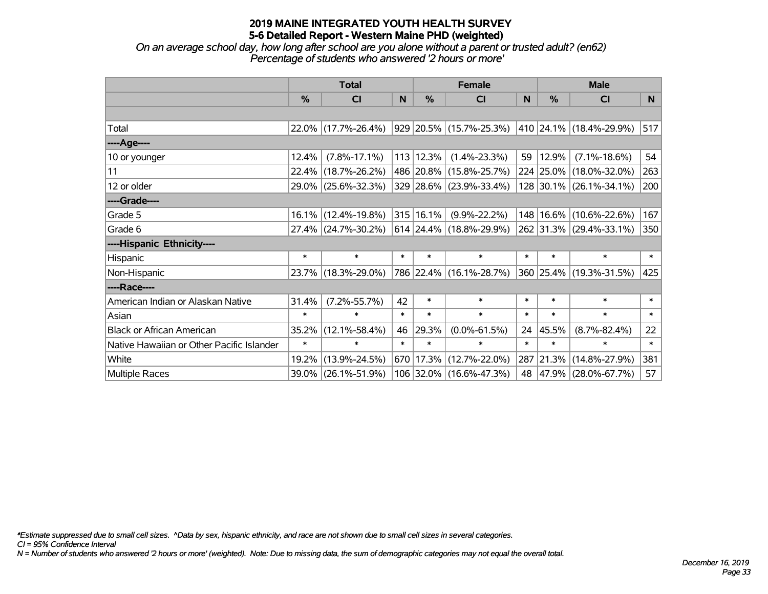# 2019 MAINE INTEGRATED YOUTH HEALTH SURVEY
## 5-6 Detailed Report - Western Maine PHD (weighted)

*On an average school day, how long after school are you alone without a parent or trusted adult? (en62)*
*Percentage of students who answered '2 hours or more'*

| | Total | | | Female | | | Male | | |
|---|---|---|---|---|---|---|---|---|---|
| | % | CI | N | % | CI | N | % | CI | N |
| | | | | | | | | | |
| Total | 22.0% | (17.7%-26.4%) | 929 | 20.5% | (15.7%-25.3%) | 410 | 24.1% | (18.4%-29.9%) | 517 |
| ----Age---- | | | | | | | | | |
| 10 or younger | 12.4% | (7.8%-17.1%) | 113 | 12.3% | (1.4%-23.3%) | 59 | 12.9% | (7.1%-18.6%) | 54 |
| 11 | 22.4% | (18.7%-26.2%) | 486 | 20.8% | (15.8%-25.7%) | 224 | 25.0% | (18.0%-32.0%) | 263 |
| 12 or older | 29.0% | (25.6%-32.3%) | 329 | 28.6% | (23.9%-33.4%) | 128 | 30.1% | (26.1%-34.1%) | 200 |
| ----Grade---- | | | | | | | | | |
| Grade 5 | 16.1% | (12.4%-19.8%) | 315 | 16.1% | (9.9%-22.2%) | 148 | 16.6% | (10.6%-22.6%) | 167 |
| Grade 6 | 27.4% | (24.7%-30.2%) | 614 | 24.4% | (18.8%-29.9%) | 262 | 31.3% | (29.4%-33.1%) | 350 |
| ----Hispanic Ethnicity---- | | | | | | | | | |
| Hispanic | * | * | * | * | * | * | * | * | * |
| Non-Hispanic | 23.7% | (18.3%-29.0%) | 786 | 22.4% | (16.1%-28.7%) | 360 | 25.4% | (19.3%-31.5%) | 425 |
| ----Race---- | | | | | | | | | |
| American Indian or Alaskan Native | 31.4% | (7.2%-55.7%) | 42 | * | * | * | * | * | * |
| Asian | * | * | * | * | * | * | * | * | * |
| Black or African American | 35.2% | (12.1%-58.4%) | 46 | 29.3% | (0.0%-61.5%) | 24 | 45.5% | (8.7%-82.4%) | 22 |
| Native Hawaiian or Other Pacific Islander | * | * | * | * | * | * | * | * | * |
| White | 19.2% | (13.9%-24.5%) | 670 | 17.3% | (12.7%-22.0%) | 287 | 21.3% | (14.8%-27.9%) | 381 |
| Multiple Races | 39.0% | (26.1%-51.9%) | 106 | 32.0% | (16.6%-47.3%) | 48 | 47.9% | (28.0%-67.7%) | 57 |

*\*Estimate suppressed due to small cell sizes. ^Data by sex, hispanic ethnicity, and race are not shown due to small cell sizes in several categories.*
*CI = 95% Confidence Interval*
*N = Number of students who answered '2 hours or more' (weighted). Note: Due to missing data, the sum of demographic categories may not equal the overall total.*

*December 16, 2019*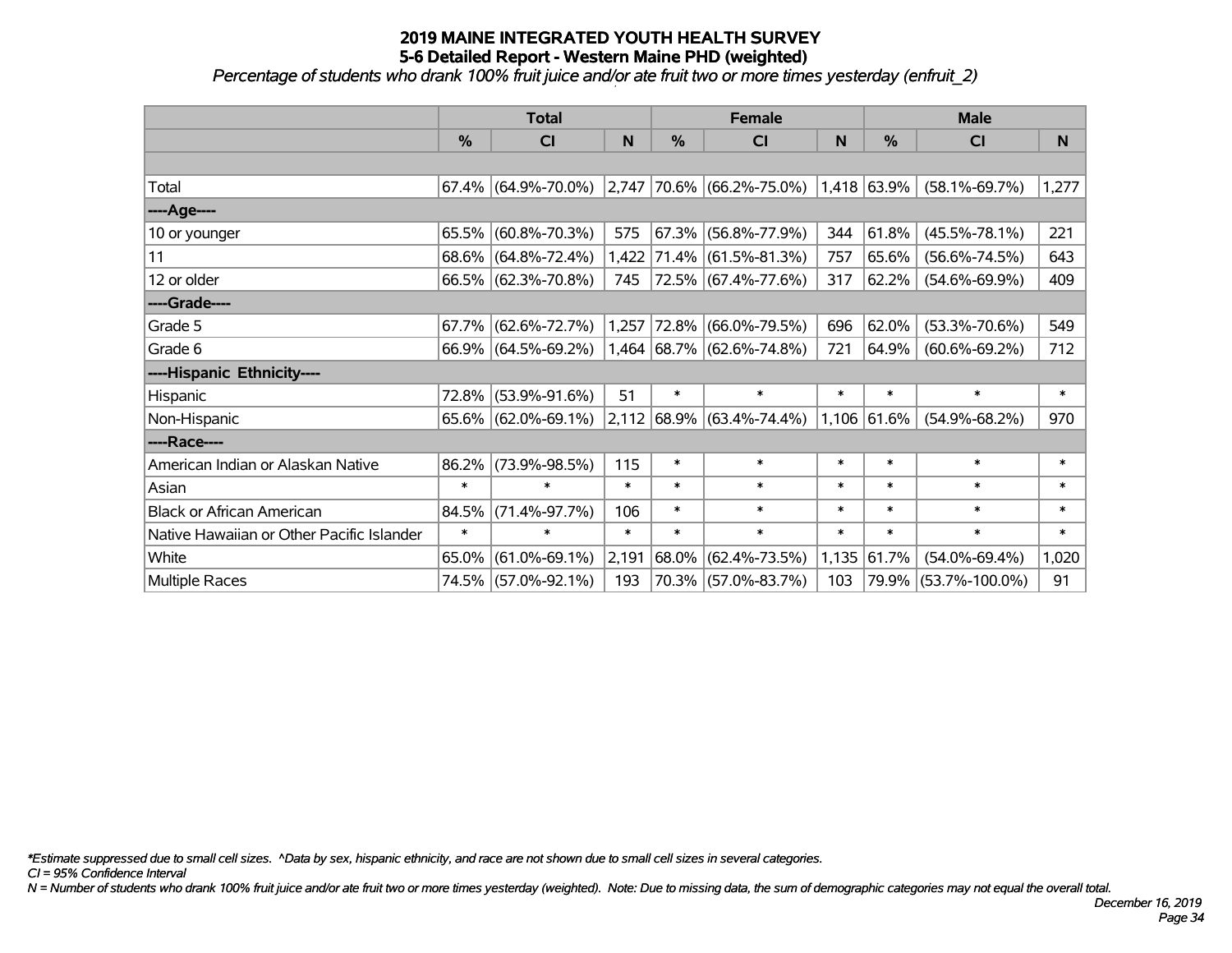# 2019 MAINE INTEGRATED YOUTH HEALTH SURVEY
## 5-6 Detailed Report - Western Maine PHD (weighted)
*Percentage of students who drank 100% fruit juice and/or ate fruit two or more times yesterday (enfruit_2)*

| | Total | | | Female | | | Male | | |
|---|---|---|---|---|---|---|---|---|---|
| | % | CI | N | % | CI | N | % | CI | N |
| | | | | | | | | | |
| Total | 67.4% | (64.9%-70.0%) | 2,747 | 70.6% | (66.2%-75.0%) | 1,418 | 63.9% | (58.1%-69.7%) | 1,277 |
| ----Age---- | | | | | | | | | |
| 10 or younger | 65.5% | (60.8%-70.3%) | 575 | 67.3% | (56.8%-77.9%) | 344 | 61.8% | (45.5%-78.1%) | 221 |
| 11 | 68.6% | (64.8%-72.4%) | 1,422 | 71.4% | (61.5%-81.3%) | 757 | 65.6% | (56.6%-74.5%) | 643 |
| 12 or older | 66.5% | (62.3%-70.8%) | 745 | 72.5% | (67.4%-77.6%) | 317 | 62.2% | (54.6%-69.9%) | 409 |
| ----Grade---- | | | | | | | | | |
| Grade 5 | 67.7% | (62.6%-72.7%) | 1,257 | 72.8% | (66.0%-79.5%) | 696 | 62.0% | (53.3%-70.6%) | 549 |
| Grade 6 | 66.9% | (64.5%-69.2%) | 1,464 | 68.7% | (62.6%-74.8%) | 721 | 64.9% | (60.6%-69.2%) | 712 |
| ----Hispanic Ethnicity---- | | | | | | | | | |
| Hispanic | 72.8% | (53.9%-91.6%) | 51 | * | * | * | * | * | * |
| Non-Hispanic | 65.6% | (62.0%-69.1%) | 2,112 | 68.9% | (63.4%-74.4%) | 1,106 | 61.6% | (54.9%-68.2%) | 970 |
| ----Race---- | | | | | | | | | |
| American Indian or Alaskan Native | 86.2% | (73.9%-98.5%) | 115 | * | * | * | * | * | * |
| Asian | * | * | * | * | * | * | * | * | * |
| Black or African American | 84.5% | (71.4%-97.7%) | 106 | * | * | * | * | * | * |
| Native Hawaiian or Other Pacific Islander | * | * | * | * | * | * | * | * | * |
| White | 65.0% | (61.0%-69.1%) | 2,191 | 68.0% | (62.4%-73.5%) | 1,135 | 61.7% | (54.0%-69.4%) | 1,020 |
| Multiple Races | 74.5% | (57.0%-92.1%) | 193 | 70.3% | (57.0%-83.7%) | 103 | 79.9% | (53.7%-100.0%) | 91 |

*\*Estimate suppressed due to small cell sizes. ^Data by sex, hispanic ethnicity, and race are not shown due to small cell sizes in several categories.*

*CI = 95% Confidence Interval*

*N = Number of students who drank 100% fruit juice and/or ate fruit two or more times yesterday (weighted). Note: Due to missing data, the sum of demographic categories may not equal the overall total.*

*December 16, 2019*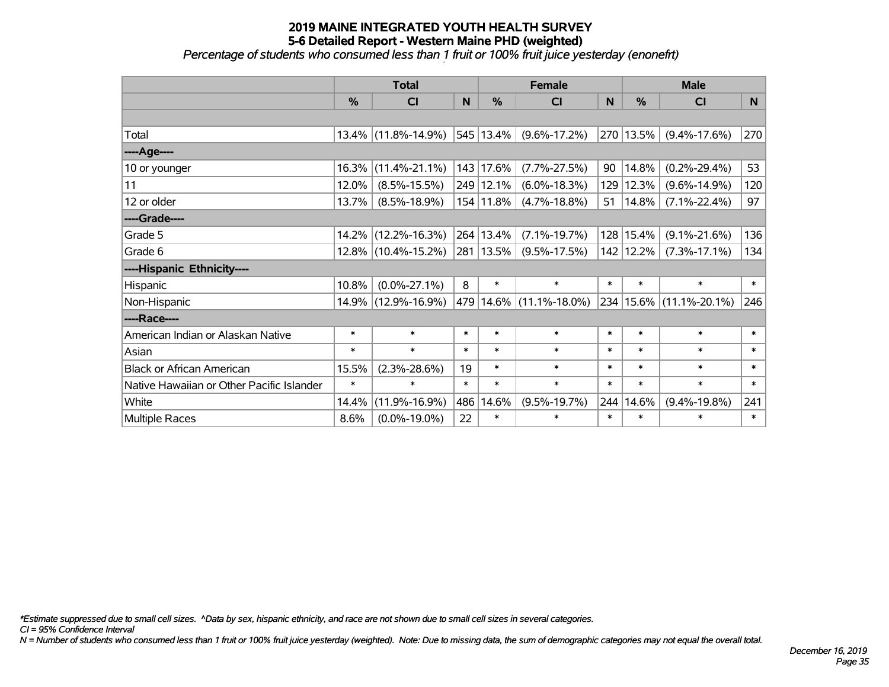# 2019 MAINE INTEGRATED YOUTH HEALTH SURVEY
## 5-6 Detailed Report - Western Maine PHD (weighted)
*Percentage of students who consumed less than 1 fruit or 100% fruit juice yesterday (enonefrt)*

| | Total | | | Female | | | Male | | |
|---|---|---|---|---|---|---|---|---|---|
| | % | CI | N | % | CI | N | % | CI | N |
| | | | | | | | | | |
| Total | 13.4% | (11.8%-14.9%) | 545 | 13.4% | (9.6%-17.2%) | 270 | 13.5% | (9.4%-17.6%) | 270 |
| ----Age---- | | | | | | | | | |
| 10 or younger | 16.3% | (11.4%-21.1%) | 143 | 17.6% | (7.7%-27.5%) | 90 | 14.8% | (0.2%-29.4%) | 53 |
| 11 | 12.0% | (8.5%-15.5%) | 249 | 12.1% | (6.0%-18.3%) | 129 | 12.3% | (9.6%-14.9%) | 120 |
| 12 or older | 13.7% | (8.5%-18.9%) | 154 | 11.8% | (4.7%-18.8%) | 51 | 14.8% | (7.1%-22.4%) | 97 |
| ----Grade---- | | | | | | | | | |
| Grade 5 | 14.2% | (12.2%-16.3%) | 264 | 13.4% | (7.1%-19.7%) | 128 | 15.4% | (9.1%-21.6%) | 136 |
| Grade 6 | 12.8% | (10.4%-15.2%) | 281 | 13.5% | (9.5%-17.5%) | 142 | 12.2% | (7.3%-17.1%) | 134 |
| ----Hispanic Ethnicity---- | | | | | | | | | |
| Hispanic | 10.8% | (0.0%-27.1%) | 8 | * | * | * | * | * | * |
| Non-Hispanic | 14.9% | (12.9%-16.9%) | 479 | 14.6% | (11.1%-18.0%) | 234 | 15.6% | (11.1%-20.1%) | 246 |
| ----Race---- | | | | | | | | | |
| American Indian or Alaskan Native | * | * | * | * | * | * | * | * | * |
| Asian | * | * | * | * | * | * | * | * | * |
| Black or African American | 15.5% | (2.3%-28.6%) | 19 | * | * | * | * | * | * |
| Native Hawaiian or Other Pacific Islander | * | * | * | * | * | * | * | * | * |
| White | 14.4% | (11.9%-16.9%) | 486 | 14.6% | (9.5%-19.7%) | 244 | 14.6% | (9.4%-19.8%) | 241 |
| Multiple Races | 8.6% | (0.0%-19.0%) | 22 | * | * | * | * | * | * |

*\*Estimate suppressed due to small cell sizes. ^Data by sex, hispanic ethnicity, and race are not shown due to small cell sizes in several categories.*

*CI = 95% Confidence Interval*

*N = Number of students who consumed less than 1 fruit or 100% fruit juice yesterday (weighted). Note: Due to missing data, the sum of demographic categories may not equal the overall total.*

*December 16, 2019*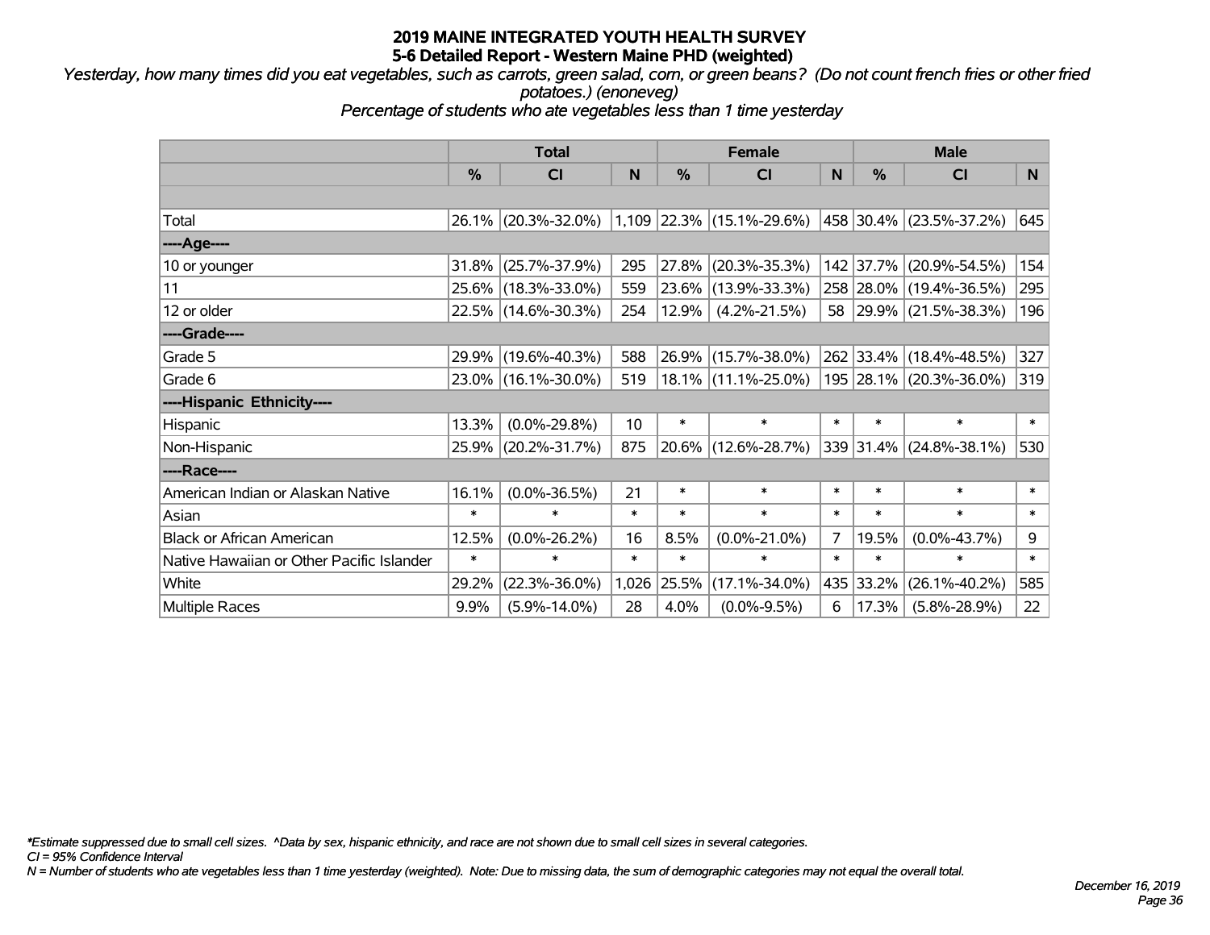# 2019 MAINE INTEGRATED YOUTH HEALTH SURVEY
## 5-6 Detailed Report - Western Maine PHD (weighted)

*Yesterday, how many times did you eat vegetables, such as carrots, green salad, corn, or green beans? (Do not count french fries or other fried potatoes.) (enoneveg)*

*Percentage of students who ate vegetables less than 1 time yesterday*

| | Total | | | Female | | | Male | | |
|---|---|---|---|---|---|---|---|---|---|
| | % | CI | N | % | CI | N | % | CI | N |
| | | | | | | | | | |
| Total | 26.1% | (20.3%-32.0%) | 1,109 | 22.3% | (15.1%-29.6%) | 458 | 30.4% | (23.5%-37.2%) | 645 |
| ----Age---- | | | | | | | | | |
| 10 or younger | 31.8% | (25.7%-37.9%) | 295 | 27.8% | (20.3%-35.3%) | 142 | 37.7% | (20.9%-54.5%) | 154 |
| 11 | 25.6% | (18.3%-33.0%) | 559 | 23.6% | (13.9%-33.3%) | 258 | 28.0% | (19.4%-36.5%) | 295 |
| 12 or older | 22.5% | (14.6%-30.3%) | 254 | 12.9% | (4.2%-21.5%) | 58 | 29.9% | (21.5%-38.3%) | 196 |
| ----Grade---- | | | | | | | | | |
| Grade 5 | 29.9% | (19.6%-40.3%) | 588 | 26.9% | (15.7%-38.0%) | 262 | 33.4% | (18.4%-48.5%) | 327 |
| Grade 6 | 23.0% | (16.1%-30.0%) | 519 | 18.1% | (11.1%-25.0%) | 195 | 28.1% | (20.3%-36.0%) | 319 |
| ----Hispanic Ethnicity---- | | | | | | | | | |
| Hispanic | 13.3% | (0.0%-29.8%) | 10 | * | * | * | * | * | * |
| Non-Hispanic | 25.9% | (20.2%-31.7%) | 875 | 20.6% | (12.6%-28.7%) | 339 | 31.4% | (24.8%-38.1%) | 530 |
| ----Race---- | | | | | | | | | |
| American Indian or Alaskan Native | 16.1% | (0.0%-36.5%) | 21 | * | * | * | * | * | * |
| Asian | * | * | * | * | * | * | * | * | * |
| Black or African American | 12.5% | (0.0%-26.2%) | 16 | 8.5% | (0.0%-21.0%) | 7 | 19.5% | (0.0%-43.7%) | 9 |
| Native Hawaiian or Other Pacific Islander | * | * | * | * | * | * | * | * | * |
| White | 29.2% | (22.3%-36.0%) | 1,026 | 25.5% | (17.1%-34.0%) | 435 | 33.2% | (26.1%-40.2%) | 585 |
| Multiple Races | 9.9% | (5.9%-14.0%) | 28 | 4.0% | (0.0%-9.5%) | 6 | 17.3% | (5.8%-28.9%) | 22 |

*\*Estimate suppressed due to small cell sizes. ^Data by sex, hispanic ethnicity, and race are not shown due to small cell sizes in several categories.*

*CI = 95% Confidence Interval*

*N = Number of students who ate vegetables less than 1 time yesterday (weighted). Note: Due to missing data, the sum of demographic categories may not equal the overall total.*

*December 16, 2019*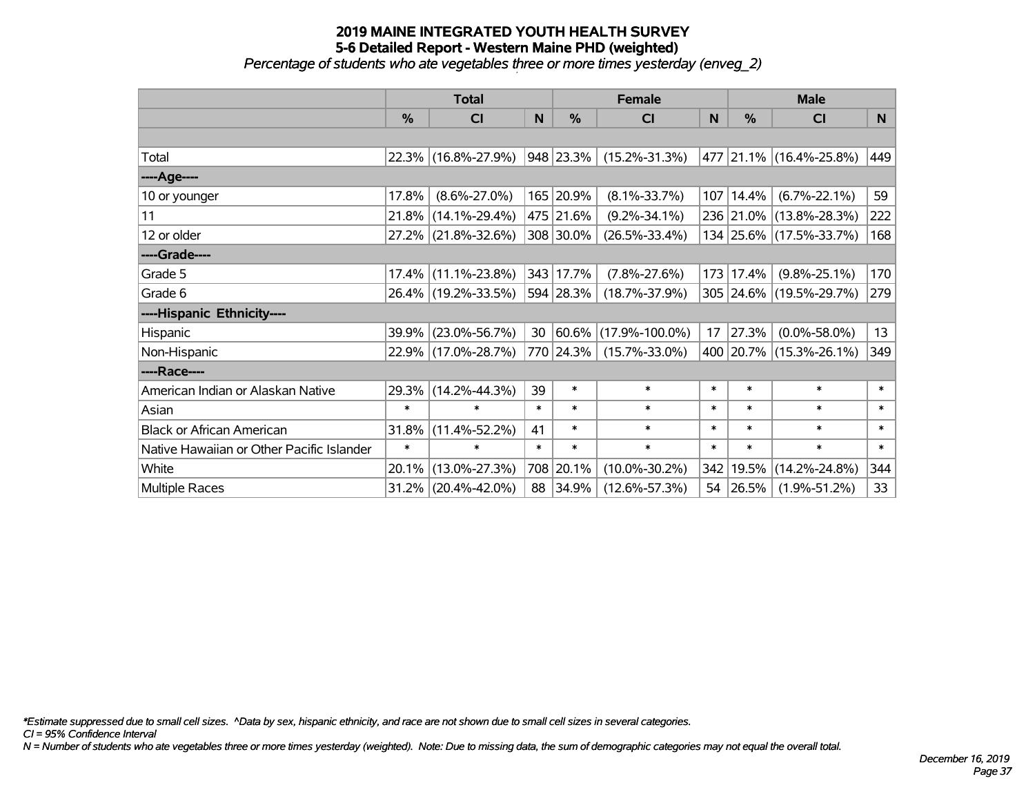# 2019 MAINE INTEGRATED YOUTH HEALTH SURVEY
## 5-6 Detailed Report - Western Maine PHD (weighted)
*Percentage of students who ate vegetables three or more times yesterday (enveg_2)*

| | Total | | | Female | | | Male | | |
|---|---|---|---|---|---|---|---|---|---|
| | % | CI | N | % | CI | N | % | CI | N |
| | | | | | | | | | |
| Total | 22.3% | (16.8%-27.9%) | 948 | 23.3% | (15.2%-31.3%) | 477 | 21.1% | (16.4%-25.8%) | 449 |
| ----Age---- | | | | | | | | | |
| 10 or younger | 17.8% | (8.6%-27.0%) | 165 | 20.9% | (8.1%-33.7%) | 107 | 14.4% | (6.7%-22.1%) | 59 |
| 11 | 21.8% | (14.1%-29.4%) | 475 | 21.6% | (9.2%-34.1%) | 236 | 21.0% | (13.8%-28.3%) | 222 |
| 12 or older | 27.2% | (21.8%-32.6%) | 308 | 30.0% | (26.5%-33.4%) | 134 | 25.6% | (17.5%-33.7%) | 168 |
| ----Grade---- | | | | | | | | | |
| Grade 5 | 17.4% | (11.1%-23.8%) | 343 | 17.7% | (7.8%-27.6%) | 173 | 17.4% | (9.8%-25.1%) | 170 |
| Grade 6 | 26.4% | (19.2%-33.5%) | 594 | 28.3% | (18.7%-37.9%) | 305 | 24.6% | (19.5%-29.7%) | 279 |
| ----Hispanic Ethnicity---- | | | | | | | | | |
| Hispanic | 39.9% | (23.0%-56.7%) | 30 | 60.6% | (17.9%-100.0%) | 17 | 27.3% | (0.0%-58.0%) | 13 |
| Non-Hispanic | 22.9% | (17.0%-28.7%) | 770 | 24.3% | (15.7%-33.0%) | 400 | 20.7% | (15.3%-26.1%) | 349 |
| ----Race---- | | | | | | | | | |
| American Indian or Alaskan Native | 29.3% | (14.2%-44.3%) | 39 | * | * | * | * | * | * |
| Asian | * | * | * | * | * | * | * | * | * |
| Black or African American | 31.8% | (11.4%-52.2%) | 41 | * | * | * | * | * | * |
| Native Hawaiian or Other Pacific Islander | * | * | * | * | * | * | * | * | * |
| White | 20.1% | (13.0%-27.3%) | 708 | 20.1% | (10.0%-30.2%) | 342 | 19.5% | (14.2%-24.8%) | 344 |
| Multiple Races | 31.2% | (20.4%-42.0%) | 88 | 34.9% | (12.6%-57.3%) | 54 | 26.5% | (1.9%-51.2%) | 33 |

*\*Estimate suppressed due to small cell sizes. ^Data by sex, hispanic ethnicity, and race are not shown due to small cell sizes in several categories.*
*CI = 95% Confidence Interval*
*N = Number of students who ate vegetables three or more times yesterday (weighted). Note: Due to missing data, the sum of demographic categories may not equal the overall total.*

*December 16, 2019*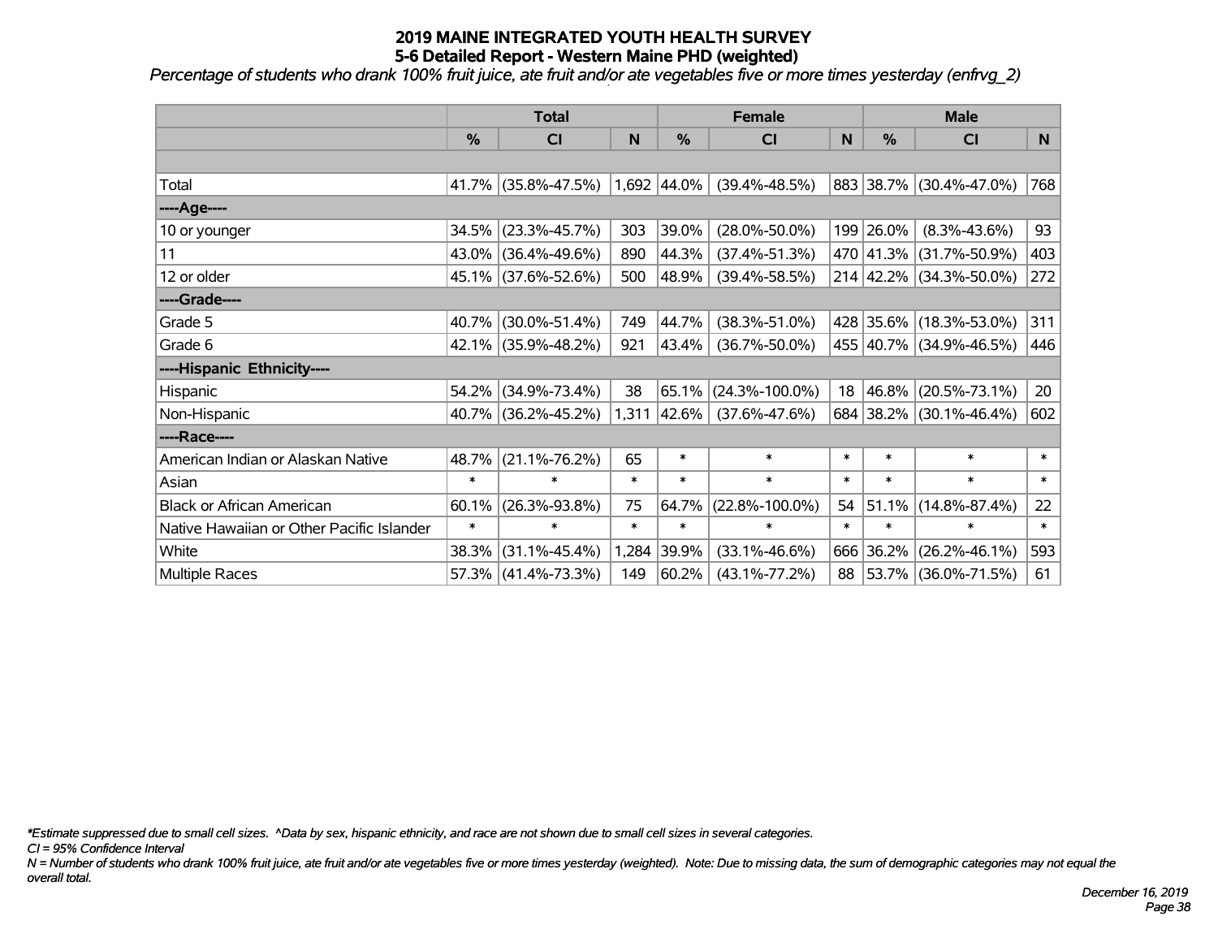# 2019 MAINE INTEGRATED YOUTH HEALTH SURVEY
## 5-6 Detailed Report - Western Maine PHD (weighted)

*Percentage of students who drank 100% fruit juice, ate fruit and/or ate vegetables five or more times yesterday (enfrvg_2)*

| | Total | | | Female | | | Male | | |
|---|---|---|---|---|---|---|---|---|---|
| | % | CI | N | % | CI | N | % | CI | N |
| | | | | | | | | | |
| Total | 41.7% | (35.8%-47.5%) | 1,692 | 44.0% | (39.4%-48.5%) | 883 | 38.7% | (30.4%-47.0%) | 768 |
| ----Age---- | | | | | | | | | |
| 10 or younger | 34.5% | (23.3%-45.7%) | 303 | 39.0% | (28.0%-50.0%) | 199 | 26.0% | (8.3%-43.6%) | 93 |
| 11 | 43.0% | (36.4%-49.6%) | 890 | 44.3% | (37.4%-51.3%) | 470 | 41.3% | (31.7%-50.9%) | 403 |
| 12 or older | 45.1% | (37.6%-52.6%) | 500 | 48.9% | (39.4%-58.5%) | 214 | 42.2% | (34.3%-50.0%) | 272 |
| ----Grade---- | | | | | | | | | |
| Grade 5 | 40.7% | (30.0%-51.4%) | 749 | 44.7% | (38.3%-51.0%) | 428 | 35.6% | (18.3%-53.0%) | 311 |
| Grade 6 | 42.1% | (35.9%-48.2%) | 921 | 43.4% | (36.7%-50.0%) | 455 | 40.7% | (34.9%-46.5%) | 446 |
| ----Hispanic Ethnicity---- | | | | | | | | | |
| Hispanic | 54.2% | (34.9%-73.4%) | 38 | 65.1% | (24.3%-100.0%) | 18 | 46.8% | (20.5%-73.1%) | 20 |
| Non-Hispanic | 40.7% | (36.2%-45.2%) | 1,311 | 42.6% | (37.6%-47.6%) | 684 | 38.2% | (30.1%-46.4%) | 602 |
| ----Race---- | | | | | | | | | |
| American Indian or Alaskan Native | 48.7% | (21.1%-76.2%) | 65 | * | * | * | * | * | * |
| Asian | * | * | * | * | * | * | * | * | * |
| Black or African American | 60.1% | (26.3%-93.8%) | 75 | 64.7% | (22.8%-100.0%) | 54 | 51.1% | (14.8%-87.4%) | 22 |
| Native Hawaiian or Other Pacific Islander | * | * | * | * | * | * | * | * | * |
| White | 38.3% | (31.1%-45.4%) | 1,284 | 39.9% | (33.1%-46.6%) | 666 | 36.2% | (26.2%-46.1%) | 593 |
| Multiple Races | 57.3% | (41.4%-73.3%) | 149 | 60.2% | (43.1%-77.2%) | 88 | 53.7% | (36.0%-71.5%) | 61 |

*\*Estimate suppressed due to small cell sizes. ^Data by sex, hispanic ethnicity, and race are not shown due to small cell sizes in several categories.*

*CI = 95% Confidence Interval*

*N = Number of students who drank 100% fruit juice, ate fruit and/or ate vegetables five or more times yesterday (weighted). Note: Due to missing data, the sum of demographic categories may not equal the overall total.*

*December 16, 2019*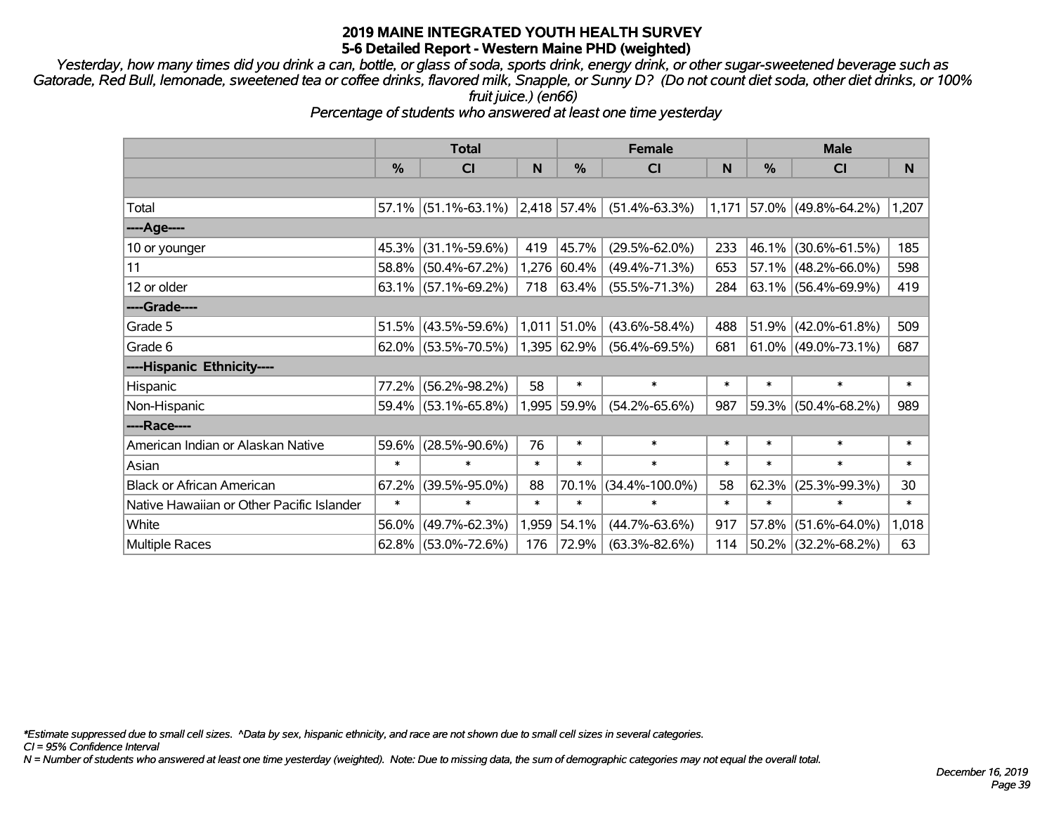# 2019 MAINE INTEGRATED YOUTH HEALTH SURVEY
## 5-6 Detailed Report - Western Maine PHD (weighted)

*Yesterday, how many times did you drink a can, bottle, or glass of soda, sports drink, energy drink, or other sugar-sweetened beverage such as Gatorade, Red Bull, lemonade, sweetened tea or coffee drinks, flavored milk, Snapple, or Sunny D? (Do not count diet soda, other diet drinks, or 100% fruit juice.) (en66)*

*Percentage of students who answered at least one time yesterday*

| | Total | | | Female | | | Male | | |
|---|---|---|---|---|---|---|---|---|---|
| | % | CI | N | % | CI | N | % | CI | N |
| | | | | | | | | | |
| Total | 57.1% | (51.1%-63.1%) | 2,418 | 57.4% | (51.4%-63.3%) | 1,171 | 57.0% | (49.8%-64.2%) | 1,207 |
| ----Age---- | | | | | | | | | |
| 10 or younger | 45.3% | (31.1%-59.6%) | 419 | 45.7% | (29.5%-62.0%) | 233 | 46.1% | (30.6%-61.5%) | 185 |
| 11 | 58.8% | (50.4%-67.2%) | 1,276 | 60.4% | (49.4%-71.3%) | 653 | 57.1% | (48.2%-66.0%) | 598 |
| 12 or older | 63.1% | (57.1%-69.2%) | 718 | 63.4% | (55.5%-71.3%) | 284 | 63.1% | (56.4%-69.9%) | 419 |
| ----Grade---- | | | | | | | | | |
| Grade 5 | 51.5% | (43.5%-59.6%) | 1,011 | 51.0% | (43.6%-58.4%) | 488 | 51.9% | (42.0%-61.8%) | 509 |
| Grade 6 | 62.0% | (53.5%-70.5%) | 1,395 | 62.9% | (56.4%-69.5%) | 681 | 61.0% | (49.0%-73.1%) | 687 |
| ----Hispanic Ethnicity---- | | | | | | | | | |
| Hispanic | 77.2% | (56.2%-98.2%) | 58 | * | * | * | * | * | * |
| Non-Hispanic | 59.4% | (53.1%-65.8%) | 1,995 | 59.9% | (54.2%-65.6%) | 987 | 59.3% | (50.4%-68.2%) | 989 |
| ----Race---- | | | | | | | | | |
| American Indian or Alaskan Native | 59.6% | (28.5%-90.6%) | 76 | * | * | * | * | * | * |
| Asian | * | * | * | * | * | * | * | * | * |
| Black or African American | 67.2% | (39.5%-95.0%) | 88 | 70.1% | (34.4%-100.0%) | 58 | 62.3% | (25.3%-99.3%) | 30 |
| Native Hawaiian or Other Pacific Islander | * | * | * | * | * | * | * | * | * |
| White | 56.0% | (49.7%-62.3%) | 1,959 | 54.1% | (44.7%-63.6%) | 917 | 57.8% | (51.6%-64.0%) | 1,018 |
| Multiple Races | 62.8% | (53.0%-72.6%) | 176 | 72.9% | (63.3%-82.6%) | 114 | 50.2% | (32.2%-68.2%) | 63 |

*\*Estimate suppressed due to small cell sizes. ^Data by sex, hispanic ethnicity, and race are not shown due to small cell sizes in several categories.*

*CI = 95% Confidence Interval*

*N = Number of students who answered at least one time yesterday (weighted). Note: Due to missing data, the sum of demographic categories may not equal the overall total.*

*December 16, 2019*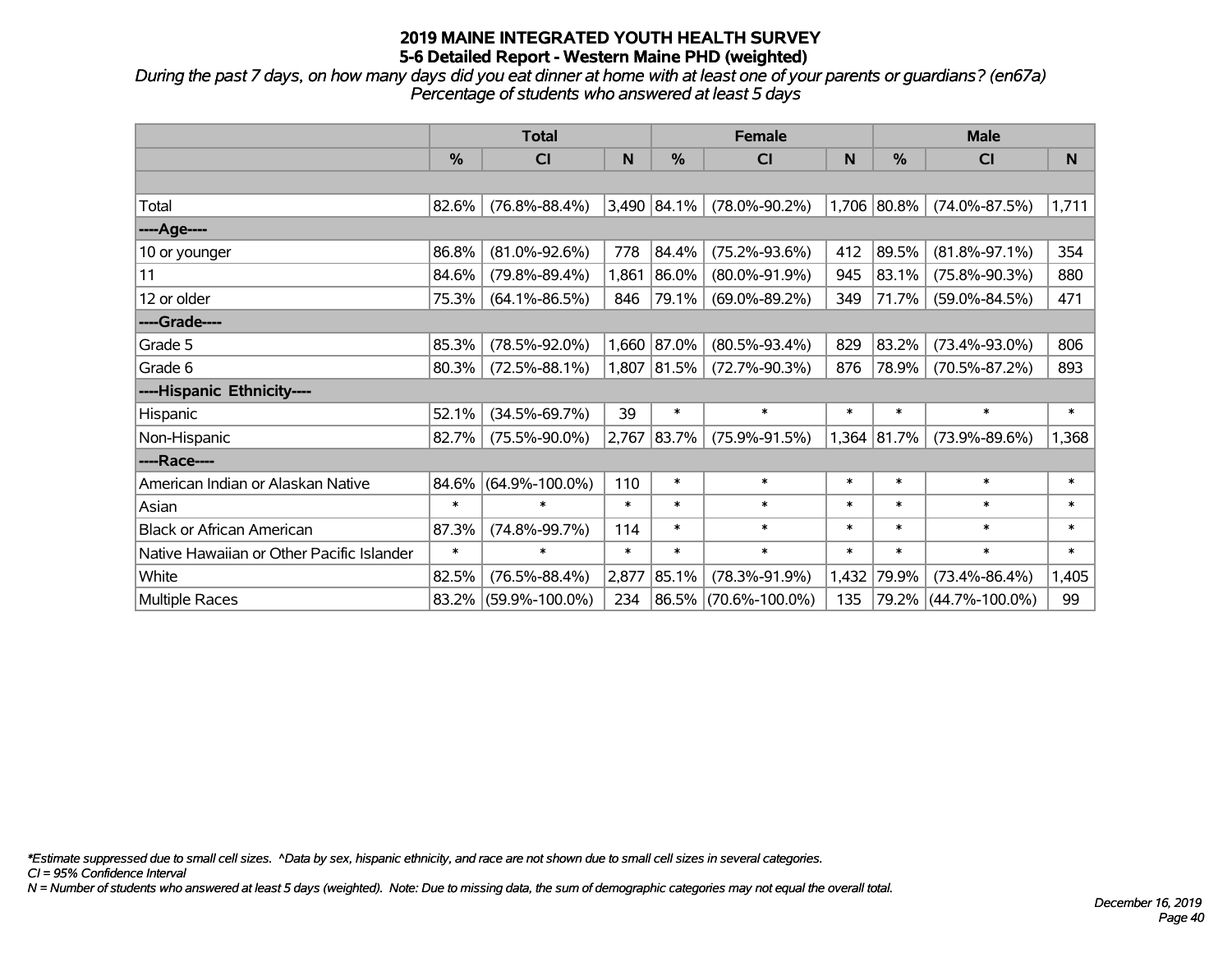# 2019 MAINE INTEGRATED YOUTH HEALTH SURVEY
## 5-6 Detailed Report - Western Maine PHD (weighted)

*During the past 7 days, on how many days did you eat dinner at home with at least one of your parents or guardians? (en67a)*
*Percentage of students who answered at least 5 days*

| | Total | | | Female | | | Male | | |
|---|---|---|---|---|---|---|---|---|---|
| | % | CI | N | % | CI | N | % | CI | N |
| | | | | | | | | | |
| Total | 82.6% | (76.8%-88.4%) | 3,490 | 84.1% | (78.0%-90.2%) | 1,706 | 80.8% | (74.0%-87.5%) | 1,711 |
| ----Age---- | | | | | | | | | |
| 10 or younger | 86.8% | (81.0%-92.6%) | 778 | 84.4% | (75.2%-93.6%) | 412 | 89.5% | (81.8%-97.1%) | 354 |
| 11 | 84.6% | (79.8%-89.4%) | 1,861 | 86.0% | (80.0%-91.9%) | 945 | 83.1% | (75.8%-90.3%) | 880 |
| 12 or older | 75.3% | (64.1%-86.5%) | 846 | 79.1% | (69.0%-89.2%) | 349 | 71.7% | (59.0%-84.5%) | 471 |
| ----Grade---- | | | | | | | | | |
| Grade 5 | 85.3% | (78.5%-92.0%) | 1,660 | 87.0% | (80.5%-93.4%) | 829 | 83.2% | (73.4%-93.0%) | 806 |
| Grade 6 | 80.3% | (72.5%-88.1%) | 1,807 | 81.5% | (72.7%-90.3%) | 876 | 78.9% | (70.5%-87.2%) | 893 |
| ----Hispanic Ethnicity---- | | | | | | | | | |
| Hispanic | 52.1% | (34.5%-69.7%) | 39 | * | * | * | * | * | * |
| Non-Hispanic | 82.7% | (75.5%-90.0%) | 2,767 | 83.7% | (75.9%-91.5%) | 1,364 | 81.7% | (73.9%-89.6%) | 1,368 |
| ----Race---- | | | | | | | | | |
| American Indian or Alaskan Native | 84.6% | (64.9%-100.0%) | 110 | * | * | * | * | * | * |
| Asian | * | * | * | * | * | * | * | * | * |
| Black or African American | 87.3% | (74.8%-99.7%) | 114 | * | * | * | * | * | * |
| Native Hawaiian or Other Pacific Islander | * | * | * | * | * | * | * | * | * |
| White | 82.5% | (76.5%-88.4%) | 2,877 | 85.1% | (78.3%-91.9%) | 1,432 | 79.9% | (73.4%-86.4%) | 1,405 |
| Multiple Races | 83.2% | (59.9%-100.0%) | 234 | 86.5% | (70.6%-100.0%) | 135 | 79.2% | (44.7%-100.0%) | 99 |

*\*Estimate suppressed due to small cell sizes. ^Data by sex, hispanic ethnicity, and race are not shown due to small cell sizes in several categories.*
*CI = 95% Confidence Interval*
*N = Number of students who answered at least 5 days (weighted). Note: Due to missing data, the sum of demographic categories may not equal the overall total.*

*December 16, 2019*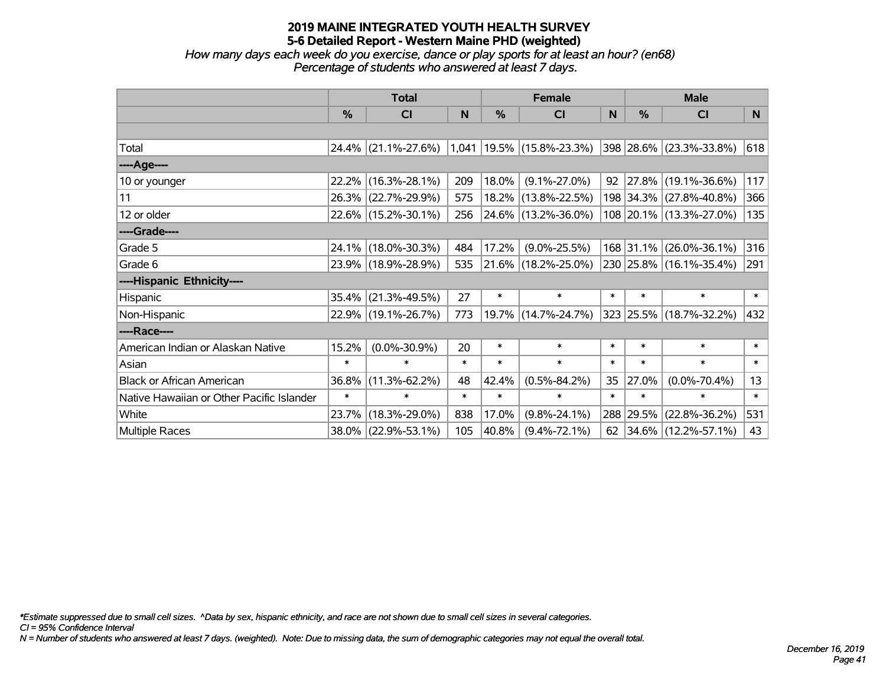# 2019 MAINE INTEGRATED YOUTH HEALTH SURVEY
## 5-6 Detailed Report - Western Maine PHD (weighted)

*How many days each week do you exercise, dance or play sports for at least an hour? (en68)*
*Percentage of students who answered at least 7 days.*

| | Total | | | Female | | | Male | | |
|---|---|---|---|---|---|---|---|---|---|
| | % | CI | N | % | CI | N | % | CI | N |
| | | | | | | | | | |
| Total | 24.4% | (21.1%-27.6%) | 1,041 | 19.5% | (15.8%-23.3%) | 398 | 28.6% | (23.3%-33.8%) | 618 |
| ----Age---- | | | | | | | | | |
| 10 or younger | 22.2% | (16.3%-28.1%) | 209 | 18.0% | (9.1%-27.0%) | 92 | 27.8% | (19.1%-36.6%) | 117 |
| 11 | 26.3% | (22.7%-29.9%) | 575 | 18.2% | (13.8%-22.5%) | 198 | 34.3% | (27.8%-40.8%) | 366 |
| 12 or older | 22.6% | (15.2%-30.1%) | 256 | 24.6% | (13.2%-36.0%) | 108 | 20.1% | (13.3%-27.0%) | 135 |
| ----Grade---- | | | | | | | | | |
| Grade 5 | 24.1% | (18.0%-30.3%) | 484 | 17.2% | (9.0%-25.5%) | 168 | 31.1% | (26.0%-36.1%) | 316 |
| Grade 6 | 23.9% | (18.9%-28.9%) | 535 | 21.6% | (18.2%-25.0%) | 230 | 25.8% | (16.1%-35.4%) | 291 |
| ----Hispanic Ethnicity---- | | | | | | | | | |
| Hispanic | 35.4% | (21.3%-49.5%) | 27 | * | * | * | * | * | * |
| Non-Hispanic | 22.9% | (19.1%-26.7%) | 773 | 19.7% | (14.7%-24.7%) | 323 | 25.5% | (18.7%-32.2%) | 432 |
| ----Race---- | | | | | | | | | |
| American Indian or Alaskan Native | 15.2% | (0.0%-30.9%) | 20 | * | * | * | * | * | * |
| Asian | * | * | * | * | * | * | * | * | * |
| Black or African American | 36.8% | (11.3%-62.2%) | 48 | 42.4% | (0.5%-84.2%) | 35 | 27.0% | (0.0%-70.4%) | 13 |
| Native Hawaiian or Other Pacific Islander | * | * | * | * | * | * | * | * | * |
| White | 23.7% | (18.3%-29.0%) | 838 | 17.0% | (9.8%-24.1%) | 288 | 29.5% | (22.8%-36.2%) | 531 |
| Multiple Races | 38.0% | (22.9%-53.1%) | 105 | 40.8% | (9.4%-72.1%) | 62 | 34.6% | (12.2%-57.1%) | 43 |

*\*Estimate suppressed due to small cell sizes. ^Data by sex, hispanic ethnicity, and race are not shown due to small cell sizes in several categories.*
*CI = 95% Confidence Interval*
*N = Number of students who answered at least 7 days. (weighted). Note: Due to missing data, the sum of demographic categories may not equal the overall total.*

*December 16, 2019*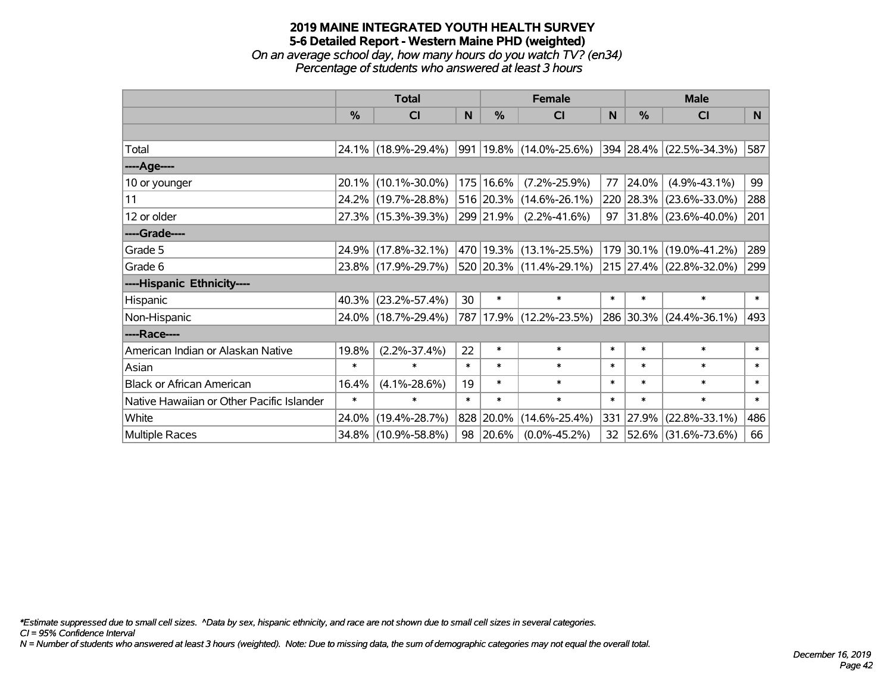# 2019 MAINE INTEGRATED YOUTH HEALTH SURVEY
## 5-6 Detailed Report - Western Maine PHD (weighted)
*On an average school day, how many hours do you watch TV? (en34)*
*Percentage of students who answered at least 3 hours*

| | Total | | | Female | | | Male | | |
|---|---|---|---|---|---|---|---|---|---|
| | % | CI | N | % | CI | N | % | CI | N |
| Total | 24.1% | (18.9%-29.4%) | 991 | 19.8% | (14.0%-25.6%) | 394 | 28.4% | (22.5%-34.3%) | 587 |
| ----Age---- | | | | | | | | | |
| 10 or younger | 20.1% | (10.1%-30.0%) | 175 | 16.6% | (7.2%-25.9%) | 77 | 24.0% | (4.9%-43.1%) | 99 |
| 11 | 24.2% | (19.7%-28.8%) | 516 | 20.3% | (14.6%-26.1%) | 220 | 28.3% | (23.6%-33.0%) | 288 |
| 12 or older | 27.3% | (15.3%-39.3%) | 299 | 21.9% | (2.2%-41.6%) | 97 | 31.8% | (23.6%-40.0%) | 201 |
| ----Grade---- | | | | | | | | | |
| Grade 5 | 24.9% | (17.8%-32.1%) | 470 | 19.3% | (13.1%-25.5%) | 179 | 30.1% | (19.0%-41.2%) | 289 |
| Grade 6 | 23.8% | (17.9%-29.7%) | 520 | 20.3% | (11.4%-29.1%) | 215 | 27.4% | (22.8%-32.0%) | 299 |
| ----Hispanic Ethnicity---- | | | | | | | | | |
| Hispanic | 40.3% | (23.2%-57.4%) | 30 | * | * | * | * | * | * |
| Non-Hispanic | 24.0% | (18.7%-29.4%) | 787 | 17.9% | (12.2%-23.5%) | 286 | 30.3% | (24.4%-36.1%) | 493 |
| ----Race---- | | | | | | | | | |
| American Indian or Alaskan Native | 19.8% | (2.2%-37.4%) | 22 | * | * | * | * | * | * |
| Asian | * | * | * | * | * | * | * | * | * |
| Black or African American | 16.4% | (4.1%-28.6%) | 19 | * | * | * | * | * | * |
| Native Hawaiian or Other Pacific Islander | * | * | * | * | * | * | * | * | * |
| White | 24.0% | (19.4%-28.7%) | 828 | 20.0% | (14.6%-25.4%) | 331 | 27.9% | (22.8%-33.1%) | 486 |
| Multiple Races | 34.8% | (10.9%-58.8%) | 98 | 20.6% | (0.0%-45.2%) | 32 | 52.6% | (31.6%-73.6%) | 66 |

*Estimate suppressed due to small cell sizes. ^Data by sex, hispanic ethnicity, and race are not shown due to small cell sizes in several categories.
CI = 95% Confidence Interval
N = Number of students who answered at least 3 hours (weighted). Note: Due to missing data, the sum of demographic categories may not equal the overall total.

December 16, 2019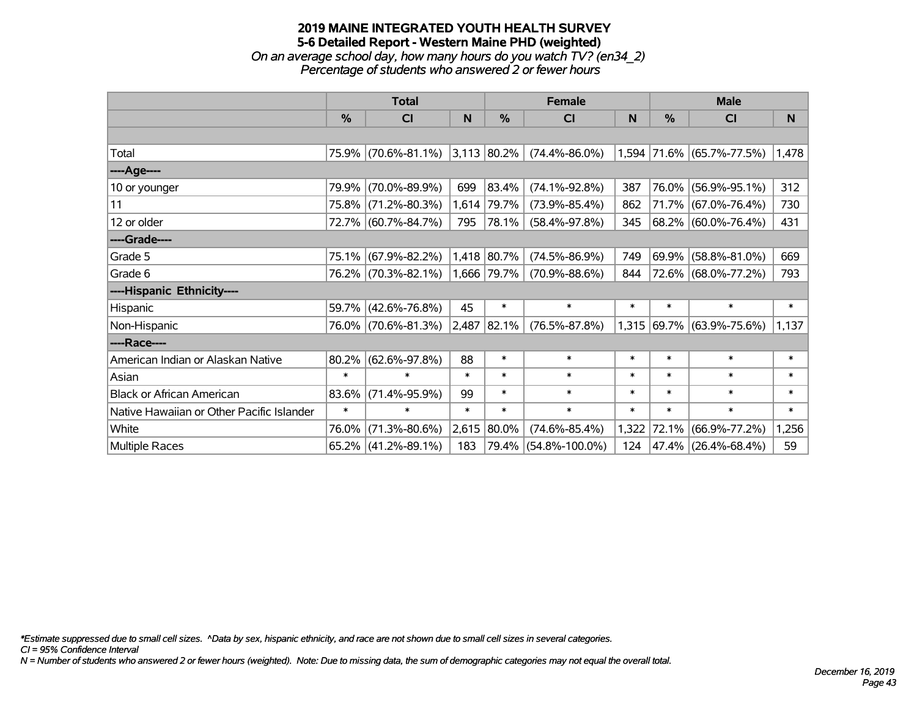# 2019 MAINE INTEGRATED YOUTH HEALTH SURVEY
## 5-6 Detailed Report - Western Maine PHD (weighted)
*On an average school day, how many hours do you watch TV? (en34_2)*
*Percentage of students who answered 2 or fewer hours*

| | Total | | | Female | | | Male | | |
|---|---|---|---|---|---|---|---|---|---|
| | % | CI | N | % | CI | N | % | CI | N |
| | | | | | | | | | |
| Total | 75.9% | (70.6%-81.1%) | 3,113 | 80.2% | (74.4%-86.0%) | 1,594 | 71.6% | (65.7%-77.5%) | 1,478 |
| ----Age---- | | | | | | | | | |
| 10 or younger | 79.9% | (70.0%-89.9%) | 699 | 83.4% | (74.1%-92.8%) | 387 | 76.0% | (56.9%-95.1%) | 312 |
| 11 | 75.8% | (71.2%-80.3%) | 1,614 | 79.7% | (73.9%-85.4%) | 862 | 71.7% | (67.0%-76.4%) | 730 |
| 12 or older | 72.7% | (60.7%-84.7%) | 795 | 78.1% | (58.4%-97.8%) | 345 | 68.2% | (60.0%-76.4%) | 431 |
| ----Grade---- | | | | | | | | | |
| Grade 5 | 75.1% | (67.9%-82.2%) | 1,418 | 80.7% | (74.5%-86.9%) | 749 | 69.9% | (58.8%-81.0%) | 669 |
| Grade 6 | 76.2% | (70.3%-82.1%) | 1,666 | 79.7% | (70.9%-88.6%) | 844 | 72.6% | (68.0%-77.2%) | 793 |
| ----Hispanic Ethnicity---- | | | | | | | | | |
| Hispanic | 59.7% | (42.6%-76.8%) | 45 | * | * | * | * | * | * |
| Non-Hispanic | 76.0% | (70.6%-81.3%) | 2,487 | 82.1% | (76.5%-87.8%) | 1,315 | 69.7% | (63.9%-75.6%) | 1,137 |
| ----Race---- | | | | | | | | | |
| American Indian or Alaskan Native | 80.2% | (62.6%-97.8%) | 88 | * | * | * | * | * | * |
| Asian | * | * | * | * | * | * | * | * | * |
| Black or African American | 83.6% | (71.4%-95.9%) | 99 | * | * | * | * | * | * |
| Native Hawaiian or Other Pacific Islander | * | * | * | * | * | * | * | * | * |
| White | 76.0% | (71.3%-80.6%) | 2,615 | 80.0% | (74.6%-85.4%) | 1,322 | 72.1% | (66.9%-77.2%) | 1,256 |
| Multiple Races | 65.2% | (41.2%-89.1%) | 183 | 79.4% | (54.8%-100.0%) | 124 | 47.4% | (26.4%-68.4%) | 59 |

*\*Estimate suppressed due to small cell sizes. ^Data by sex, hispanic ethnicity, and race are not shown due to small cell sizes in several categories.*
*CI = 95% Confidence Interval*
*N = Number of students who answered 2 or fewer hours (weighted). Note: Due to missing data, the sum of demographic categories may not equal the overall total.*

*December 16, 2019*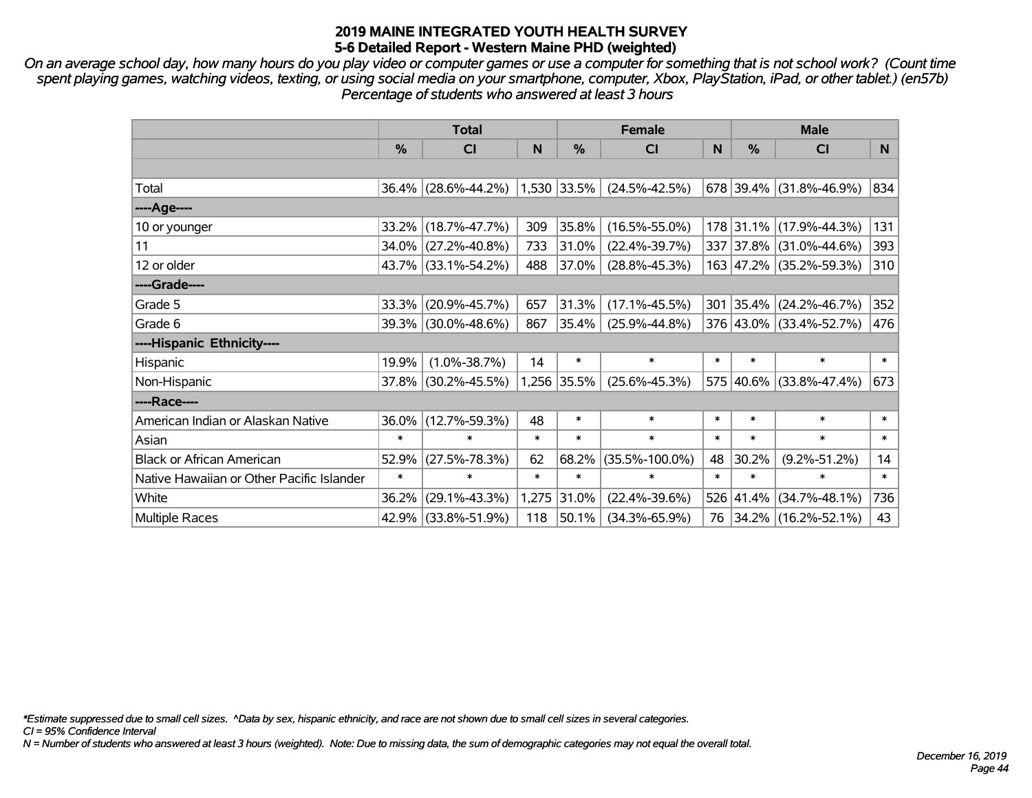# 2019 MAINE INTEGRATED YOUTH HEALTH SURVEY
## 5-6 Detailed Report - Western Maine PHD (weighted)

*On an average school day, how many hours do you play video or computer games or use a computer for something that is not school work? (Count time spent playing games, watching videos, texting, or using social media on your smartphone, computer, Xbox, PlayStation, iPad, or other tablet.) (en57b) Percentage of students who answered at least 3 hours*

| | Total | | | Female | | | Male | | |
|---|---|---|---|---|---|---|---|---|---|
| | % | CI | N | % | CI | N | % | CI | N |
| | | | | | | | | | |
| Total | 36.4% | (28.6%-44.2%) | 1,530 | 33.5% | (24.5%-42.5%) | 678 | 39.4% | (31.8%-46.9%) | 834 |
| ----Age---- | | | | | | | | | |
| 10 or younger | 33.2% | (18.7%-47.7%) | 309 | 35.8% | (16.5%-55.0%) | 178 | 31.1% | (17.9%-44.3%) | 131 |
| 11 | 34.0% | (27.2%-40.8%) | 733 | 31.0% | (22.4%-39.7%) | 337 | 37.8% | (31.0%-44.6%) | 393 |
| 12 or older | 43.7% | (33.1%-54.2%) | 488 | 37.0% | (28.8%-45.3%) | 163 | 47.2% | (35.2%-59.3%) | 310 |
| ----Grade---- | | | | | | | | | |
| Grade 5 | 33.3% | (20.9%-45.7%) | 657 | 31.3% | (17.1%-45.5%) | 301 | 35.4% | (24.2%-46.7%) | 352 |
| Grade 6 | 39.3% | (30.0%-48.6%) | 867 | 35.4% | (25.9%-44.8%) | 376 | 43.0% | (33.4%-52.7%) | 476 |
| ----Hispanic Ethnicity---- | | | | | | | | | |
| Hispanic | 19.9% | (1.0%-38.7%) | 14 | * | * | * | * | * | * |
| Non-Hispanic | 37.8% | (30.2%-45.5%) | 1,256 | 35.5% | (25.6%-45.3%) | 575 | 40.6% | (33.8%-47.4%) | 673 |
| ----Race---- | | | | | | | | | |
| American Indian or Alaskan Native | 36.0% | (12.7%-59.3%) | 48 | * | * | * | * | * | * |
| Asian | * | * | * | * | * | * | * | * | * |
| Black or African American | 52.9% | (27.5%-78.3%) | 62 | 68.2% | (35.5%-100.0%) | 48 | 30.2% | (9.2%-51.2%) | 14 |
| Native Hawaiian or Other Pacific Islander | * | * | * | * | * | * | * | * | * |
| White | 36.2% | (29.1%-43.3%) | 1,275 | 31.0% | (22.4%-39.6%) | 526 | 41.4% | (34.7%-48.1%) | 736 |
| Multiple Races | 42.9% | (33.8%-51.9%) | 118 | 50.1% | (34.3%-65.9%) | 76 | 34.2% | (16.2%-52.1%) | 43 |

*\*Estimate suppressed due to small cell sizes. ^Data by sex, hispanic ethnicity, and race are not shown due to small cell sizes in several categories.*
*CI = 95% Confidence Interval*
*N = Number of students who answered at least 3 hours (weighted). Note: Due to missing data, the sum of demographic categories may not equal the overall total.*

*December 16, 2019*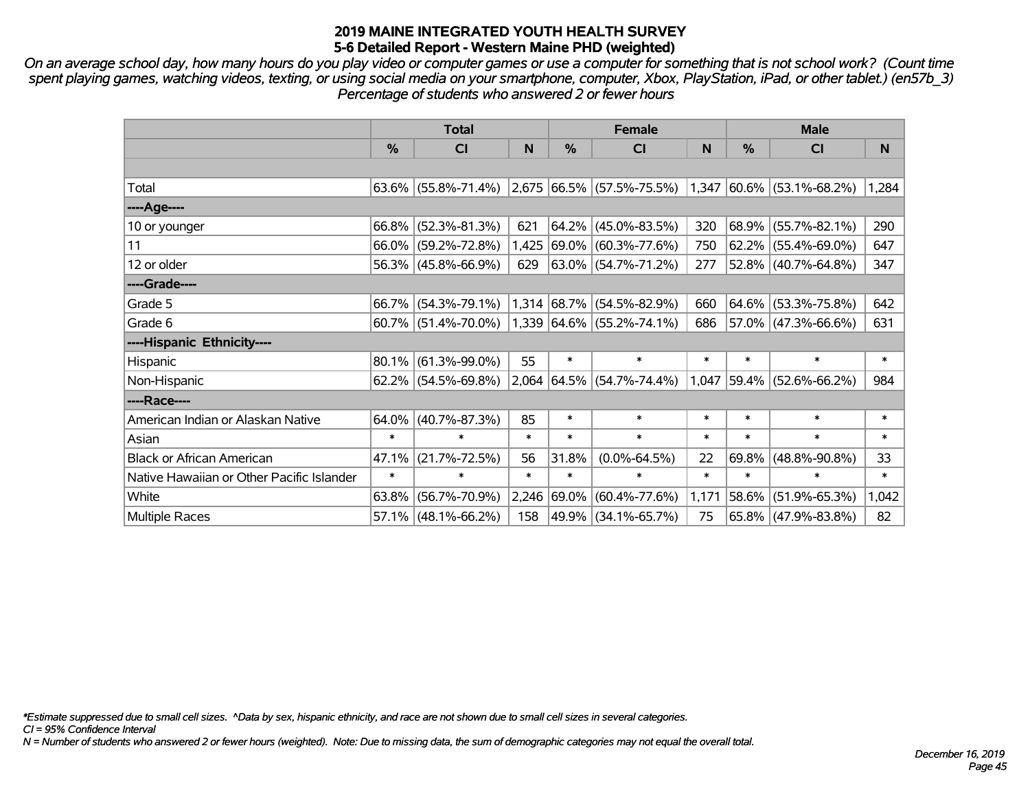# 2019 MAINE INTEGRATED YOUTH HEALTH SURVEY
## 5-6 Detailed Report - Western Maine PHD (weighted)

*On an average school day, how many hours do you play video or computer games or use a computer for something that is not school work? (Count time spent playing games, watching videos, texting, or using social media on your smartphone, computer, Xbox, PlayStation, iPad, or other tablet.) (en57b_3) Percentage of students who answered 2 or fewer hours*

| | Total | | | Female | | | Male | | |
|---|---|---|---|---|---|---|---|---|---|
| | % | CI | N | % | CI | N | % | CI | N |
| Total | 63.6% | (55.8%-71.4%) | 2,675 | 66.5% | (57.5%-75.5%) | 1,347 | 60.6% | (53.1%-68.2%) | 1,284 |
| ----Age---- | | | | | | | | | |
| 10 or younger | 66.8% | (52.3%-81.3%) | 621 | 64.2% | (45.0%-83.5%) | 320 | 68.9% | (55.7%-82.1%) | 290 |
| 11 | 66.0% | (59.2%-72.8%) | 1,425 | 69.0% | (60.3%-77.6%) | 750 | 62.2% | (55.4%-69.0%) | 647 |
| 12 or older | 56.3% | (45.8%-66.9%) | 629 | 63.0% | (54.7%-71.2%) | 277 | 52.8% | (40.7%-64.8%) | 347 |
| ----Grade---- | | | | | | | | | |
| Grade 5 | 66.7% | (54.3%-79.1%) | 1,314 | 68.7% | (54.5%-82.9%) | 660 | 64.6% | (53.3%-75.8%) | 642 |
| Grade 6 | 60.7% | (51.4%-70.0%) | 1,339 | 64.6% | (55.2%-74.1%) | 686 | 57.0% | (47.3%-66.6%) | 631 |
| ----Hispanic Ethnicity---- | | | | | | | | | |
| Hispanic | 80.1% | (61.3%-99.0%) | 55 | * | * | * | * | * | * |
| Non-Hispanic | 62.2% | (54.5%-69.8%) | 2,064 | 64.5% | (54.7%-74.4%) | 1,047 | 59.4% | (52.6%-66.2%) | 984 |
| ----Race---- | | | | | | | | | |
| American Indian or Alaskan Native | 64.0% | (40.7%-87.3%) | 85 | * | * | * | * | * | * |
| Asian | * | * | * | * | * | * | * | * | * |
| Black or African American | 47.1% | (21.7%-72.5%) | 56 | 31.8% | (0.0%-64.5%) | 22 | 69.8% | (48.8%-90.8%) | 33 |
| Native Hawaiian or Other Pacific Islander | * | * | * | * | * | * | * | * | * |
| White | 63.8% | (56.7%-70.9%) | 2,246 | 69.0% | (60.4%-77.6%) | 1,171 | 58.6% | (51.9%-65.3%) | 1,042 |
| Multiple Races | 57.1% | (48.1%-66.2%) | 158 | 49.9% | (34.1%-65.7%) | 75 | 65.8% | (47.9%-83.8%) | 82 |

*\*Estimate suppressed due to small cell sizes. ^Data by sex, hispanic ethnicity, and race are not shown due to small cell sizes in several categories.*
*CI = 95% Confidence Interval*
*N = Number of students who answered 2 or fewer hours (weighted). Note: Due to missing data, the sum of demographic categories may not equal the overall total.*

*December 16, 2019*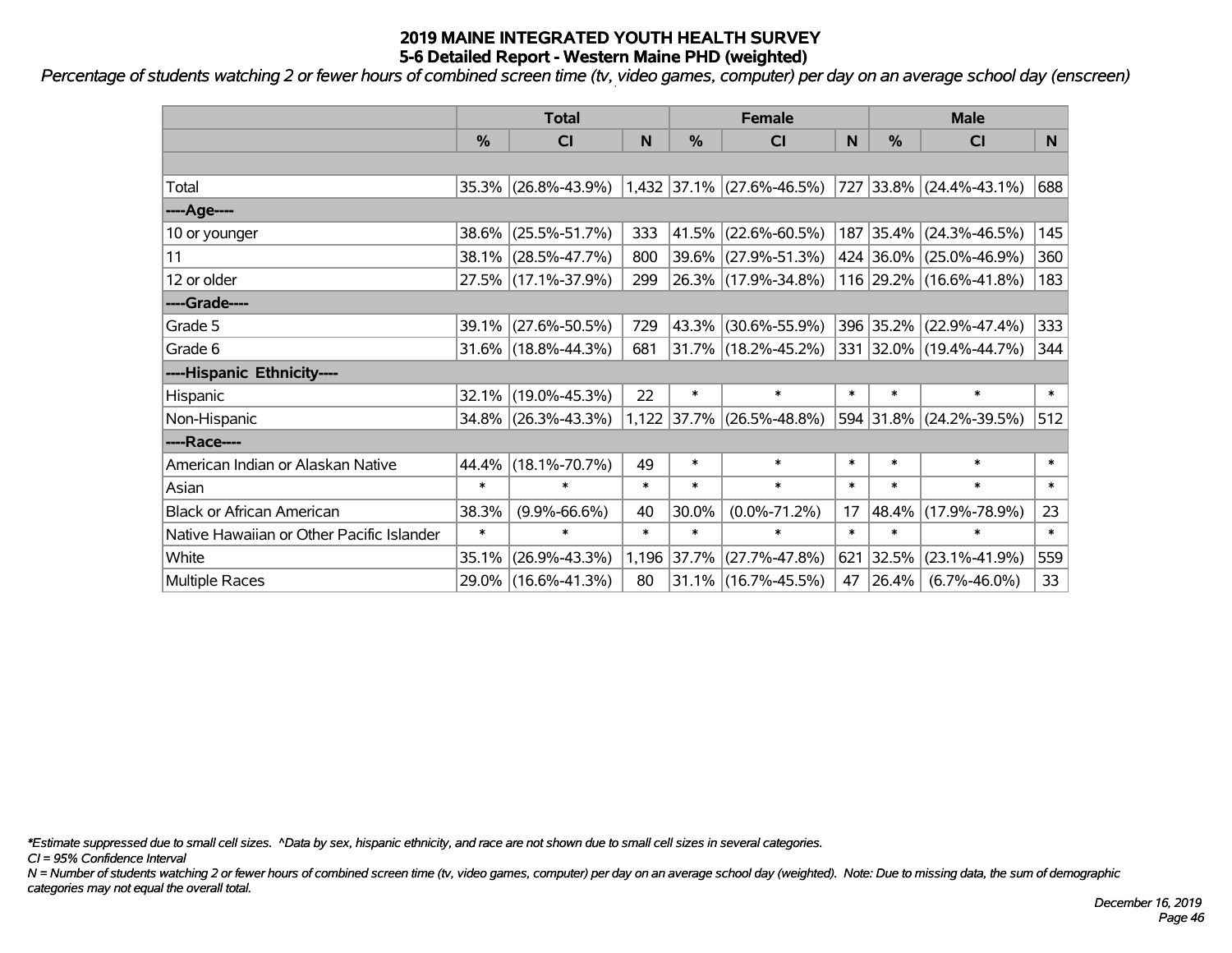# 2019 MAINE INTEGRATED YOUTH HEALTH SURVEY
## 5-6 Detailed Report - Western Maine PHD (weighted)

*Percentage of students watching 2 or fewer hours of combined screen time (tv, video games, computer) per day on an average school day (enscreen)*

| | Total | | | Female | | | Male | | |
|---|---|---|---|---|---|---|---|---|---|
| | % | CI | N | % | CI | N | % | CI | N |
| | | | | | | | | | |
| Total | 35.3% | (26.8%-43.9%) | 1,432 | 37.1% | (27.6%-46.5%) | 727 | 33.8% | (24.4%-43.1%) | 688 |
| ----Age---- | | | | | | | | | |
| 10 or younger | 38.6% | (25.5%-51.7%) | 333 | 41.5% | (22.6%-60.5%) | 187 | 35.4% | (24.3%-46.5%) | 145 |
| 11 | 38.1% | (28.5%-47.7%) | 800 | 39.6% | (27.9%-51.3%) | 424 | 36.0% | (25.0%-46.9%) | 360 |
| 12 or older | 27.5% | (17.1%-37.9%) | 299 | 26.3% | (17.9%-34.8%) | 116 | 29.2% | (16.6%-41.8%) | 183 |
| ----Grade---- | | | | | | | | | |
| Grade 5 | 39.1% | (27.6%-50.5%) | 729 | 43.3% | (30.6%-55.9%) | 396 | 35.2% | (22.9%-47.4%) | 333 |
| Grade 6 | 31.6% | (18.8%-44.3%) | 681 | 31.7% | (18.2%-45.2%) | 331 | 32.0% | (19.4%-44.7%) | 344 |
| ----Hispanic Ethnicity---- | | | | | | | | | |
| Hispanic | 32.1% | (19.0%-45.3%) | 22 | * | * | * | * | * | * |
| Non-Hispanic | 34.8% | (26.3%-43.3%) | 1,122 | 37.7% | (26.5%-48.8%) | 594 | 31.8% | (24.2%-39.5%) | 512 |
| ----Race---- | | | | | | | | | |
| American Indian or Alaskan Native | 44.4% | (18.1%-70.7%) | 49 | * | * | * | * | * | * |
| Asian | * | * | * | * | * | * | * | * | * |
| Black or African American | 38.3% | (9.9%-66.6%) | 40 | 30.0% | (0.0%-71.2%) | 17 | 48.4% | (17.9%-78.9%) | 23 |
| Native Hawaiian or Other Pacific Islander | * | * | * | * | * | * | * | * | * |
| White | 35.1% | (26.9%-43.3%) | 1,196 | 37.7% | (27.7%-47.8%) | 621 | 32.5% | (23.1%-41.9%) | 559 |
| Multiple Races | 29.0% | (16.6%-41.3%) | 80 | 31.1% | (16.7%-45.5%) | 47 | 26.4% | (6.7%-46.0%) | 33 |

*\*Estimate suppressed due to small cell sizes. ^Data by sex, hispanic ethnicity, and race are not shown due to small cell sizes in several categories.*

*CI = 95% Confidence Interval*

*N = Number of students watching 2 or fewer hours of combined screen time (tv, video games, computer) per day on an average school day (weighted). Note: Due to missing data, the sum of demographic categories may not equal the overall total.*

*December 16, 2019*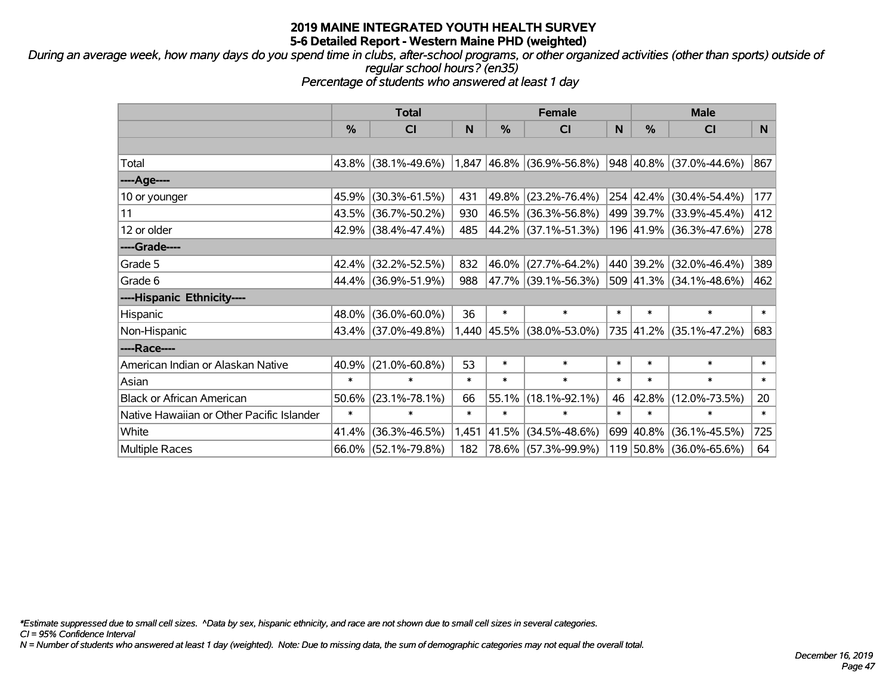# 2019 MAINE INTEGRATED YOUTH HEALTH SURVEY
## 5-6 Detailed Report - Western Maine PHD (weighted)

*During an average week, how many days do you spend time in clubs, after-school programs, or other organized activities (other than sports) outside of regular school hours? (en35)*
*Percentage of students who answered at least 1 day*

| | Total | | | Female | | | Male | | |
|---|---|---|---|---|---|---|---|---|---|
| | % | CI | N | % | CI | N | % | CI | N |
| | | | | | | | | | |
| Total | 43.8% | (38.1%-49.6%) | 1,847 | 46.8% | (36.9%-56.8%) | 948 | 40.8% | (37.0%-44.6%) | 867 |
| ----Age---- | | | | | | | | | |
| 10 or younger | 45.9% | (30.3%-61.5%) | 431 | 49.8% | (23.2%-76.4%) | 254 | 42.4% | (30.4%-54.4%) | 177 |
| 11 | 43.5% | (36.7%-50.2%) | 930 | 46.5% | (36.3%-56.8%) | 499 | 39.7% | (33.9%-45.4%) | 412 |
| 12 or older | 42.9% | (38.4%-47.4%) | 485 | 44.2% | (37.1%-51.3%) | 196 | 41.9% | (36.3%-47.6%) | 278 |
| ----Grade---- | | | | | | | | | |
| Grade 5 | 42.4% | (32.2%-52.5%) | 832 | 46.0% | (27.7%-64.2%) | 440 | 39.2% | (32.0%-46.4%) | 389 |
| Grade 6 | 44.4% | (36.9%-51.9%) | 988 | 47.7% | (39.1%-56.3%) | 509 | 41.3% | (34.1%-48.6%) | 462 |
| ----Hispanic Ethnicity---- | | | | | | | | | |
| Hispanic | 48.0% | (36.0%-60.0%) | 36 | * | * | * | * | * | * |
| Non-Hispanic | 43.4% | (37.0%-49.8%) | 1,440 | 45.5% | (38.0%-53.0%) | 735 | 41.2% | (35.1%-47.2%) | 683 |
| ----Race---- | | | | | | | | | |
| American Indian or Alaskan Native | 40.9% | (21.0%-60.8%) | 53 | * | * | * | * | * | * |
| Asian | * | * | * | * | * | * | * | * | * |
| Black or African American | 50.6% | (23.1%-78.1%) | 66 | 55.1% | (18.1%-92.1%) | 46 | 42.8% | (12.0%-73.5%) | 20 |
| Native Hawaiian or Other Pacific Islander | * | * | * | * | * | * | * | * | * |
| White | 41.4% | (36.3%-46.5%) | 1,451 | 41.5% | (34.5%-48.6%) | 699 | 40.8% | (36.1%-45.5%) | 725 |
| Multiple Races | 66.0% | (52.1%-79.8%) | 182 | 78.6% | (57.3%-99.9%) | 119 | 50.8% | (36.0%-65.6%) | 64 |

*\*Estimate suppressed due to small cell sizes. ^Data by sex, hispanic ethnicity, and race are not shown due to small cell sizes in several categories.*
*CI = 95% Confidence Interval*
*N = Number of students who answered at least 1 day (weighted). Note: Due to missing data, the sum of demographic categories may not equal the overall total.*

*December 16, 2019*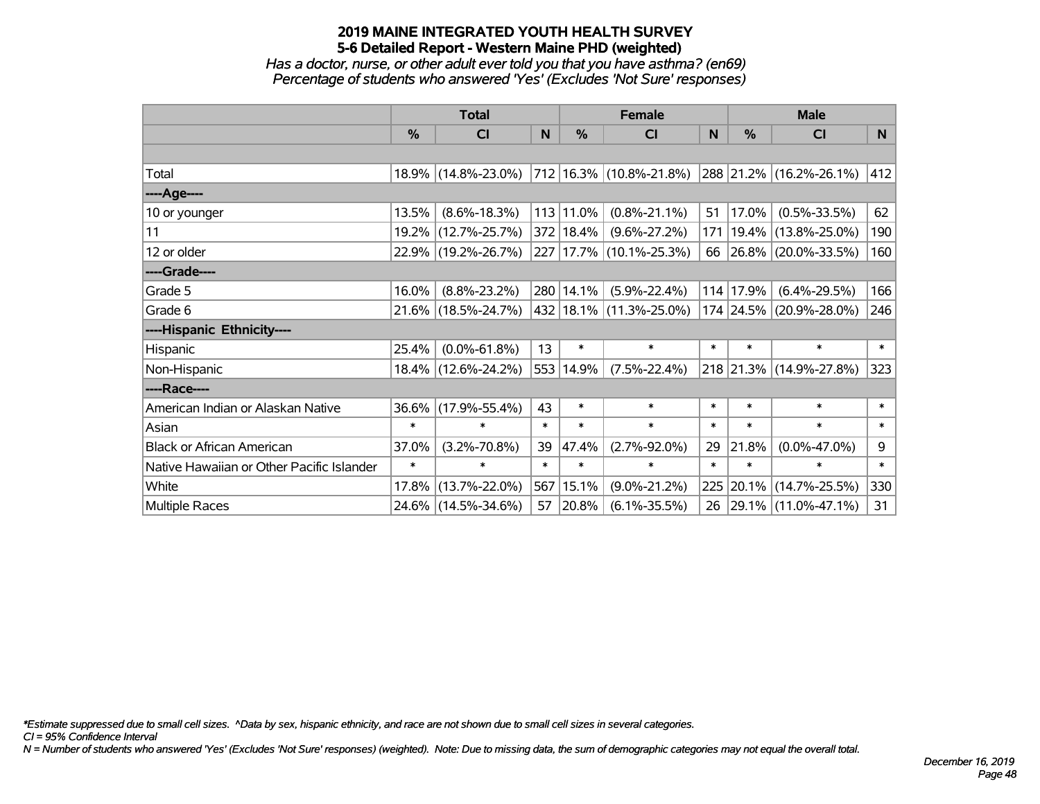# 2019 MAINE INTEGRATED YOUTH HEALTH SURVEY

## 5-6 Detailed Report - Western Maine PHD (weighted)

*Has a doctor, nurse, or other adult ever told you that you have asthma? (en69)*
*Percentage of students who answered 'Yes' (Excludes 'Not Sure' responses)*

| | Total | | | Female | | | Male | | |
|---|---|---|---|---|---|---|---|---|---|
| | % | CI | N | % | CI | N | % | CI | N |
| | | | | | | | | | |
| Total | 18.9% | (14.8%-23.0%) | 712 | 16.3% | (10.8%-21.8%) | 288 | 21.2% | (16.2%-26.1%) | 412 |
| ----Age---- | | | | | | | | | |
| 10 or younger | 13.5% | (8.6%-18.3%) | 113 | 11.0% | (0.8%-21.1%) | 51 | 17.0% | (0.5%-33.5%) | 62 |
| 11 | 19.2% | (12.7%-25.7%) | 372 | 18.4% | (9.6%-27.2%) | 171 | 19.4% | (13.8%-25.0%) | 190 |
| 12 or older | 22.9% | (19.2%-26.7%) | 227 | 17.7% | (10.1%-25.3%) | 66 | 26.8% | (20.0%-33.5%) | 160 |
| ----Grade---- | | | | | | | | | |
| Grade 5 | 16.0% | (8.8%-23.2%) | 280 | 14.1% | (5.9%-22.4%) | 114 | 17.9% | (6.4%-29.5%) | 166 |
| Grade 6 | 21.6% | (18.5%-24.7%) | 432 | 18.1% | (11.3%-25.0%) | 174 | 24.5% | (20.9%-28.0%) | 246 |
| ----Hispanic Ethnicity---- | | | | | | | | | |
| Hispanic | 25.4% | (0.0%-61.8%) | 13 | * | * | * | * | * | * |
| Non-Hispanic | 18.4% | (12.6%-24.2%) | 553 | 14.9% | (7.5%-22.4%) | 218 | 21.3% | (14.9%-27.8%) | 323 |
| ----Race---- | | | | | | | | | |
| American Indian or Alaskan Native | 36.6% | (17.9%-55.4%) | 43 | * | * | * | * | * | * |
| Asian | * | * | * | * | * | * | * | * | * |
| Black or African American | 37.0% | (3.2%-70.8%) | 39 | 47.4% | (2.7%-92.0%) | 29 | 21.8% | (0.0%-47.0%) | 9 |
| Native Hawaiian or Other Pacific Islander | * | * | * | * | * | * | * | * | * |
| White | 17.8% | (13.7%-22.0%) | 567 | 15.1% | (9.0%-21.2%) | 225 | 20.1% | (14.7%-25.5%) | 330 |
| Multiple Races | 24.6% | (14.5%-34.6%) | 57 | 20.8% | (6.1%-35.5%) | 26 | 29.1% | (11.0%-47.1%) | 31 |

*\*Estimate suppressed due to small cell sizes. ^Data by sex, hispanic ethnicity, and race are not shown due to small cell sizes in several categories.*
*CI = 95% Confidence Interval*
*N = Number of students who answered 'Yes' (Excludes 'Not Sure' responses) (weighted). Note: Due to missing data, the sum of demographic categories may not equal the overall total.*

*December 16, 2019*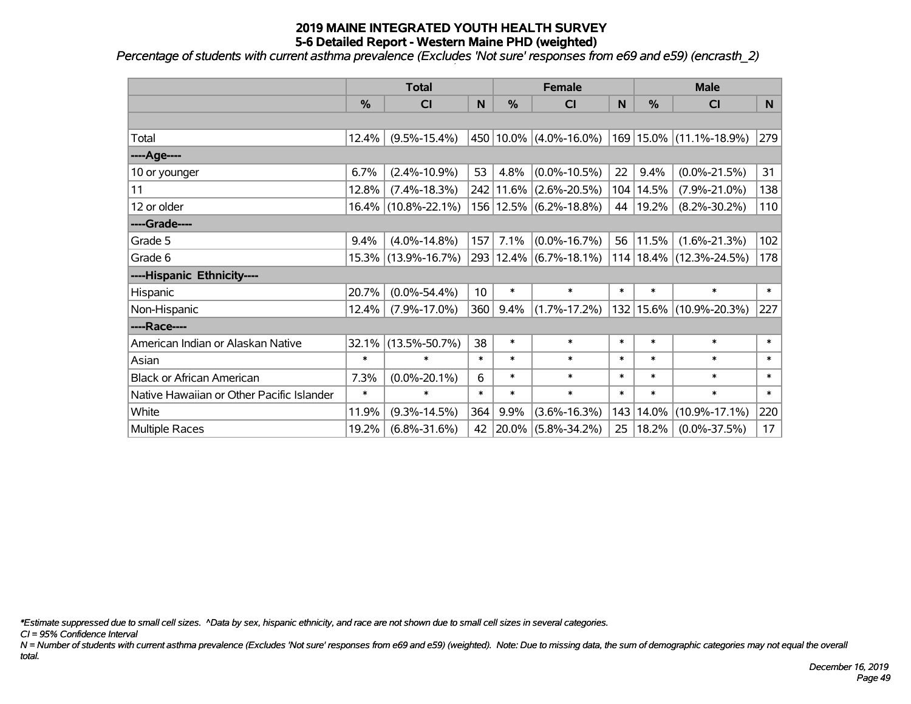# 2019 MAINE INTEGRATED YOUTH HEALTH SURVEY
## 5-6 Detailed Report - Western Maine PHD (weighted)

*Percentage of students with current asthma prevalence (Excludes 'Not sure' responses from e69 and e59) (encrasth_2)*

| | Total | | | Female | | | Male | | |
|---|---|---|---|---|---|---|---|---|---|
| | % | CI | N | % | CI | N | % | CI | N |
| | | | | | | | | | |
| Total | 12.4% | (9.5%-15.4%) | 450 | 10.0% | (4.0%-16.0%) | 169 | 15.0% | (11.1%-18.9%) | 279 |
| ----Age---- | | | | | | | | | |
| 10 or younger | 6.7% | (2.4%-10.9%) | 53 | 4.8% | (0.0%-10.5%) | 22 | 9.4% | (0.0%-21.5%) | 31 |
| 11 | 12.8% | (7.4%-18.3%) | 242 | 11.6% | (2.6%-20.5%) | 104 | 14.5% | (7.9%-21.0%) | 138 |
| 12 or older | 16.4% | (10.8%-22.1%) | 156 | 12.5% | (6.2%-18.8%) | 44 | 19.2% | (8.2%-30.2%) | 110 |
| ----Grade---- | | | | | | | | | |
| Grade 5 | 9.4% | (4.0%-14.8%) | 157 | 7.1% | (0.0%-16.7%) | 56 | 11.5% | (1.6%-21.3%) | 102 |
| Grade 6 | 15.3% | (13.9%-16.7%) | 293 | 12.4% | (6.7%-18.1%) | 114 | 18.4% | (12.3%-24.5%) | 178 |
| ----Hispanic Ethnicity---- | | | | | | | | | |
| Hispanic | 20.7% | (0.0%-54.4%) | 10 | * | * | * | * | * | * |
| Non-Hispanic | 12.4% | (7.9%-17.0%) | 360 | 9.4% | (1.7%-17.2%) | 132 | 15.6% | (10.9%-20.3%) | 227 |
| ----Race---- | | | | | | | | | |
| American Indian or Alaskan Native | 32.1% | (13.5%-50.7%) | 38 | * | * | * | * | * | * |
| Asian | * | * | * | * | * | * | * | * | * |
| Black or African American | 7.3% | (0.0%-20.1%) | 6 | * | * | * | * | * | * |
| Native Hawaiian or Other Pacific Islander | * | * | * | * | * | * | * | * | * |
| White | 11.9% | (9.3%-14.5%) | 364 | 9.9% | (3.6%-16.3%) | 143 | 14.0% | (10.9%-17.1%) | 220 |
| Multiple Races | 19.2% | (6.8%-31.6%) | 42 | 20.0% | (5.8%-34.2%) | 25 | 18.2% | (0.0%-37.5%) | 17 |

*Estimate suppressed due to small cell sizes. ^Data by sex, hispanic ethnicity, and race are not shown due to small cell sizes in several categories.

CI = 95% Confidence Interval

N = Number of students with current asthma prevalence (Excludes 'Not sure' responses from e69 and e59) (weighted). Note: Due to missing data, the sum of demographic categories may not equal the overall total.

*December 16, 2019*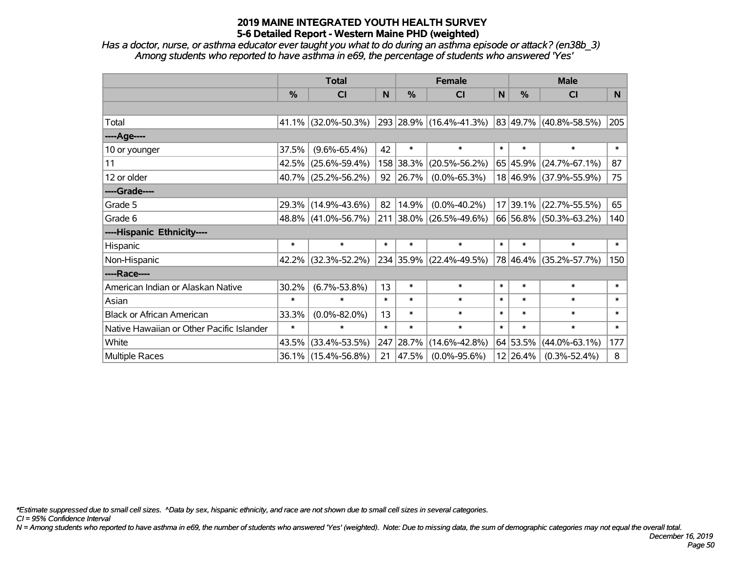# 2019 MAINE INTEGRATED YOUTH HEALTH SURVEY
## 5-6 Detailed Report - Western Maine PHD (weighted)

*Has a doctor, nurse, or asthma educator ever taught you what to do during an asthma episode or attack? (en38b_3)*
*Among students who reported to have asthma in e69, the percentage of students who answered 'Yes'*

| | Total | | | Female | | | Male | | |
|---|---|---|---|---|---|---|---|---|---|
| | % | CI | N | % | CI | N | % | CI | N |
| | | | | | | | | | |
| Total | 41.1% | (32.0%-50.3%) | 293 | 28.9% | (16.4%-41.3%) | 83 | 49.7% | (40.8%-58.5%) | 205 |
| ----Age---- | | | | | | | | | |
| 10 or younger | 37.5% | (9.6%-65.4%) | 42 | * | * | * | * | * | * |
| 11 | 42.5% | (25.6%-59.4%) | 158 | 38.3% | (20.5%-56.2%) | 65 | 45.9% | (24.7%-67.1%) | 87 |
| 12 or older | 40.7% | (25.2%-56.2%) | 92 | 26.7% | (0.0%-65.3%) | 18 | 46.9% | (37.9%-55.9%) | 75 |
| ----Grade---- | | | | | | | | | |
| Grade 5 | 29.3% | (14.9%-43.6%) | 82 | 14.9% | (0.0%-40.2%) | 17 | 39.1% | (22.7%-55.5%) | 65 |
| Grade 6 | 48.8% | (41.0%-56.7%) | 211 | 38.0% | (26.5%-49.6%) | 66 | 56.8% | (50.3%-63.2%) | 140 |
| ----Hispanic Ethnicity---- | | | | | | | | | |
| Hispanic | * | * | * | * | * | * | * | * | * |
| Non-Hispanic | 42.2% | (32.3%-52.2%) | 234 | 35.9% | (22.4%-49.5%) | 78 | 46.4% | (35.2%-57.7%) | 150 |
| ----Race---- | | | | | | | | | |
| American Indian or Alaskan Native | 30.2% | (6.7%-53.8%) | 13 | * | * | * | * | * | * |
| Asian | * | * | * | * | * | * | * | * | * |
| Black or African American | 33.3% | (0.0%-82.0%) | 13 | * | * | * | * | * | * |
| Native Hawaiian or Other Pacific Islander | * | * | * | * | * | * | * | * | * |
| White | 43.5% | (33.4%-53.5%) | 247 | 28.7% | (14.6%-42.8%) | 64 | 53.5% | (44.0%-63.1%) | 177 |
| Multiple Races | 36.1% | (15.4%-56.8%) | 21 | 47.5% | (0.0%-95.6%) | 12 | 26.4% | (0.3%-52.4%) | 8 |

*\*Estimate suppressed due to small cell sizes. ^Data by sex, hispanic ethnicity, and race are not shown due to small cell sizes in several categories.*

*CI = 95% Confidence Interval*

*N = Among students who reported to have asthma in e69, the number of students who answered 'Yes' (weighted). Note: Due to missing data, the sum of demographic categories may not equal the overall total.*

*December 16, 2019*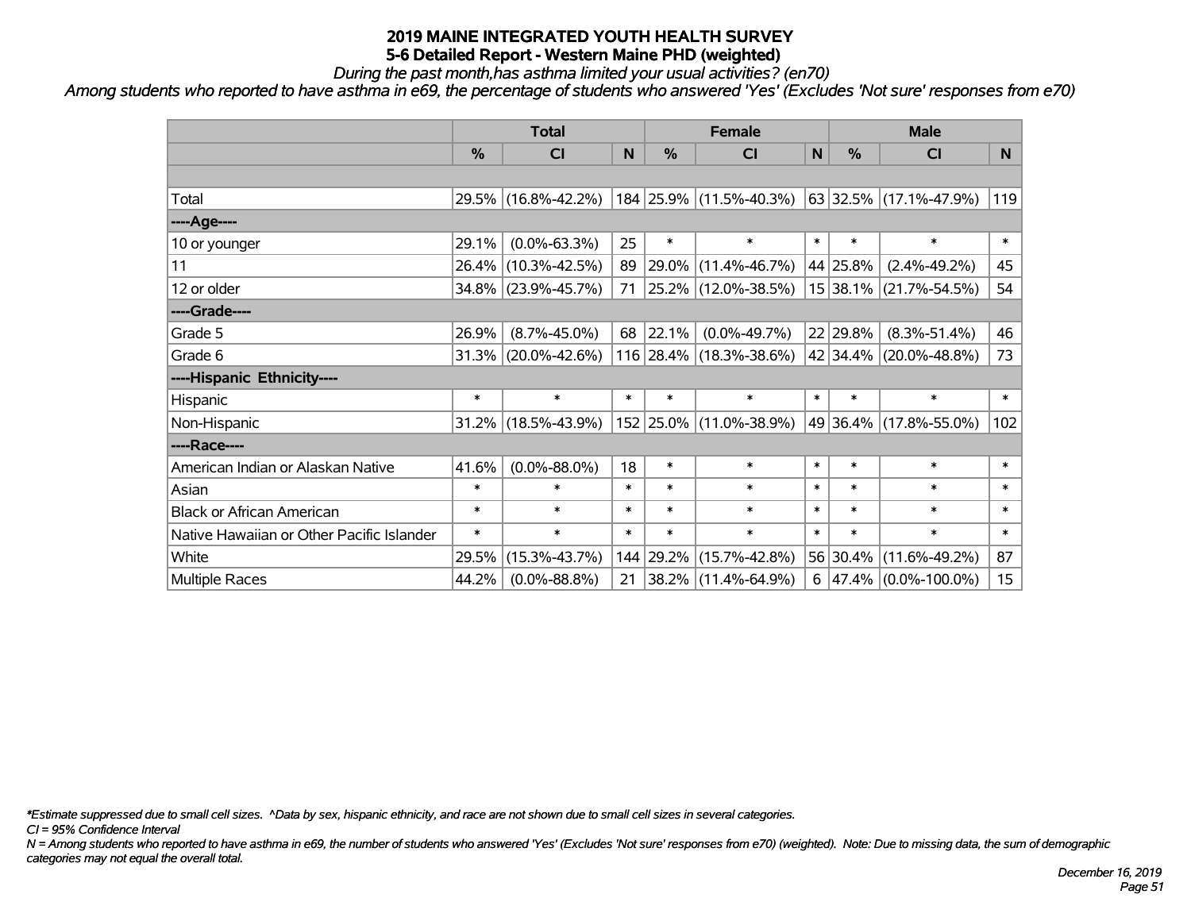# 2019 MAINE INTEGRATED YOUTH HEALTH SURVEY

## 5-6 Detailed Report - Western Maine PHD (weighted)

*During the past month,has asthma limited your usual activities? (en70)*

*Among students who reported to have asthma in e69, the percentage of students who answered 'Yes' (Excludes 'Not sure' responses from e70)*

| | Total | | | Female | | | Male | | |
|---|---|---|---|---|---|---|---|---|---|
| | % | CI | N | % | CI | N | % | CI | N |
| | | | | | | | | | |
| Total | 29.5% | (16.8%-42.2%) | 184 | 25.9% | (11.5%-40.3%) | 63 | 32.5% | (17.1%-47.9%) | 119 |
| ----Age---- | | | | | | | | | |
| 10 or younger | 29.1% | (0.0%-63.3%) | 25 | * | * | * | * | * | * |
| 11 | 26.4% | (10.3%-42.5%) | 89 | 29.0% | (11.4%-46.7%) | 44 | 25.8% | (2.4%-49.2%) | 45 |
| 12 or older | 34.8% | (23.9%-45.7%) | 71 | 25.2% | (12.0%-38.5%) | 15 | 38.1% | (21.7%-54.5%) | 54 |
| ----Grade---- | | | | | | | | | |
| Grade 5 | 26.9% | (8.7%-45.0%) | 68 | 22.1% | (0.0%-49.7%) | 22 | 29.8% | (8.3%-51.4%) | 46 |
| Grade 6 | 31.3% | (20.0%-42.6%) | 116 | 28.4% | (18.3%-38.6%) | 42 | 34.4% | (20.0%-48.8%) | 73 |
| ----Hispanic Ethnicity---- | | | | | | | | | |
| Hispanic | * | * | * | * | * | * | * | * | * |
| Non-Hispanic | 31.2% | (18.5%-43.9%) | 152 | 25.0% | (11.0%-38.9%) | 49 | 36.4% | (17.8%-55.0%) | 102 |
| ----Race---- | | | | | | | | | |
| American Indian or Alaskan Native | 41.6% | (0.0%-88.0%) | 18 | * | * | * | * | * | * |
| Asian | * | * | * | * | * | * | * | * | * |
| Black or African American | * | * | * | * | * | * | * | * | * |
| Native Hawaiian or Other Pacific Islander | * | * | * | * | * | * | * | * | * |
| White | 29.5% | (15.3%-43.7%) | 144 | 29.2% | (15.7%-42.8%) | 56 | 30.4% | (11.6%-49.2%) | 87 |
| Multiple Races | 44.2% | (0.0%-88.8%) | 21 | 38.2% | (11.4%-64.9%) | 6 | 47.4% | (0.0%-100.0%) | 15 |

*\*Estimate suppressed due to small cell sizes. ^Data by sex, hispanic ethnicity, and race are not shown due to small cell sizes in several categories.*

*CI = 95% Confidence Interval*

*N = Among students who reported to have asthma in e69, the number of students who answered 'Yes' (Excludes 'Not sure' responses from e70) (weighted). Note: Due to missing data, the sum of demographic categories may not equal the overall total.*

*December 16, 2019*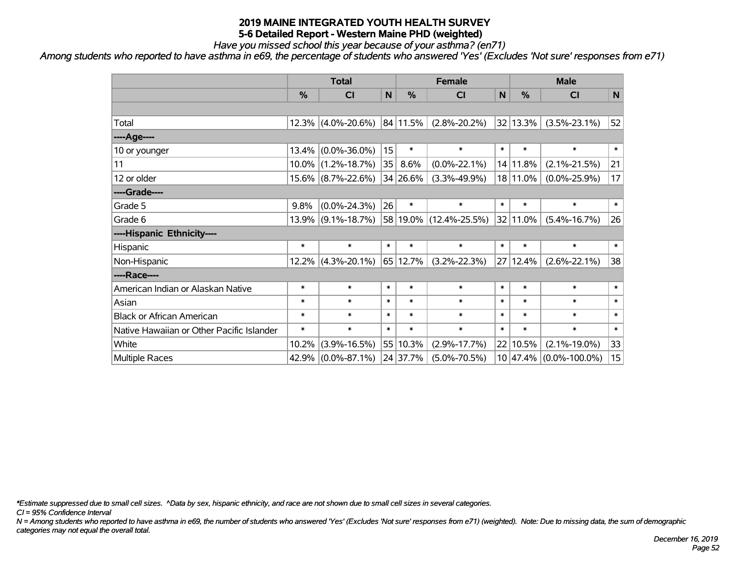# 2019 MAINE INTEGRATED YOUTH HEALTH SURVEY
## 5-6 Detailed Report - Western Maine PHD (weighted)
*Have you missed school this year because of your asthma? (en71)*

*Among students who reported to have asthma in e69, the percentage of students who answered 'Yes' (Excludes 'Not sure' responses from e71)*

| | Total | | | Female | | | Male | | |
|---|---|---|---|---|---|---|---|---|---|
| | % | CI | N | % | CI | N | % | CI | N |
| Total | 12.3% | (4.0%-20.6%) | 84 | 11.5% | (2.8%-20.2%) | 32 | 13.3% | (3.5%-23.1%) | 52 |
| ----Age---- | | | | | | | | | |
| 10 or younger | 13.4% | (0.0%-36.0%) | 15 | * | * | * | * | * | * |
| 11 | 10.0% | (1.2%-18.7%) | 35 | 8.6% | (0.0%-22.1%) | 14 | 11.8% | (2.1%-21.5%) | 21 |
| 12 or older | 15.6% | (8.7%-22.6%) | 34 | 26.6% | (3.3%-49.9%) | 18 | 11.0% | (0.0%-25.9%) | 17 |
| ----Grade---- | | | | | | | | | |
| Grade 5 | 9.8% | (0.0%-24.3%) | 26 | * | * | * | * | * | * |
| Grade 6 | 13.9% | (9.1%-18.7%) | 58 | 19.0% | (12.4%-25.5%) | 32 | 11.0% | (5.4%-16.7%) | 26 |
| ----Hispanic Ethnicity---- | | | | | | | | | |
| Hispanic | * | * | * | * | * | * | * | * | * |
| Non-Hispanic | 12.2% | (4.3%-20.1%) | 65 | 12.7% | (3.2%-22.3%) | 27 | 12.4% | (2.6%-22.1%) | 38 |
| ----Race---- | | | | | | | | | |
| American Indian or Alaskan Native | * | * | * | * | * | * | * | * | * |
| Asian | * | * | * | * | * | * | * | * | * |
| Black or African American | * | * | * | * | * | * | * | * | * |
| Native Hawaiian or Other Pacific Islander | * | * | * | * | * | * | * | * | * |
| White | 10.2% | (3.9%-16.5%) | 55 | 10.3% | (2.9%-17.7%) | 22 | 10.5% | (2.1%-19.0%) | 33 |
| Multiple Races | 42.9% | (0.0%-87.1%) | 24 | 37.7% | (5.0%-70.5%) | 10 | 47.4% | (0.0%-100.0%) | 15 |

*\*Estimate suppressed due to small cell sizes. ^Data by sex, hispanic ethnicity, and race are not shown due to small cell sizes in several categories.*

*CI = 95% Confidence Interval*

*N = Among students who reported to have asthma in e69, the number of students who answered 'Yes' (Excludes 'Not sure' responses from e71) (weighted). Note: Due to missing data, the sum of demographic categories may not equal the overall total.*

*December 16, 2019*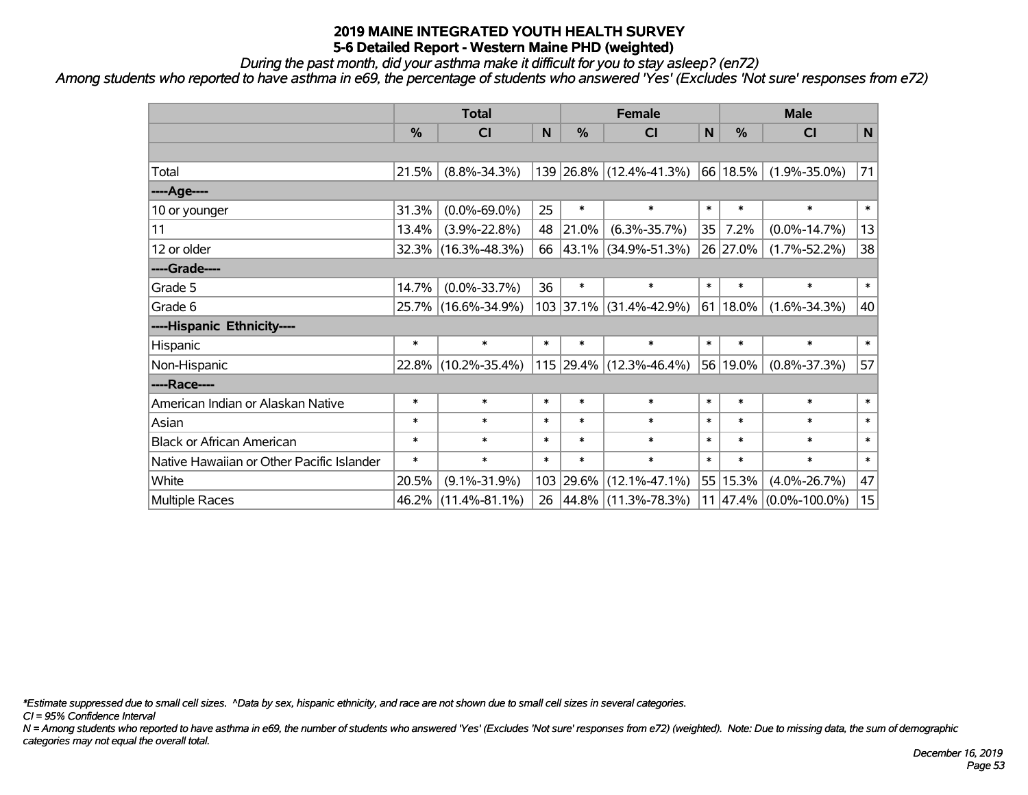# 2019 MAINE INTEGRATED YOUTH HEALTH SURVEY
## 5-6 Detailed Report - Western Maine PHD (weighted)

*During the past month, did your asthma make it difficult for you to stay asleep? (en72)*

*Among students who reported to have asthma in e69, the percentage of students who answered 'Yes' (Excludes 'Not sure' responses from e72)*

| | Total | | | Female | | | Male | | |
|---|---|---|---|---|---|---|---|---|---|
| | % | CI | N | % | CI | N | % | CI | N |
| | | | | | | | | | |
| Total | 21.5% | (8.8%-34.3%) | 139 | 26.8% | (12.4%-41.3%) | 66 | 18.5% | (1.9%-35.0%) | 71 |
| ----Age---- | | | | | | | | | |
| 10 or younger | 31.3% | (0.0%-69.0%) | 25 | * | * | * | * | * | * |
| 11 | 13.4% | (3.9%-22.8%) | 48 | 21.0% | (6.3%-35.7%) | 35 | 7.2% | (0.0%-14.7%) | 13 |
| 12 or older | 32.3% | (16.3%-48.3%) | 66 | 43.1% | (34.9%-51.3%) | 26 | 27.0% | (1.7%-52.2%) | 38 |
| ----Grade---- | | | | | | | | | |
| Grade 5 | 14.7% | (0.0%-33.7%) | 36 | * | * | * | * | * | * |
| Grade 6 | 25.7% | (16.6%-34.9%) | 103 | 37.1% | (31.4%-42.9%) | 61 | 18.0% | (1.6%-34.3%) | 40 |
| ----Hispanic Ethnicity---- | | | | | | | | | |
| Hispanic | * | * | * | * | * | * | * | * | * |
| Non-Hispanic | 22.8% | (10.2%-35.4%) | 115 | 29.4% | (12.3%-46.4%) | 56 | 19.0% | (0.8%-37.3%) | 57 |
| ----Race---- | | | | | | | | | |
| American Indian or Alaskan Native | * | * | * | * | * | * | * | * | * |
| Asian | * | * | * | * | * | * | * | * | * |
| Black or African American | * | * | * | * | * | * | * | * | * |
| Native Hawaiian or Other Pacific Islander | * | * | * | * | * | * | * | * | * |
| White | 20.5% | (9.1%-31.9%) | 103 | 29.6% | (12.1%-47.1%) | 55 | 15.3% | (4.0%-26.7%) | 47 |
| Multiple Races | 46.2% | (11.4%-81.1%) | 26 | 44.8% | (11.3%-78.3%) | 11 | 47.4% | (0.0%-100.0%) | 15 |

*\*Estimate suppressed due to small cell sizes. ^Data by sex, hispanic ethnicity, and race are not shown due to small cell sizes in several categories.*

*CI = 95% Confidence Interval*

*N = Among students who reported to have asthma in e69, the number of students who answered 'Yes' (Excludes 'Not sure' responses from e72) (weighted). Note: Due to missing data, the sum of demographic categories may not equal the overall total.*

*December 16, 2019*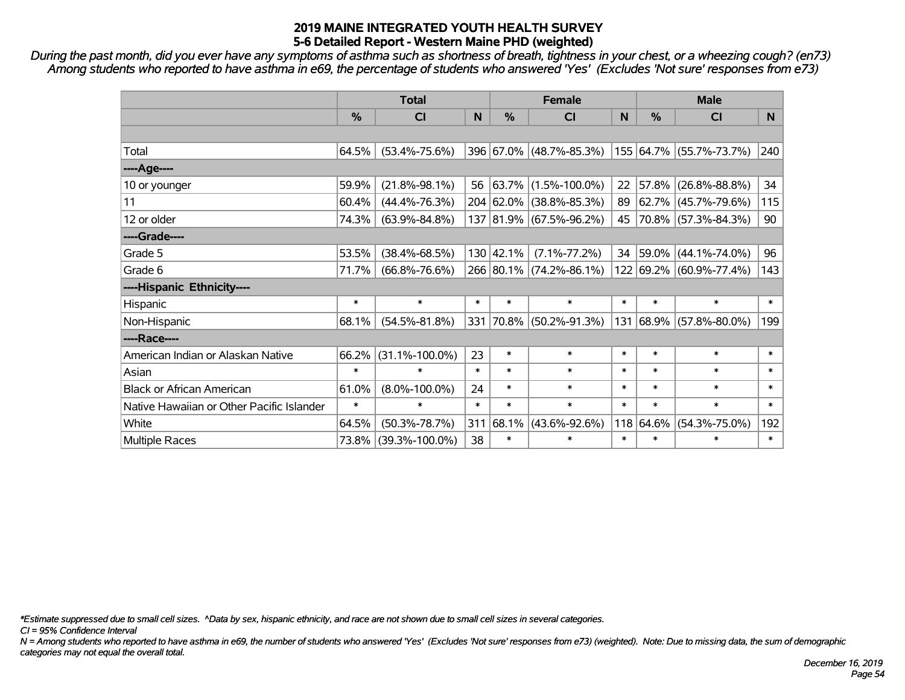# 2019 MAINE INTEGRATED YOUTH HEALTH SURVEY
## 5-6 Detailed Report - Western Maine PHD (weighted)

*During the past month, did you ever have any symptoms of asthma such as shortness of breath, tightness in your chest, or a wheezing cough? (en73)*
*Among students who reported to have asthma in e69, the percentage of students who answered 'Yes' (Excludes 'Not sure' responses from e73)*

| | Total | | | Female | | | Male | | |
|---|---|---|---|---|---|---|---|---|---|
| | % | CI | N | % | CI | N | % | CI | N |
| | | | | | | | | | |
| Total | 64.5% | (53.4%-75.6%) | 396 | 67.0% | (48.7%-85.3%) | 155 | 64.7% | (55.7%-73.7%) | 240 |
| ----Age---- | | | | | | | | | |
| 10 or younger | 59.9% | (21.8%-98.1%) | 56 | 63.7% | (1.5%-100.0%) | 22 | 57.8% | (26.8%-88.8%) | 34 |
| 11 | 60.4% | (44.4%-76.3%) | 204 | 62.0% | (38.8%-85.3%) | 89 | 62.7% | (45.7%-79.6%) | 115 |
| 12 or older | 74.3% | (63.9%-84.8%) | 137 | 81.9% | (67.5%-96.2%) | 45 | 70.8% | (57.3%-84.3%) | 90 |
| ----Grade---- | | | | | | | | | |
| Grade 5 | 53.5% | (38.4%-68.5%) | 130 | 42.1% | (7.1%-77.2%) | 34 | 59.0% | (44.1%-74.0%) | 96 |
| Grade 6 | 71.7% | (66.8%-76.6%) | 266 | 80.1% | (74.2%-86.1%) | 122 | 69.2% | (60.9%-77.4%) | 143 |
| ----Hispanic Ethnicity---- | | | | | | | | | |
| Hispanic | * | * | * | * | * | * | * | * | * |
| Non-Hispanic | 68.1% | (54.5%-81.8%) | 331 | 70.8% | (50.2%-91.3%) | 131 | 68.9% | (57.8%-80.0%) | 199 |
| ----Race---- | | | | | | | | | |
| American Indian or Alaskan Native | 66.2% | (31.1%-100.0%) | 23 | * | * | * | * | * | * |
| Asian | * | * | * | * | * | * | * | * | * |
| Black or African American | 61.0% | (8.0%-100.0%) | 24 | * | * | * | * | * | * |
| Native Hawaiian or Other Pacific Islander | * | * | * | * | * | * | * | * | * |
| White | 64.5% | (50.3%-78.7%) | 311 | 68.1% | (43.6%-92.6%) | 118 | 64.6% | (54.3%-75.0%) | 192 |
| Multiple Races | 73.8% | (39.3%-100.0%) | 38 | * | * | * | * | * | * |

*\*Estimate suppressed due to small cell sizes. ^Data by sex, hispanic ethnicity, and race are not shown due to small cell sizes in several categories.*
*CI = 95% Confidence Interval*
*N = Among students who reported to have asthma in e69, the number of students who answered 'Yes' (Excludes 'Not sure' responses from e73) (weighted). Note: Due to missing data, the sum of demographic categories may not equal the overall total.*

*December 16, 2019*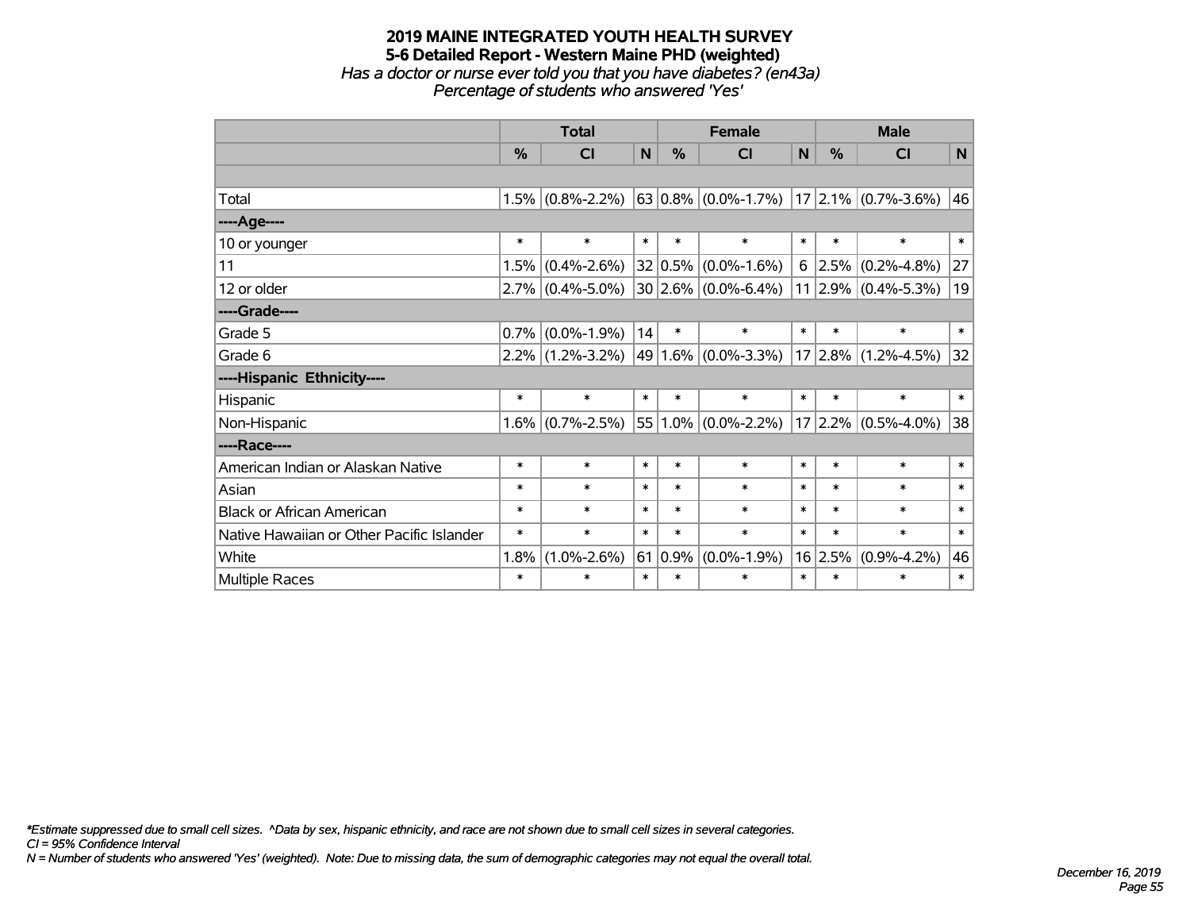# 2019 MAINE INTEGRATED YOUTH HEALTH SURVEY
## 5-6 Detailed Report - Western Maine PHD (weighted)
*Has a doctor or nurse ever told you that you have diabetes? (en43a)*
*Percentage of students who answered 'Yes'*

| | Total | | | Female | | | Male | | |
|---|---|---|---|---|---|---|---|---|---|
| | % | CI | N | % | CI | N | % | CI | N |
| | | | | | | | | | |
| Total | 1.5% | (0.8%-2.2%) | 63 | 0.8% | (0.0%-1.7%) | 17 | 2.1% | (0.7%-3.6%) | 46 |
| ----Age---- | | | | | | | | | |
| 10 or younger | * | * | * | * | * | * | * | * | * |
| 11 | 1.5% | (0.4%-2.6%) | 32 | 0.5% | (0.0%-1.6%) | 6 | 2.5% | (0.2%-4.8%) | 27 |
| 12 or older | 2.7% | (0.4%-5.0%) | 30 | 2.6% | (0.0%-6.4%) | 11 | 2.9% | (0.4%-5.3%) | 19 |
| ----Grade---- | | | | | | | | | |
| Grade 5 | 0.7% | (0.0%-1.9%) | 14 | * | * | * | * | * | * |
| Grade 6 | 2.2% | (1.2%-3.2%) | 49 | 1.6% | (0.0%-3.3%) | 17 | 2.8% | (1.2%-4.5%) | 32 |
| ----Hispanic Ethnicity---- | | | | | | | | | |
| Hispanic | * | * | * | * | * | * | * | * | * |
| Non-Hispanic | 1.6% | (0.7%-2.5%) | 55 | 1.0% | (0.0%-2.2%) | 17 | 2.2% | (0.5%-4.0%) | 38 |
| ----Race---- | | | | | | | | | |
| American Indian or Alaskan Native | * | * | * | * | * | * | * | * | * |
| Asian | * | * | * | * | * | * | * | * | * |
| Black or African American | * | * | * | * | * | * | * | * | * |
| Native Hawaiian or Other Pacific Islander | * | * | * | * | * | * | * | * | * |
| White | 1.8% | (1.0%-2.6%) | 61 | 0.9% | (0.0%-1.9%) | 16 | 2.5% | (0.9%-4.2%) | 46 |
| Multiple Races | * | * | * | * | * | * | * | * | * |

*\*Estimate suppressed due to small cell sizes. ^Data by sex, hispanic ethnicity, and race are not shown due to small cell sizes in several categories.*
*CI = 95% Confidence Interval*
*N = Number of students who answered 'Yes' (weighted). Note: Due to missing data, the sum of demographic categories may not equal the overall total.*

*December 16, 2019*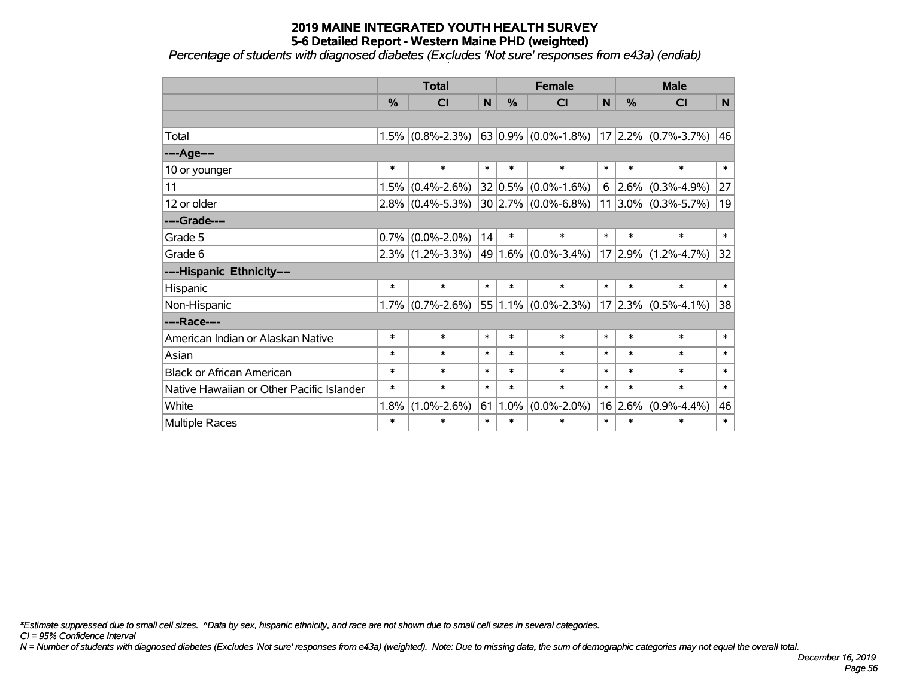# 2019 MAINE INTEGRATED YOUTH HEALTH SURVEY
## 5-6 Detailed Report - Western Maine PHD (weighted)

*Percentage of students with diagnosed diabetes (Excludes 'Not sure' responses from e43a) (endiab)*

| | Total | | | Female | | | Male | | |
|---|---|---|---|---|---|---|---|---|---|
| | % | CI | N | % | CI | N | % | CI | N |
| | | | | | | | | | |
| Total | 1.5% | (0.8%-2.3%) | 63 | 0.9% | (0.0%-1.8%) | 17 | 2.2% | (0.7%-3.7%) | 46 |
| ----Age---- | | | | | | | | | |
| 10 or younger | * | * | * | * | * | * | * | * | * |
| 11 | 1.5% | (0.4%-2.6%) | 32 | 0.5% | (0.0%-1.6%) | 6 | 2.6% | (0.3%-4.9%) | 27 |
| 12 or older | 2.8% | (0.4%-5.3%) | 30 | 2.7% | (0.0%-6.8%) | 11 | 3.0% | (0.3%-5.7%) | 19 |
| ----Grade---- | | | | | | | | | |
| Grade 5 | 0.7% | (0.0%-2.0%) | 14 | * | * | * | * | * | * |
| Grade 6 | 2.3% | (1.2%-3.3%) | 49 | 1.6% | (0.0%-3.4%) | 17 | 2.9% | (1.2%-4.7%) | 32 |
| ----Hispanic Ethnicity---- | | | | | | | | | |
| Hispanic | * | * | * | * | * | * | * | * | * |
| Non-Hispanic | 1.7% | (0.7%-2.6%) | 55 | 1.1% | (0.0%-2.3%) | 17 | 2.3% | (0.5%-4.1%) | 38 |
| ----Race---- | | | | | | | | | |
| American Indian or Alaskan Native | * | * | * | * | * | * | * | * | * |
| Asian | * | * | * | * | * | * | * | * | * |
| Black or African American | * | * | * | * | * | * | * | * | * |
| Native Hawaiian or Other Pacific Islander | * | * | * | * | * | * | * | * | * |
| White | 1.8% | (1.0%-2.6%) | 61 | 1.0% | (0.0%-2.0%) | 16 | 2.6% | (0.9%-4.4%) | 46 |
| Multiple Races | * | * | * | * | * | * | * | * | * |

*\*Estimate suppressed due to small cell sizes. ^Data by sex, hispanic ethnicity, and race are not shown due to small cell sizes in several categories.*

*CI = 95% Confidence Interval*

*N = Number of students with diagnosed diabetes (Excludes 'Not sure' responses from e43a) (weighted). Note: Due to missing data, the sum of demographic categories may not equal the overall total.*

*December 16, 2019*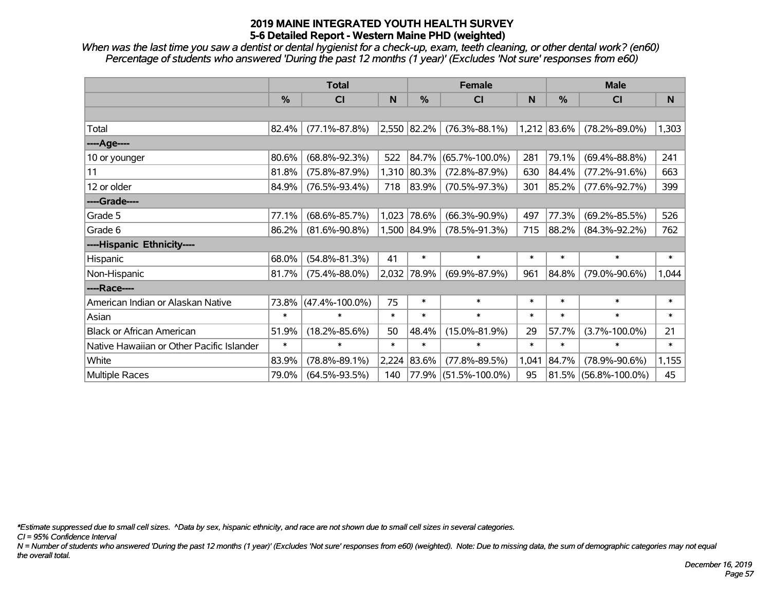# 2019 MAINE INTEGRATED YOUTH HEALTH SURVEY
## 5-6 Detailed Report - Western Maine PHD (weighted)

*When was the last time you saw a dentist or dental hygienist for a check-up, exam, teeth cleaning, or other dental work? (en60)*
*Percentage of students who answered 'During the past 12 months (1 year)' (Excludes 'Not sure' responses from e60)*

| | Total | | | Female | | | Male | | |
|---|---|---|---|---|---|---|---|---|---|
| | % | CI | N | % | CI | N | % | CI | N |
| | | | | | | | | | |
| Total | 82.4% | (77.1%-87.8%) | 2,550 | 82.2% | (76.3%-88.1%) | 1,212 | 83.6% | (78.2%-89.0%) | 1,303 |
| ----Age---- | | | | | | | | | |
| 10 or younger | 80.6% | (68.8%-92.3%) | 522 | 84.7% | (65.7%-100.0%) | 281 | 79.1% | (69.4%-88.8%) | 241 |
| 11 | 81.8% | (75.8%-87.9%) | 1,310 | 80.3% | (72.8%-87.9%) | 630 | 84.4% | (77.2%-91.6%) | 663 |
| 12 or older | 84.9% | (76.5%-93.4%) | 718 | 83.9% | (70.5%-97.3%) | 301 | 85.2% | (77.6%-92.7%) | 399 |
| ----Grade---- | | | | | | | | | |
| Grade 5 | 77.1% | (68.6%-85.7%) | 1,023 | 78.6% | (66.3%-90.9%) | 497 | 77.3% | (69.2%-85.5%) | 526 |
| Grade 6 | 86.2% | (81.6%-90.8%) | 1,500 | 84.9% | (78.5%-91.3%) | 715 | 88.2% | (84.3%-92.2%) | 762 |
| ----Hispanic Ethnicity---- | | | | | | | | | |
| Hispanic | 68.0% | (54.8%-81.3%) | 41 | * | * | * | * | * | * |
| Non-Hispanic | 81.7% | (75.4%-88.0%) | 2,032 | 78.9% | (69.9%-87.9%) | 961 | 84.8% | (79.0%-90.6%) | 1,044 |
| ----Race---- | | | | | | | | | |
| American Indian or Alaskan Native | 73.8% | (47.4%-100.0%) | 75 | * | * | * | * | * | * |
| Asian | * | * | * | * | * | * | * | * | * |
| Black or African American | 51.9% | (18.2%-85.6%) | 50 | 48.4% | (15.0%-81.9%) | 29 | 57.7% | (3.7%-100.0%) | 21 |
| Native Hawaiian or Other Pacific Islander | * | * | * | * | * | * | * | * | * |
| White | 83.9% | (78.8%-89.1%) | 2,224 | 83.6% | (77.8%-89.5%) | 1,041 | 84.7% | (78.9%-90.6%) | 1,155 |
| Multiple Races | 79.0% | (64.5%-93.5%) | 140 | 77.9% | (51.5%-100.0%) | 95 | 81.5% | (56.8%-100.0%) | 45 |

*\*Estimate suppressed due to small cell sizes. ^Data by sex, hispanic ethnicity, and race are not shown due to small cell sizes in several categories.*

*CI = 95% Confidence Interval*

*N = Number of students who answered 'During the past 12 months (1 year)' (Excludes 'Not sure' responses from e60) (weighted). Note: Due to missing data, the sum of demographic categories may not equal the overall total.*

*December 16, 2019*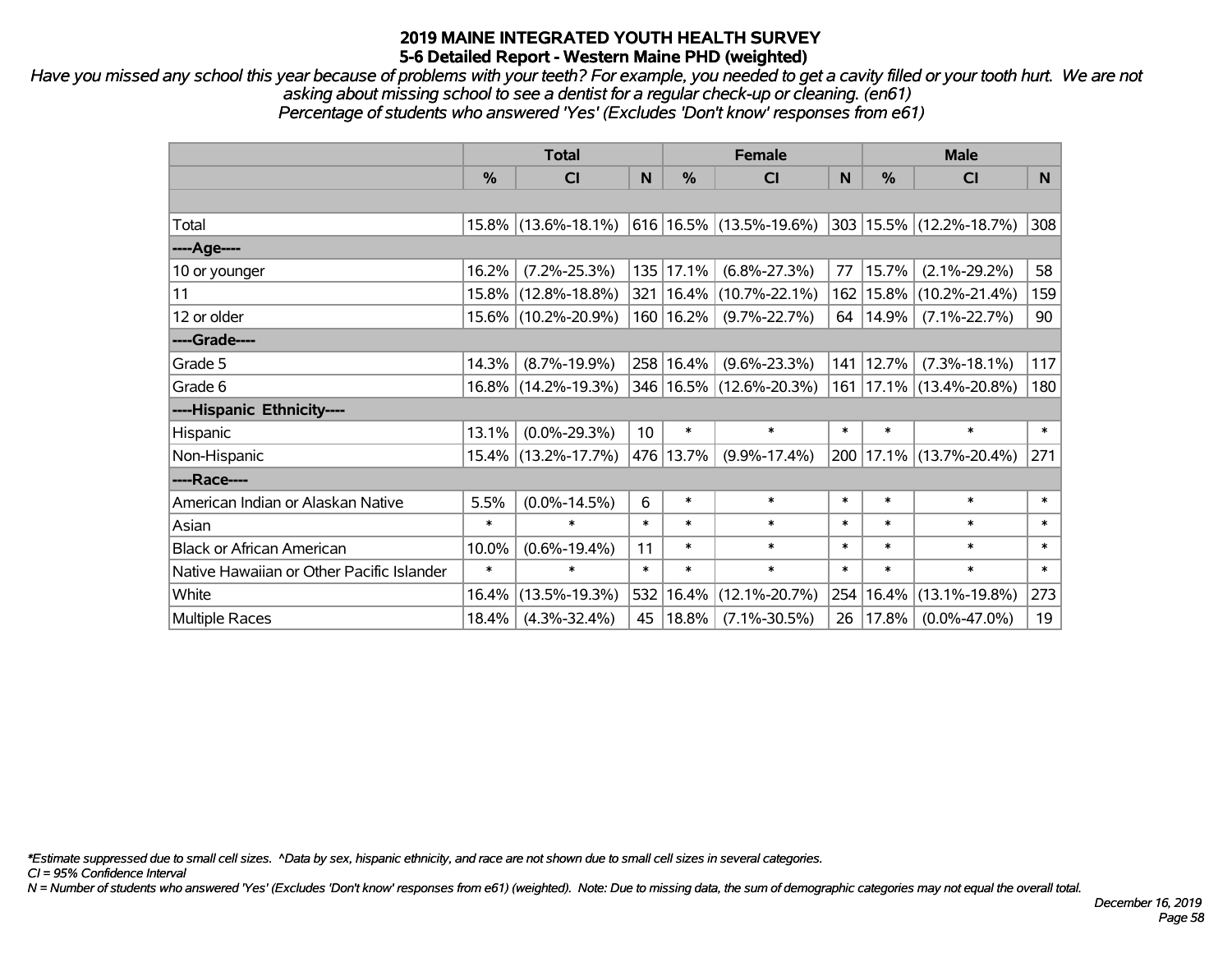# 2019 MAINE INTEGRATED YOUTH HEALTH SURVEY
## 5-6 Detailed Report - Western Maine PHD (weighted)

*Have you missed any school this year because of problems with your teeth? For example, you needed to get a cavity filled or your tooth hurt. We are not asking about missing school to see a dentist for a regular check-up or cleaning. (en61)*
*Percentage of students who answered 'Yes' (Excludes 'Don't know' responses from e61)*

| | Total | | | Female | | | Male | | |
|---|---|---|---|---|---|---|---|---|---|
| | % | CI | N | % | CI | N | % | CI | N |
| Total | 15.8% | (13.6%-18.1%) | 616 | 16.5% | (13.5%-19.6%) | 303 | 15.5% | (12.2%-18.7%) | 308 |
| ----Age---- | | | | | | | | | |
| 10 or younger | 16.2% | (7.2%-25.3%) | 135 | 17.1% | (6.8%-27.3%) | 77 | 15.7% | (2.1%-29.2%) | 58 |
| 11 | 15.8% | (12.8%-18.8%) | 321 | 16.4% | (10.7%-22.1%) | 162 | 15.8% | (10.2%-21.4%) | 159 |
| 12 or older | 15.6% | (10.2%-20.9%) | 160 | 16.2% | (9.7%-22.7%) | 64 | 14.9% | (7.1%-22.7%) | 90 |
| ----Grade---- | | | | | | | | | |
| Grade 5 | 14.3% | (8.7%-19.9%) | 258 | 16.4% | (9.6%-23.3%) | 141 | 12.7% | (7.3%-18.1%) | 117 |
| Grade 6 | 16.8% | (14.2%-19.3%) | 346 | 16.5% | (12.6%-20.3%) | 161 | 17.1% | (13.4%-20.8%) | 180 |
| ----Hispanic Ethnicity---- | | | | | | | | | |
| Hispanic | 13.1% | (0.0%-29.3%) | 10 | * | * | * | * | * | * |
| Non-Hispanic | 15.4% | (13.2%-17.7%) | 476 | 13.7% | (9.9%-17.4%) | 200 | 17.1% | (13.7%-20.4%) | 271 |
| ----Race---- | | | | | | | | | |
| American Indian or Alaskan Native | 5.5% | (0.0%-14.5%) | 6 | * | * | * | * | * | * |
| Asian | * | * | * | * | * | * | * | * | * |
| Black or African American | 10.0% | (0.6%-19.4%) | 11 | * | * | * | * | * | * |
| Native Hawaiian or Other Pacific Islander | * | * | * | * | * | * | * | * | * |
| White | 16.4% | (13.5%-19.3%) | 532 | 16.4% | (12.1%-20.7%) | 254 | 16.4% | (13.1%-19.8%) | 273 |
| Multiple Races | 18.4% | (4.3%-32.4%) | 45 | 18.8% | (7.1%-30.5%) | 26 | 17.8% | (0.0%-47.0%) | 19 |

*\*Estimate suppressed due to small cell sizes. ^Data by sex, hispanic ethnicity, and race are not shown due to small cell sizes in several categories.*
*CI = 95% Confidence Interval*
*N = Number of students who answered 'Yes' (Excludes 'Don't know' responses from e61) (weighted). Note: Due to missing data, the sum of demographic categories may not equal the overall total.*

*December 16, 2019*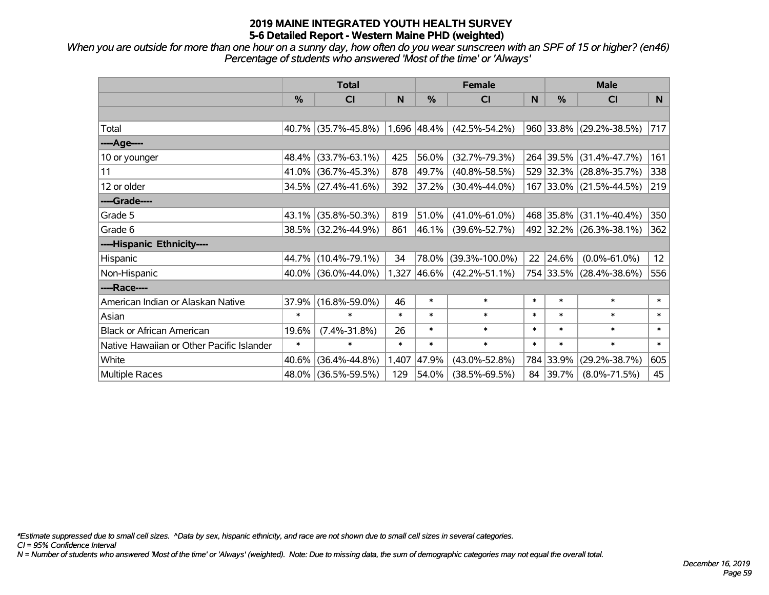# 2019 MAINE INTEGRATED YOUTH HEALTH SURVEY
## 5-6 Detailed Report - Western Maine PHD (weighted)

*When you are outside for more than one hour on a sunny day, how often do you wear sunscreen with an SPF of 15 or higher? (en46)*
*Percentage of students who answered 'Most of the time' or 'Always'*

| | Total | | | Female | | | Male | | |
|---|---|---|---|---|---|---|---|---|---|
| | % | CI | N | % | CI | N | % | CI | N |
| | | | | | | | | | |
| Total | 40.7% | (35.7%-45.8%) | 1,696 | 48.4% | (42.5%-54.2%) | 960 | 33.8% | (29.2%-38.5%) | 717 |
| ----Age---- | | | | | | | | | |
| 10 or younger | 48.4% | (33.7%-63.1%) | 425 | 56.0% | (32.7%-79.3%) | 264 | 39.5% | (31.4%-47.7%) | 161 |
| 11 | 41.0% | (36.7%-45.3%) | 878 | 49.7% | (40.8%-58.5%) | 529 | 32.3% | (28.8%-35.7%) | 338 |
| 12 or older | 34.5% | (27.4%-41.6%) | 392 | 37.2% | (30.4%-44.0%) | 167 | 33.0% | (21.5%-44.5%) | 219 |
| ----Grade---- | | | | | | | | | |
| Grade 5 | 43.1% | (35.8%-50.3%) | 819 | 51.0% | (41.0%-61.0%) | 468 | 35.8% | (31.1%-40.4%) | 350 |
| Grade 6 | 38.5% | (32.2%-44.9%) | 861 | 46.1% | (39.6%-52.7%) | 492 | 32.2% | (26.3%-38.1%) | 362 |
| ----Hispanic Ethnicity---- | | | | | | | | | |
| Hispanic | 44.7% | (10.4%-79.1%) | 34 | 78.0% | (39.3%-100.0%) | 22 | 24.6% | (0.0%-61.0%) | 12 |
| Non-Hispanic | 40.0% | (36.0%-44.0%) | 1,327 | 46.6% | (42.2%-51.1%) | 754 | 33.5% | (28.4%-38.6%) | 556 |
| ----Race---- | | | | | | | | | |
| American Indian or Alaskan Native | 37.9% | (16.8%-59.0%) | 46 | * | * | * | * | * | * |
| Asian | * | * | * | * | * | * | * | * | * |
| Black or African American | 19.6% | (7.4%-31.8%) | 26 | * | * | * | * | * | * |
| Native Hawaiian or Other Pacific Islander | * | * | * | * | * | * | * | * | * |
| White | 40.6% | (36.4%-44.8%) | 1,407 | 47.9% | (43.0%-52.8%) | 784 | 33.9% | (29.2%-38.7%) | 605 |
| Multiple Races | 48.0% | (36.5%-59.5%) | 129 | 54.0% | (38.5%-69.5%) | 84 | 39.7% | (8.0%-71.5%) | 45 |

*\*Estimate suppressed due to small cell sizes. ^Data by sex, hispanic ethnicity, and race are not shown due to small cell sizes in several categories.*
*CI = 95% Confidence Interval*
*N = Number of students who answered 'Most of the time' or 'Always' (weighted). Note: Due to missing data, the sum of demographic categories may not equal the overall total.*

*December 16, 2019*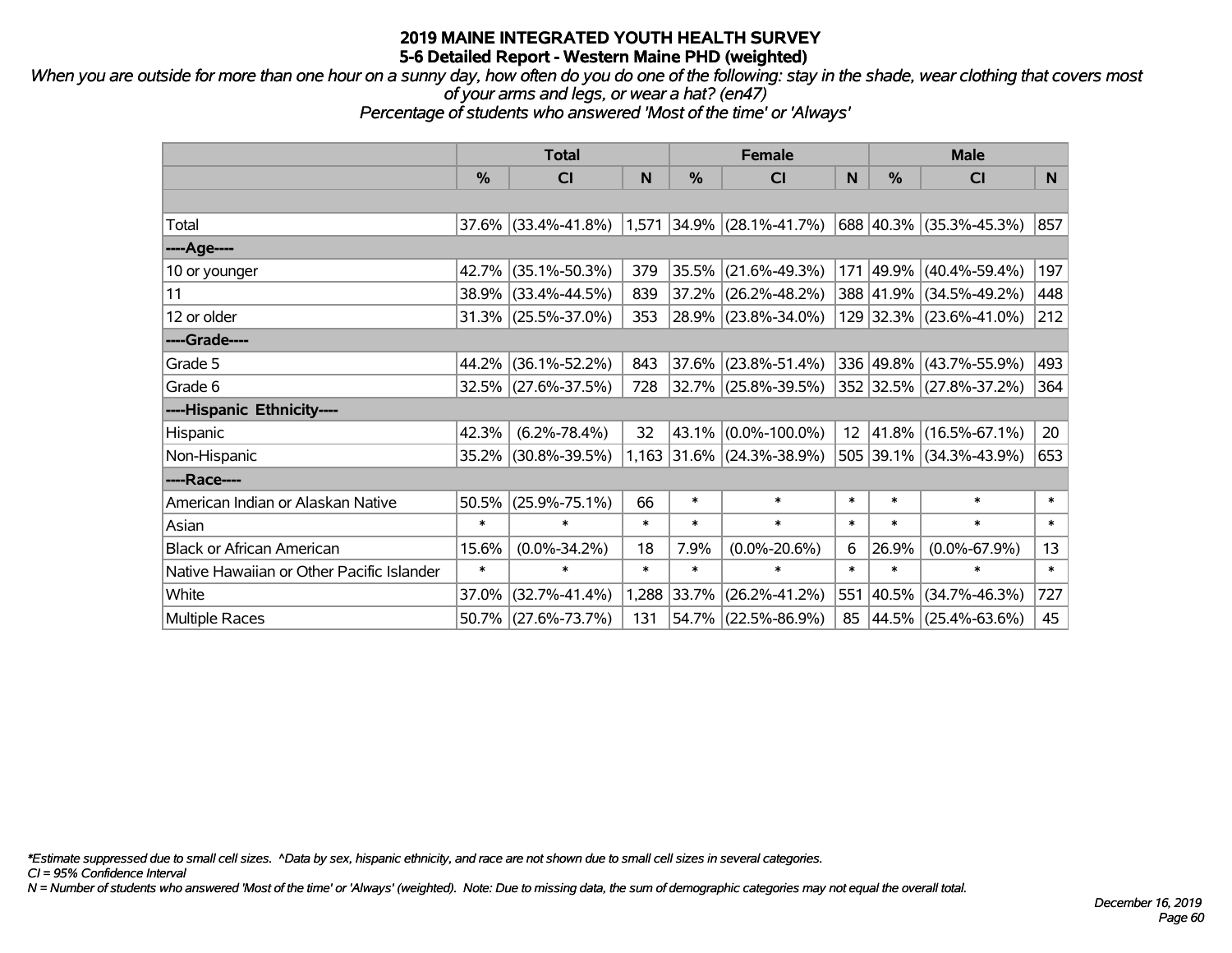# 2019 MAINE INTEGRATED YOUTH HEALTH SURVEY
## 5-6 Detailed Report - Western Maine PHD (weighted)

*When you are outside for more than one hour on a sunny day, how often do you do one of the following: stay in the shade, wear clothing that covers most of your arms and legs, or wear a hat? (en47)*
*Percentage of students who answered 'Most of the time' or 'Always'*

| | Total | | | Female | | | Male | | |
|---|---|---|---|---|---|---|---|---|---|
| | % | CI | N | % | CI | N | % | CI | N |
| Total | 37.6% | (33.4%-41.8%) | 1,571 | 34.9% | (28.1%-41.7%) | 688 | 40.3% | (35.3%-45.3%) | 857 |
| ----Age---- | | | | | | | | | |
| 10 or younger | 42.7% | (35.1%-50.3%) | 379 | 35.5% | (21.6%-49.3%) | 171 | 49.9% | (40.4%-59.4%) | 197 |
| 11 | 38.9% | (33.4%-44.5%) | 839 | 37.2% | (26.2%-48.2%) | 388 | 41.9% | (34.5%-49.2%) | 448 |
| 12 or older | 31.3% | (25.5%-37.0%) | 353 | 28.9% | (23.8%-34.0%) | 129 | 32.3% | (23.6%-41.0%) | 212 |
| ----Grade---- | | | | | | | | | |
| Grade 5 | 44.2% | (36.1%-52.2%) | 843 | 37.6% | (23.8%-51.4%) | 336 | 49.8% | (43.7%-55.9%) | 493 |
| Grade 6 | 32.5% | (27.6%-37.5%) | 728 | 32.7% | (25.8%-39.5%) | 352 | 32.5% | (27.8%-37.2%) | 364 |
| ----Hispanic Ethnicity---- | | | | | | | | | |
| Hispanic | 42.3% | (6.2%-78.4%) | 32 | 43.1% | (0.0%-100.0%) | 12 | 41.8% | (16.5%-67.1%) | 20 |
| Non-Hispanic | 35.2% | (30.8%-39.5%) | 1,163 | 31.6% | (24.3%-38.9%) | 505 | 39.1% | (34.3%-43.9%) | 653 |
| ----Race---- | | | | | | | | | |
| American Indian or Alaskan Native | 50.5% | (25.9%-75.1%) | 66 | * | * | * | * | * | * |
| Asian | * | * | * | * | * | * | * | * | * |
| Black or African American | 15.6% | (0.0%-34.2%) | 18 | 7.9% | (0.0%-20.6%) | 6 | 26.9% | (0.0%-67.9%) | 13 |
| Native Hawaiian or Other Pacific Islander | * | * | * | * | * | * | * | * | * |
| White | 37.0% | (32.7%-41.4%) | 1,288 | 33.7% | (26.2%-41.2%) | 551 | 40.5% | (34.7%-46.3%) | 727 |
| Multiple Races | 50.7% | (27.6%-73.7%) | 131 | 54.7% | (22.5%-86.9%) | 85 | 44.5% | (25.4%-63.6%) | 45 |

*\*Estimate suppressed due to small cell sizes. ^Data by sex, hispanic ethnicity, and race are not shown due to small cell sizes in several categories.*
*CI = 95% Confidence Interval*
*N = Number of students who answered 'Most of the time' or 'Always' (weighted). Note: Due to missing data, the sum of demographic categories may not equal the overall total.*

*December 16, 2019*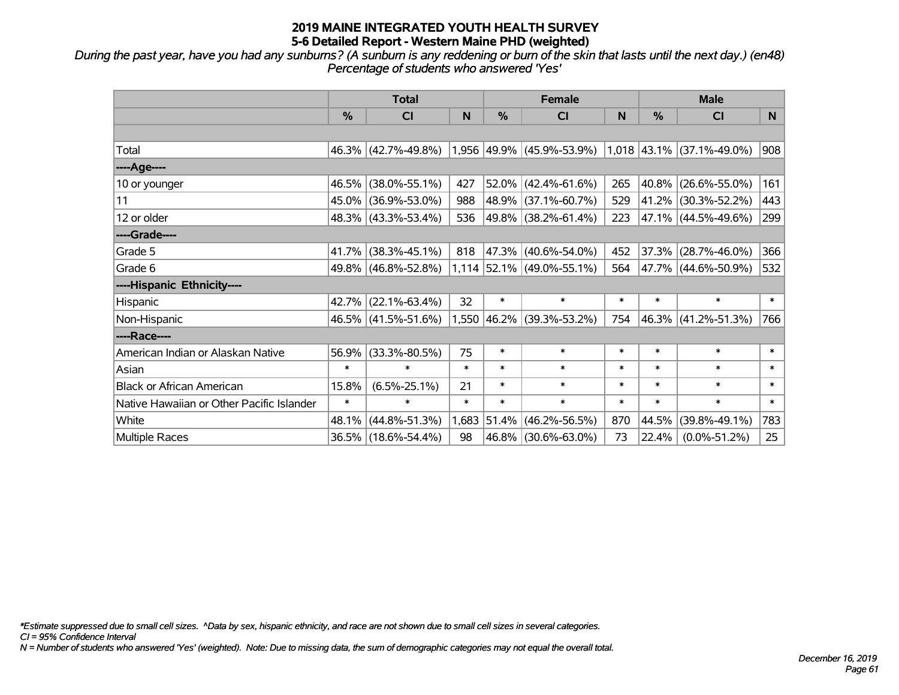# 2019 MAINE INTEGRATED YOUTH HEALTH SURVEY
## 5-6 Detailed Report - Western Maine PHD (weighted)

*During the past year, have you had any sunburns? (A sunburn is any reddening or burn of the skin that lasts until the next day.) (en48)*
*Percentage of students who answered 'Yes'*

| | Total | | | Female | | | Male | | |
|---|---|---|---|---|---|---|---|---|---|
| | % | CI | N | % | CI | N | % | CI | N |
| | | | | | | | | | |
| Total | 46.3% | (42.7%-49.8%) | 1,956 | 49.9% | (45.9%-53.9%) | 1,018 | 43.1% | (37.1%-49.0%) | 908 |
| ----Age---- | | | | | | | | | |
| 10 or younger | 46.5% | (38.0%-55.1%) | 427 | 52.0% | (42.4%-61.6%) | 265 | 40.8% | (26.6%-55.0%) | 161 |
| 11 | 45.0% | (36.9%-53.0%) | 988 | 48.9% | (37.1%-60.7%) | 529 | 41.2% | (30.3%-52.2%) | 443 |
| 12 or older | 48.3% | (43.3%-53.4%) | 536 | 49.8% | (38.2%-61.4%) | 223 | 47.1% | (44.5%-49.6%) | 299 |
| ----Grade---- | | | | | | | | | |
| Grade 5 | 41.7% | (38.3%-45.1%) | 818 | 47.3% | (40.6%-54.0%) | 452 | 37.3% | (28.7%-46.0%) | 366 |
| Grade 6 | 49.8% | (46.8%-52.8%) | 1,114 | 52.1% | (49.0%-55.1%) | 564 | 47.7% | (44.6%-50.9%) | 532 |
| ----Hispanic Ethnicity---- | | | | | | | | | |
| Hispanic | 42.7% | (22.1%-63.4%) | 32 | * | * | * | * | * | * |
| Non-Hispanic | 46.5% | (41.5%-51.6%) | 1,550 | 46.2% | (39.3%-53.2%) | 754 | 46.3% | (41.2%-51.3%) | 766 |
| ----Race---- | | | | | | | | | |
| American Indian or Alaskan Native | 56.9% | (33.3%-80.5%) | 75 | * | * | * | * | * | * |
| Asian | * | * | * | * | * | * | * | * | * |
| Black or African American | 15.8% | (6.5%-25.1%) | 21 | * | * | * | * | * | * |
| Native Hawaiian or Other Pacific Islander | * | * | * | * | * | * | * | * | * |
| White | 48.1% | (44.8%-51.3%) | 1,683 | 51.4% | (46.2%-56.5%) | 870 | 44.5% | (39.8%-49.1%) | 783 |
| Multiple Races | 36.5% | (18.6%-54.4%) | 98 | 46.8% | (30.6%-63.0%) | 73 | 22.4% | (0.0%-51.2%) | 25 |

*\*Estimate suppressed due to small cell sizes. ^Data by sex, hispanic ethnicity, and race are not shown due to small cell sizes in several categories.*
*CI = 95% Confidence Interval*
*N = Number of students who answered 'Yes' (weighted). Note: Due to missing data, the sum of demographic categories may not equal the overall total.*

*December 16, 2019*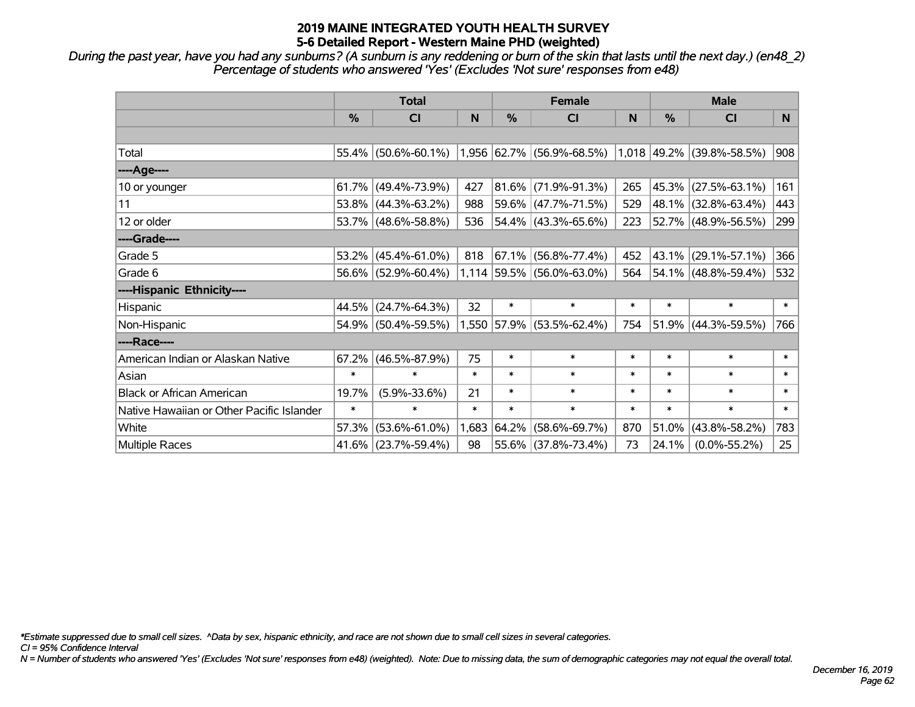# 2019 MAINE INTEGRATED YOUTH HEALTH SURVEY
## 5-6 Detailed Report - Western Maine PHD (weighted)

*During the past year, have you had any sunburns? (A sunburn is any reddening or burn of the skin that lasts until the next day.) (en48_2)*
*Percentage of students who answered 'Yes' (Excludes 'Not sure' responses from e48)*

| | Total | | | Female | | | Male | | |
|---|---|---|---|---|---|---|---|---|---|
| | % | CI | N | % | CI | N | % | CI | N |
| Total | 55.4% | (50.6%-60.1%) | 1,956 | 62.7% | (56.9%-68.5%) | 1,018 | 49.2% | (39.8%-58.5%) | 908 |
| ----Age---- | | | | | | | | | |
| 10 or younger | 61.7% | (49.4%-73.9%) | 427 | 81.6% | (71.9%-91.3%) | 265 | 45.3% | (27.5%-63.1%) | 161 |
| 11 | 53.8% | (44.3%-63.2%) | 988 | 59.6% | (47.7%-71.5%) | 529 | 48.1% | (32.8%-63.4%) | 443 |
| 12 or older | 53.7% | (48.6%-58.8%) | 536 | 54.4% | (43.3%-65.6%) | 223 | 52.7% | (48.9%-56.5%) | 299 |
| ----Grade---- | | | | | | | | | |
| Grade 5 | 53.2% | (45.4%-61.0%) | 818 | 67.1% | (56.8%-77.4%) | 452 | 43.1% | (29.1%-57.1%) | 366 |
| Grade 6 | 56.6% | (52.9%-60.4%) | 1,114 | 59.5% | (56.0%-63.0%) | 564 | 54.1% | (48.8%-59.4%) | 532 |
| ----Hispanic Ethnicity---- | | | | | | | | | |
| Hispanic | 44.5% | (24.7%-64.3%) | 32 | * | * | * | * | * | * |
| Non-Hispanic | 54.9% | (50.4%-59.5%) | 1,550 | 57.9% | (53.5%-62.4%) | 754 | 51.9% | (44.3%-59.5%) | 766 |
| ----Race---- | | | | | | | | | |
| American Indian or Alaskan Native | 67.2% | (46.5%-87.9%) | 75 | * | * | * | * | * | * |
| Asian | * | * | * | * | * | * | * | * | * |
| Black or African American | 19.7% | (5.9%-33.6%) | 21 | * | * | * | * | * | * |
| Native Hawaiian or Other Pacific Islander | * | * | * | * | * | * | * | * | * |
| White | 57.3% | (53.6%-61.0%) | 1,683 | 64.2% | (58.6%-69.7%) | 870 | 51.0% | (43.8%-58.2%) | 783 |
| Multiple Races | 41.6% | (23.7%-59.4%) | 98 | 55.6% | (37.8%-73.4%) | 73 | 24.1% | (0.0%-55.2%) | 25 |

*\*Estimate suppressed due to small cell sizes. ^Data by sex, hispanic ethnicity, and race are not shown due to small cell sizes in several categories.*
*CI = 95% Confidence Interval*
*N = Number of students who answered 'Yes' (Excludes 'Not sure' responses from e48) (weighted). Note: Due to missing data, the sum of demographic categories may not equal the overall total.*

*December 16, 2019*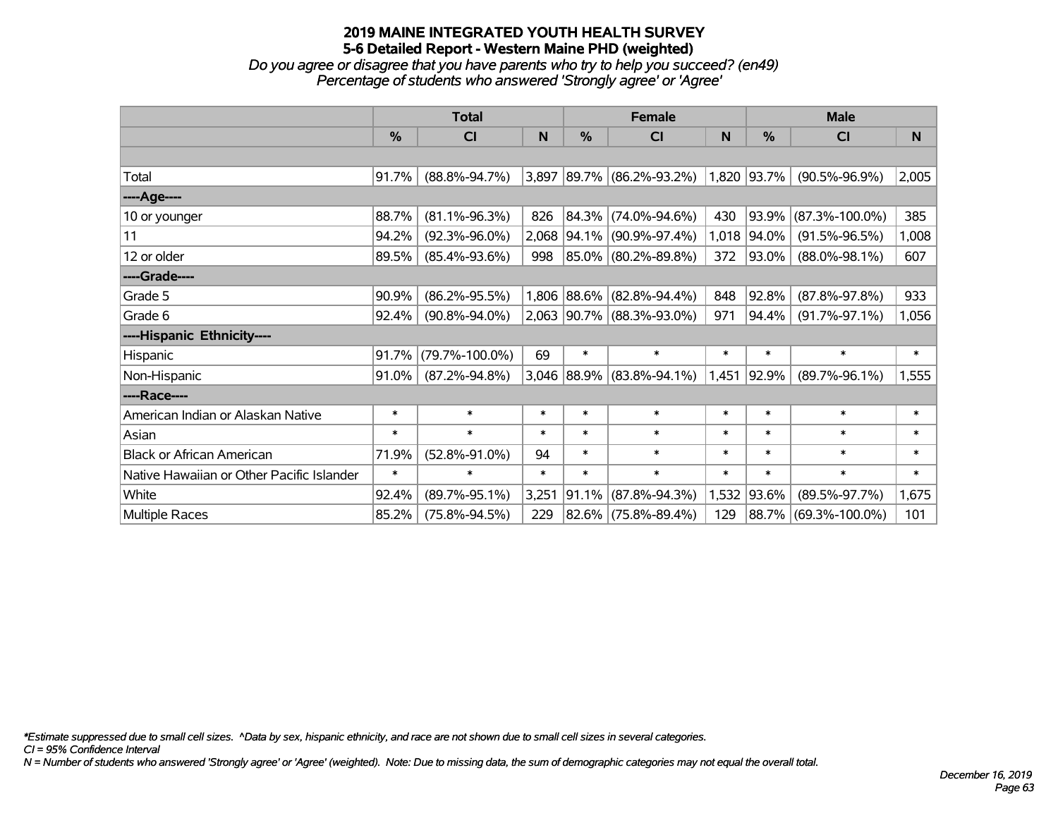# 2019 MAINE INTEGRATED YOUTH HEALTH SURVEY
## 5-6 Detailed Report - Western Maine PHD (weighted)
*Do you agree or disagree that you have parents who try to help you succeed? (en49)*
*Percentage of students who answered 'Strongly agree' or 'Agree'*

| | Total | | | Female | | | Male | | |
|---|---|---|---|---|---|---|---|---|---|
| | % | CI | N | % | CI | N | % | CI | N |
| | | | | | | | | | |
| Total | 91.7% | (88.8%-94.7%) | 3,897 | 89.7% | (86.2%-93.2%) | 1,820 | 93.7% | (90.5%-96.9%) | 2,005 |
| ----Age---- | | | | | | | | | |
| 10 or younger | 88.7% | (81.1%-96.3%) | 826 | 84.3% | (74.0%-94.6%) | 430 | 93.9% | (87.3%-100.0%) | 385 |
| 11 | 94.2% | (92.3%-96.0%) | 2,068 | 94.1% | (90.9%-97.4%) | 1,018 | 94.0% | (91.5%-96.5%) | 1,008 |
| 12 or older | 89.5% | (85.4%-93.6%) | 998 | 85.0% | (80.2%-89.8%) | 372 | 93.0% | (88.0%-98.1%) | 607 |
| ----Grade---- | | | | | | | | | |
| Grade 5 | 90.9% | (86.2%-95.5%) | 1,806 | 88.6% | (82.8%-94.4%) | 848 | 92.8% | (87.8%-97.8%) | 933 |
| Grade 6 | 92.4% | (90.8%-94.0%) | 2,063 | 90.7% | (88.3%-93.0%) | 971 | 94.4% | (91.7%-97.1%) | 1,056 |
| ----Hispanic Ethnicity---- | | | | | | | | | |
| Hispanic | 91.7% | (79.7%-100.0%) | 69 | * | * | * | * | * | * |
| Non-Hispanic | 91.0% | (87.2%-94.8%) | 3,046 | 88.9% | (83.8%-94.1%) | 1,451 | 92.9% | (89.7%-96.1%) | 1,555 |
| ----Race---- | | | | | | | | | |
| American Indian or Alaskan Native | * | * | * | * | * | * | * | * | * |
| Asian | * | * | * | * | * | * | * | * | * |
| Black or African American | 71.9% | (52.8%-91.0%) | 94 | * | * | * | * | * | * |
| Native Hawaiian or Other Pacific Islander | * | * | * | * | * | * | * | * | * |
| White | 92.4% | (89.7%-95.1%) | 3,251 | 91.1% | (87.8%-94.3%) | 1,532 | 93.6% | (89.5%-97.7%) | 1,675 |
| Multiple Races | 85.2% | (75.8%-94.5%) | 229 | 82.6% | (75.8%-89.4%) | 129 | 88.7% | (69.3%-100.0%) | 101 |

*Estimate suppressed due to small cell sizes. ^Data by sex, hispanic ethnicity, and race are not shown due to small cell sizes in several categories.
CI = 95% Confidence Interval
N = Number of students who answered 'Strongly agree' or 'Agree' (weighted). Note: Due to missing data, the sum of demographic categories may not equal the overall total.

*December 16, 2019*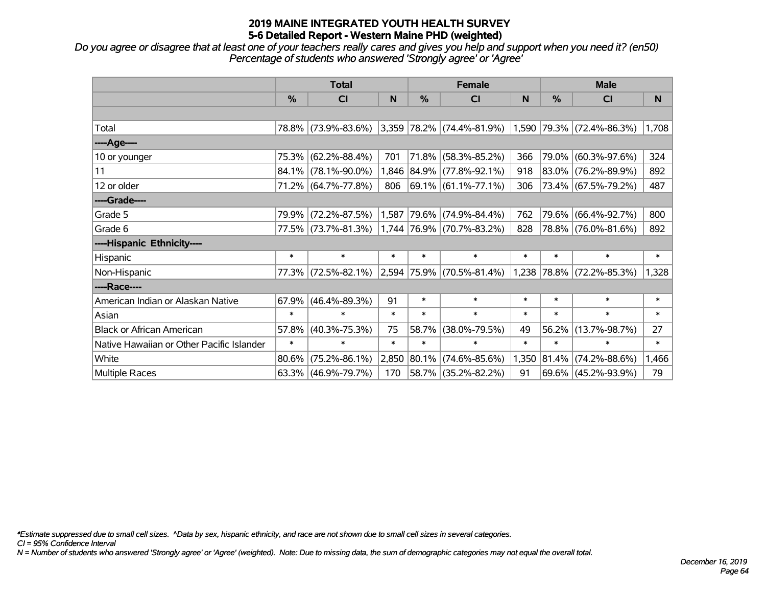# 2019 MAINE INTEGRATED YOUTH HEALTH SURVEY
## 5-6 Detailed Report - Western Maine PHD (weighted)

*Do you agree or disagree that at least one of your teachers really cares and gives you help and support when you need it? (en50)*
*Percentage of students who answered 'Strongly agree' or 'Agree'*

| | Total | | | Female | | | Male | | |
|---|---|---|---|---|---|---|---|---|---|
| | % | CI | N | % | CI | N | % | CI | N |
| | | | | | | | | | |
| Total | 78.8% | (73.9%-83.6%) | 3,359 | 78.2% | (74.4%-81.9%) | 1,590 | 79.3% | (72.4%-86.3%) | 1,708 |
| ----Age---- | | | | | | | | | |
| 10 or younger | 75.3% | (62.2%-88.4%) | 701 | 71.8% | (58.3%-85.2%) | 366 | 79.0% | (60.3%-97.6%) | 324 |
| 11 | 84.1% | (78.1%-90.0%) | 1,846 | 84.9% | (77.8%-92.1%) | 918 | 83.0% | (76.2%-89.9%) | 892 |
| 12 or older | 71.2% | (64.7%-77.8%) | 806 | 69.1% | (61.1%-77.1%) | 306 | 73.4% | (67.5%-79.2%) | 487 |
| ----Grade---- | | | | | | | | | |
| Grade 5 | 79.9% | (72.2%-87.5%) | 1,587 | 79.6% | (74.9%-84.4%) | 762 | 79.6% | (66.4%-92.7%) | 800 |
| Grade 6 | 77.5% | (73.7%-81.3%) | 1,744 | 76.9% | (70.7%-83.2%) | 828 | 78.8% | (76.0%-81.6%) | 892 |
| ----Hispanic Ethnicity---- | | | | | | | | | |
| Hispanic | * | * | * | * | * | * | * | * | * |
| Non-Hispanic | 77.3% | (72.5%-82.1%) | 2,594 | 75.9% | (70.5%-81.4%) | 1,238 | 78.8% | (72.2%-85.3%) | 1,328 |
| ----Race---- | | | | | | | | | |
| American Indian or Alaskan Native | 67.9% | (46.4%-89.3%) | 91 | * | * | * | * | * | * |
| Asian | * | * | * | * | * | * | * | * | * |
| Black or African American | 57.8% | (40.3%-75.3%) | 75 | 58.7% | (38.0%-79.5%) | 49 | 56.2% | (13.7%-98.7%) | 27 |
| Native Hawaiian or Other Pacific Islander | * | * | * | * | * | * | * | * | * |
| White | 80.6% | (75.2%-86.1%) | 2,850 | 80.1% | (74.6%-85.6%) | 1,350 | 81.4% | (74.2%-88.6%) | 1,466 |
| Multiple Races | 63.3% | (46.9%-79.7%) | 170 | 58.7% | (35.2%-82.2%) | 91 | 69.6% | (45.2%-93.9%) | 79 |

*Estimate suppressed due to small cell sizes. ^Data by sex, hispanic ethnicity, and race are not shown due to small cell sizes in several categories.
CI = 95% Confidence Interval
N = Number of students who answered 'Strongly agree' or 'Agree' (weighted). Note: Due to missing data, the sum of demographic categories may not equal the overall total.

December 16, 2019